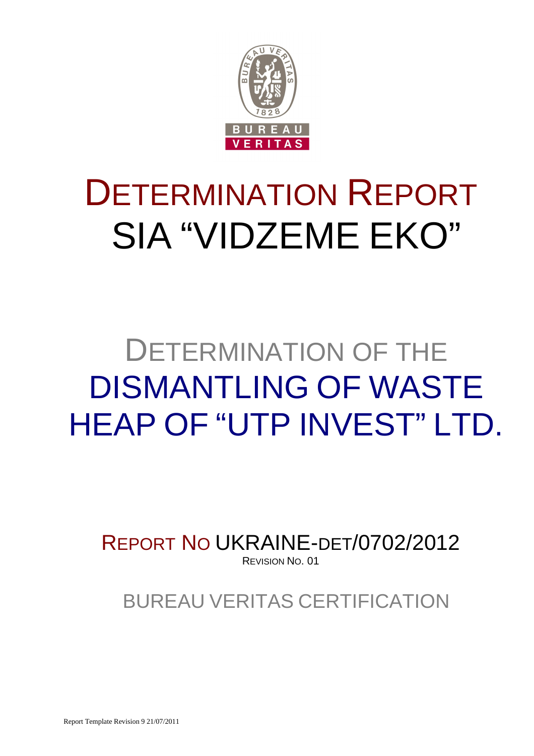# DETERMINATION REPORT

# SIA "VIDZEME EKO"

## DETERMINATION OF THE DISMANTLING OF WASTE HEAP OF "UTP INVEST" LTD.

REPORT NO UKRAINE-DET/0702/2012

REVISION NO. 01

BUREAU VERITAS CERTIFICATION

Report Template Revision 9 21/07/2011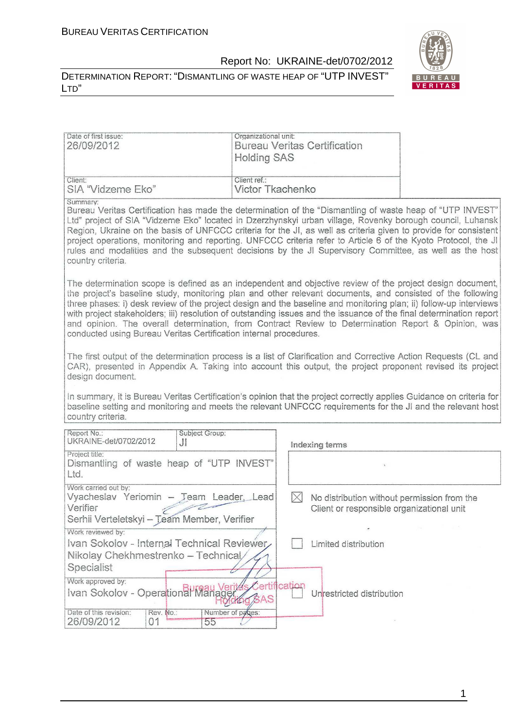| Date of first issue: 26/09/2012 | Organizational unit: Bureau Veritas Certification Holding SAS |
|---|---|
| Client: SIA "Vidzeme Eko" | Client ref.: Victor Tkachenko |

Summary:

Bureau Veritas Certification has made the determination of the "Dismantling of waste heap of "UTP INVEST" Ltd" project of SIA "Vidzeme Eko" located in Dzerzhynskyi urban village, Rovenky borough council, Luhansk Region, Ukraine on the basis of UNFCCC criteria for the JI, as well as criteria given to provide for consistent project operations, monitoring and reporting. UNFCCC criteria refer to Article 6 of the Kyoto Protocol, the JI rules and modalities and the subsequent decisions by the JI Supervisory Committee, as well as the host country criteria.

The determination scope is defined as an independent and objective review of the project design document, the project's baseline study, monitoring plan and other relevant documents, and consisted of the following three phases: i) desk review of the project design and the baseline and monitoring plan; ii) follow-up interviews with project stakeholders; iii) resolution of outstanding issues and the issuance of the final determination report and opinion. The overall determination, from Contract Review to Determination Report & Opinion, was conducted using Bureau Veritas Certification internal procedures.

The first output of the determination process is a list of Clarification and Corrective Action Requests (CL and CAR), presented in Appendix A. Taking into account this output, the project proponent revised its project design document.

In summary, it is Bureau Veritas Certification's opinion that the project correctly applies Guidance on criteria for baseline setting and monitoring and meets the relevant UNFCCC requirements for the JI and the relevant host country criteria.

| Report No.: UKRAINE-det/0702/2012 | Subject Group: JI | Indexing terms |
|---|---|---|
| Project title: Dismantling of waste heap of "UTP INVEST" Ltd. | | |
| Work carried out by: Vyacheslav Yeriomin – Team Leader, Lead Verifier<br>Serhii Verteletskyi – Team Member, Verifier | | ☒ No distribution without permission from the Client or responsible organizational unit |
| Work reviewed by: Ivan Sokolov - Internal Technical Reviewer<br>Nikolay Chekhmestrenko – Technical Specialist | | ☐ Limited distribution |
| Work approved by: Ivan Sokolov - Operational Manager | | ☐ Unrestricted distribution |
| Date of this revision: 26/09/2012 | Rev. No.: 01 | Number of pages: 55 |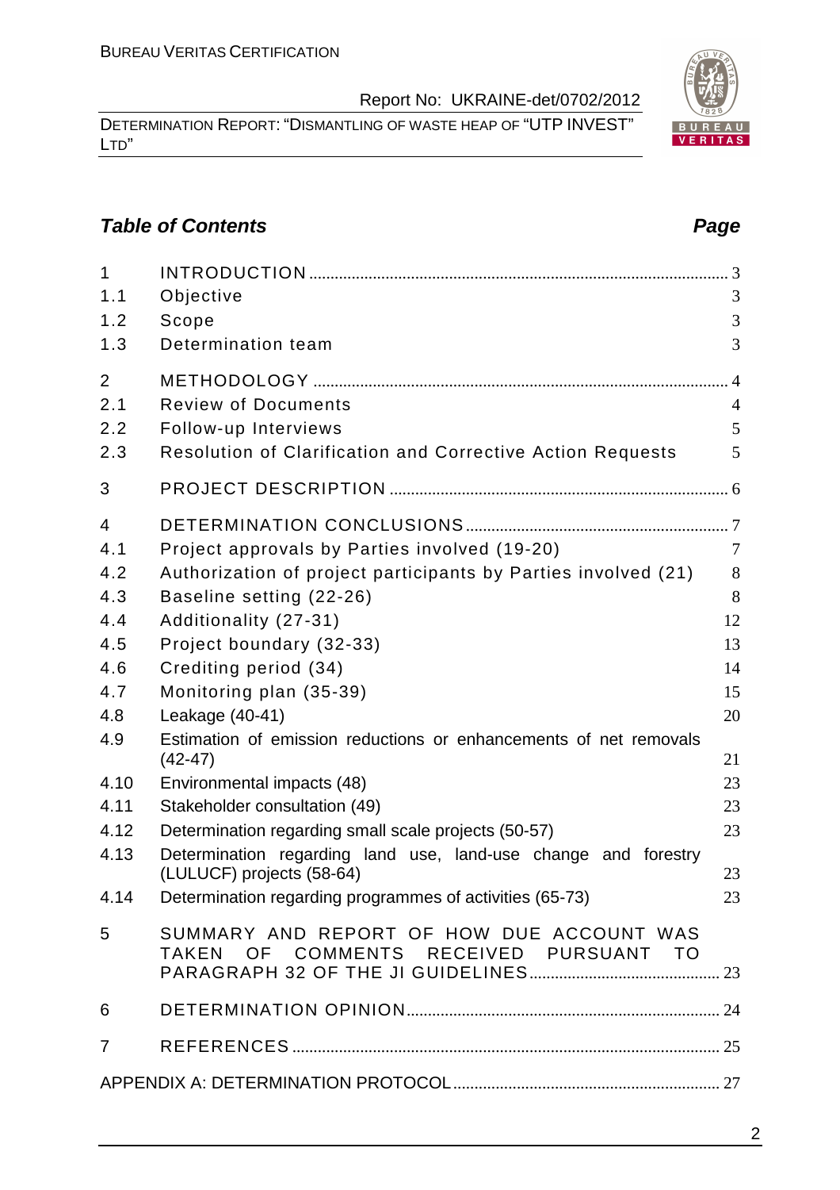## *Table of Contents* *Page*

| | | |
|---|---|---|
| 1 | INTRODUCTION | 3 |
| 1.1 | Objective | 3 |
| 1.2 | Scope | 3 |
| 1.3 | Determination team | 3 |
| 2 | METHODOLOGY | 4 |
| 2.1 | Review of Documents | 4 |
| 2.2 | Follow-up Interviews | 5 |
| 2.3 | Resolution of Clarification and Corrective Action Requests | 5 |
| 3 | PROJECT DESCRIPTION | 6 |
| 4 | DETERMINATION CONCLUSIONS | 7 |
| 4.1 | Project approvals by Parties involved (19-20) | 7 |
| 4.2 | Authorization of project participants by Parties involved (21) | 8 |
| 4.3 | Baseline setting (22-26) | 8 |
| 4.4 | Additionality (27-31) | 12 |
| 4.5 | Project boundary (32-33) | 13 |
| 4.6 | Crediting period (34) | 14 |
| 4.7 | Monitoring plan (35-39) | 15 |
| 4.8 | Leakage (40-41) | 20 |
| 4.9 | Estimation of emission reductions or enhancements of net removals (42-47) | 21 |
| 4.10 | Environmental impacts (48) | 23 |
| 4.11 | Stakeholder consultation (49) | 23 |
| 4.12 | Determination regarding small scale projects (50-57) | 23 |
| 4.13 | Determination regarding land use, land-use change and forestry (LULUCF) projects (58-64) | 23 |
| 4.14 | Determination regarding programmes of activities (65-73) | 23 |
| 5 | SUMMARY AND REPORT OF HOW DUE ACCOUNT WAS TAKEN OF COMMENTS RECEIVED PURSUANT TO PARAGRAPH 32 OF THE JI GUIDELINES | 23 |
| 6 | DETERMINATION OPINION | 24 |
| 7 | REFERENCES | 25 |
| | APPENDIX A: DETERMINATION PROTOCOL | 27 |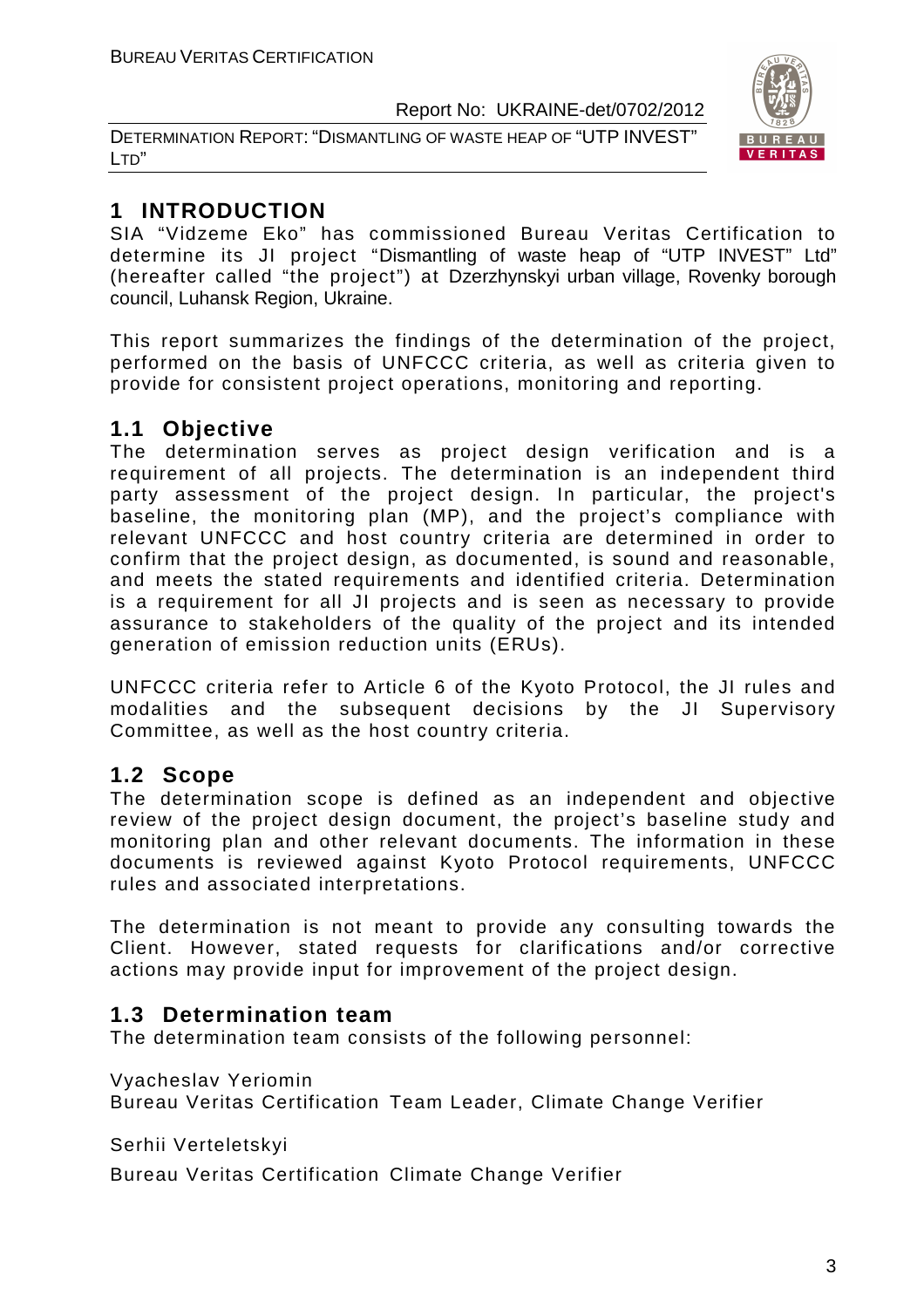# 1 INTRODUCTION

SIA "Vidzeme Eko" has commissioned Bureau Veritas Certification to determine its JI project "Dismantling of waste heap of "UTP INVEST" Ltd" (hereafter called "the project") at Dzerzhynskyi urban village, Rovenky borough council, Luhansk Region, Ukraine.

This report summarizes the findings of the determination of the project, performed on the basis of UNFCCC criteria, as well as criteria given to provide for consistent project operations, monitoring and reporting.

## 1.1 Objective

The determination serves as project design verification and is a requirement of all projects. The determination is an independent third party assessment of the project design. In particular, the project's baseline, the monitoring plan (MP), and the project's compliance with relevant UNFCCC and host country criteria are determined in order to confirm that the project design, as documented, is sound and reasonable, and meets the stated requirements and identified criteria. Determination is a requirement for all JI projects and is seen as necessary to provide assurance to stakeholders of the quality of the project and its intended generation of emission reduction units (ERUs).

UNFCCC criteria refer to Article 6 of the Kyoto Protocol, the JI rules and modalities and the subsequent decisions by the JI Supervisory Committee, as well as the host country criteria.

## 1.2 Scope

The determination scope is defined as an independent and objective review of the project design document, the project's baseline study and monitoring plan and other relevant documents. The information in these documents is reviewed against Kyoto Protocol requirements, UNFCCC rules and associated interpretations.

The determination is not meant to provide any consulting towards the Client. However, stated requests for clarifications and/or corrective actions may provide input for improvement of the project design.

## 1.3 Determination team

The determination team consists of the following personnel:

Vyacheslav Yeriomin
Bureau Veritas Certification Team Leader, Climate Change Verifier

Serhii Verteletskyi
Bureau Veritas Certification Climate Change Verifier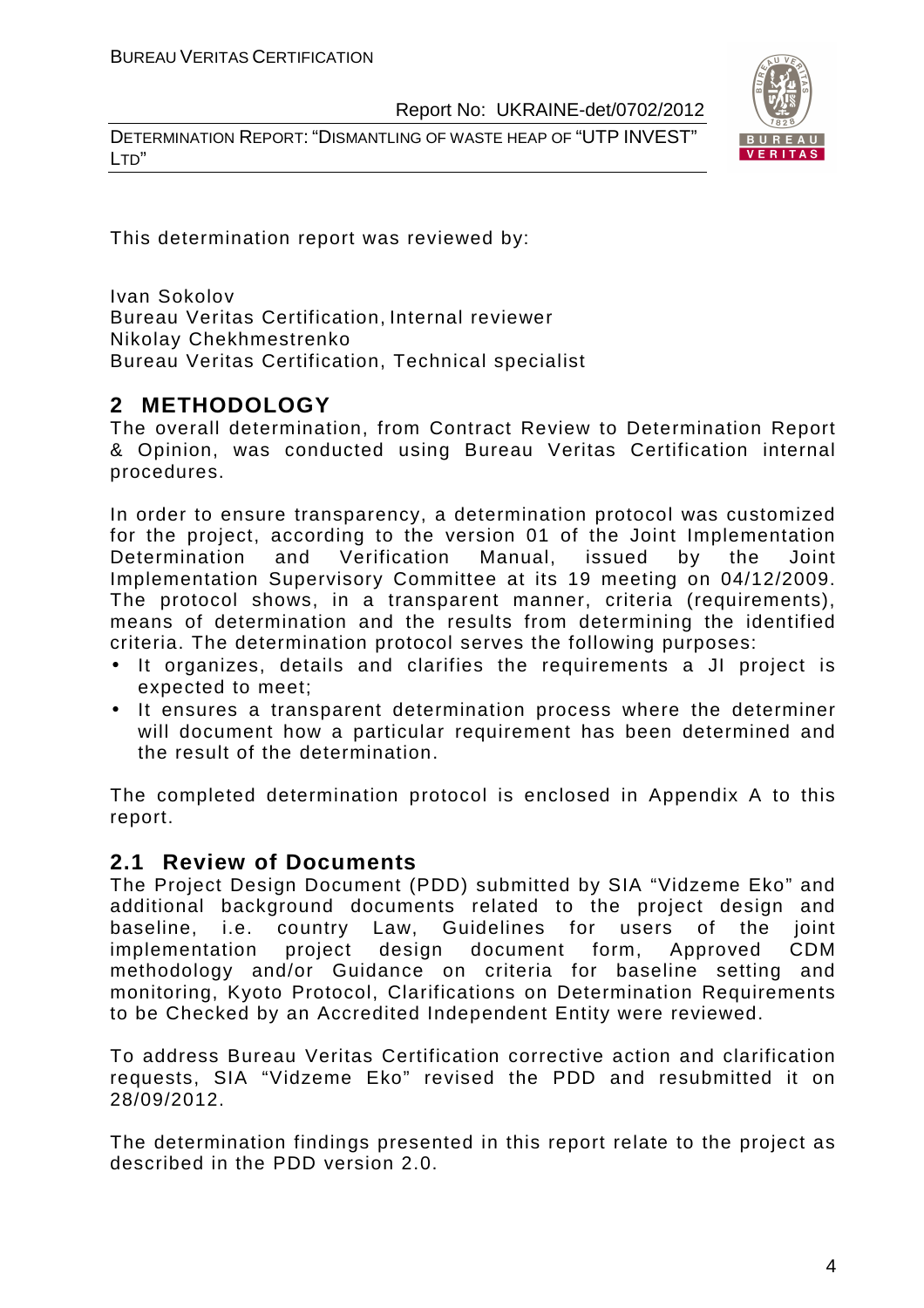This determination report was reviewed by:

Ivan Sokolov
Bureau Veritas Certification, Internal reviewer
Nikolay Chekhmestrenko
Bureau Veritas Certification, Technical specialist

## 2 METHODOLOGY

The overall determination, from Contract Review to Determination Report & Opinion, was conducted using Bureau Veritas Certification internal procedures.

In order to ensure transparency, a determination protocol was customized for the project, according to the version 01 of the Joint Implementation Determination and Verification Manual, issued by the Joint Implementation Supervisory Committee at its 19 meeting on 04/12/2009. The protocol shows, in a transparent manner, criteria (requirements), means of determination and the results from determining the identified criteria. The determination protocol serves the following purposes:

- It organizes, details and clarifies the requirements a JI project is expected to meet;
- It ensures a transparent determination process where the determiner will document how a particular requirement has been determined and the result of the determination.

The completed determination protocol is enclosed in Appendix A to this report.

### 2.1 Review of Documents

The Project Design Document (PDD) submitted by SIA "Vidzeme Eko" and additional background documents related to the project design and baseline, i.e. country Law, Guidelines for users of the joint implementation project design document form, Approved CDM methodology and/or Guidance on criteria for baseline setting and monitoring, Kyoto Protocol, Clarifications on Determination Requirements to be Checked by an Accredited Independent Entity were reviewed.

To address Bureau Veritas Certification corrective action and clarification requests, SIA "Vidzeme Eko" revised the PDD and resubmitted it on 28/09/2012.

The determination findings presented in this report relate to the project as described in the PDD version 2.0.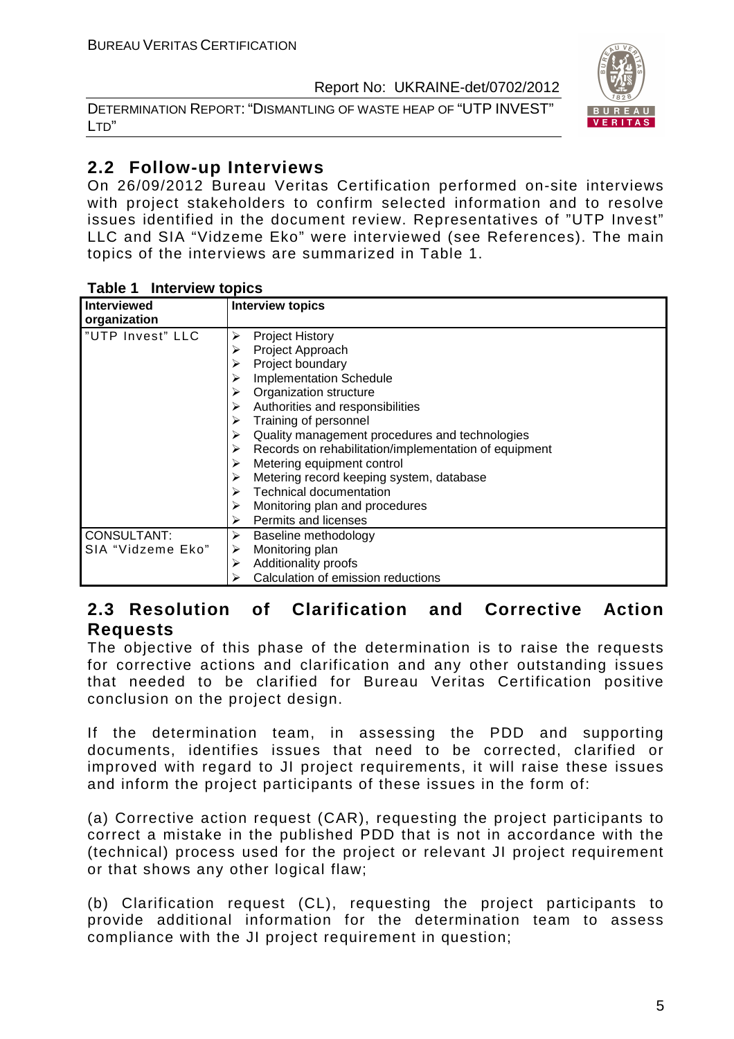## 2.2 Follow-up Interviews

On 26/09/2012 Bureau Veritas Certification performed on-site interviews with project stakeholders to confirm selected information and to resolve issues identified in the document review. Representatives of "UTP Invest" LLC and SIA "Vidzeme Eko" were interviewed (see References). The main topics of the interviews are summarized in Table 1.

**Table 1 Interview topics**

| Interviewed organization | Interview topics |
|---|---|
| "UTP Invest" LLC | ➢ Project History<br>➢ Project Approach<br>➢ Project boundary<br>➢ Implementation Schedule<br>➢ Organization structure<br>➢ Authorities and responsibilities<br>➢ Training of personnel<br>➢ Quality management procedures and technologies<br>➢ Records on rehabilitation/implementation of equipment<br>➢ Metering equipment control<br>➢ Metering record keeping system, database<br>➢ Technical documentation<br>➢ Monitoring plan and procedures<br>➢ Permits and licenses |
| CONSULTANT: SIA "Vidzeme Eko" | ➢ Baseline methodology<br>➢ Monitoring plan<br>➢ Additionality proofs<br>➢ Calculation of emission reductions |

## 2.3 Resolution of Clarification and Corrective Action Requests

The objective of this phase of the determination is to raise the requests for corrective actions and clarification and any other outstanding issues that needed to be clarified for Bureau Veritas Certification positive conclusion on the project design.

If the determination team, in assessing the PDD and supporting documents, identifies issues that need to be corrected, clarified or improved with regard to JI project requirements, it will raise these issues and inform the project participants of these issues in the form of:

(a) Corrective action request (CAR), requesting the project participants to correct a mistake in the published PDD that is not in accordance with the (technical) process used for the project or relevant JI project requirement or that shows any other logical flaw;

(b) Clarification request (CL), requesting the project participants to provide additional information for the determination team to assess compliance with the JI project requirement in question;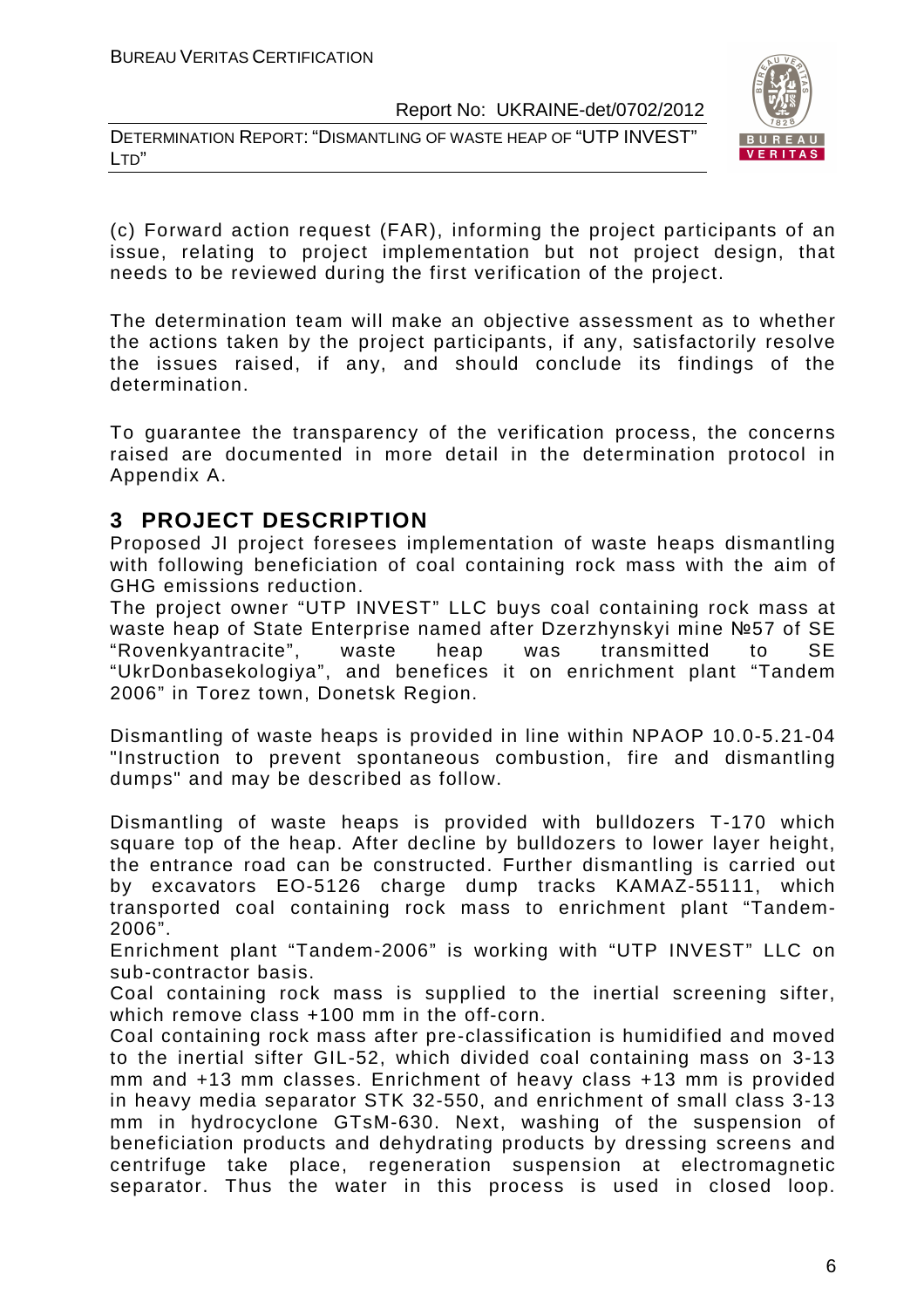(c) Forward action request (FAR), informing the project participants of an issue, relating to project implementation but not project design, that needs to be reviewed during the first verification of the project.

The determination team will make an objective assessment as to whether the actions taken by the project participants, if any, satisfactorily resolve the issues raised, if any, and should conclude its findings of the determination.

To guarantee the transparency of the verification process, the concerns raised are documented in more detail in the determination protocol in Appendix A.

# 3 PROJECT DESCRIPTION

Proposed JI project foresees implementation of waste heaps dismantling with following beneficiation of coal containing rock mass with the aim of GHG emissions reduction.

The project owner "UTP INVEST" LLC buys coal containing rock mass at waste heap of State Enterprise named after Dzerzhynskyi mine №57 of SE "Rovenkyantracite", waste heap was transmitted to SE "UkrDonbasekologiya", and benefices it on enrichment plant "Tandem 2006" in Torez town, Donetsk Region.

Dismantling of waste heaps is provided in line within NPAOP 10.0-5.21-04 "Instruction to prevent spontaneous combustion, fire and dismantling dumps" and may be described as follow.

Dismantling of waste heaps is provided with bulldozers T-170 which square top of the heap. After decline by bulldozers to lower layer height, the entrance road can be constructed. Further dismantling is carried out by excavators EO-5126 charge dump tracks KAMAZ-55111, which transported coal containing rock mass to enrichment plant "Tandem-2006".

Enrichment plant "Tandem-2006" is working with "UTP INVEST" LLC on sub-contractor basis.

Coal containing rock mass is supplied to the inertial screening sifter, which remove class +100 mm in the off-corn.

Coal containing rock mass after pre-classification is humidified and moved to the inertial sifter GIL-52, which divided coal containing mass on 3-13 mm and +13 mm classes. Enrichment of heavy class +13 mm is provided in heavy media separator STK 32-550, and enrichment of small class 3-13 mm in hydrocyclone GTsM-630. Next, washing of the suspension of beneficiation products and dehydrating products by dressing screens and centrifuge take place, regeneration suspension at electromagnetic separator. Thus the water in this process is used in closed loop.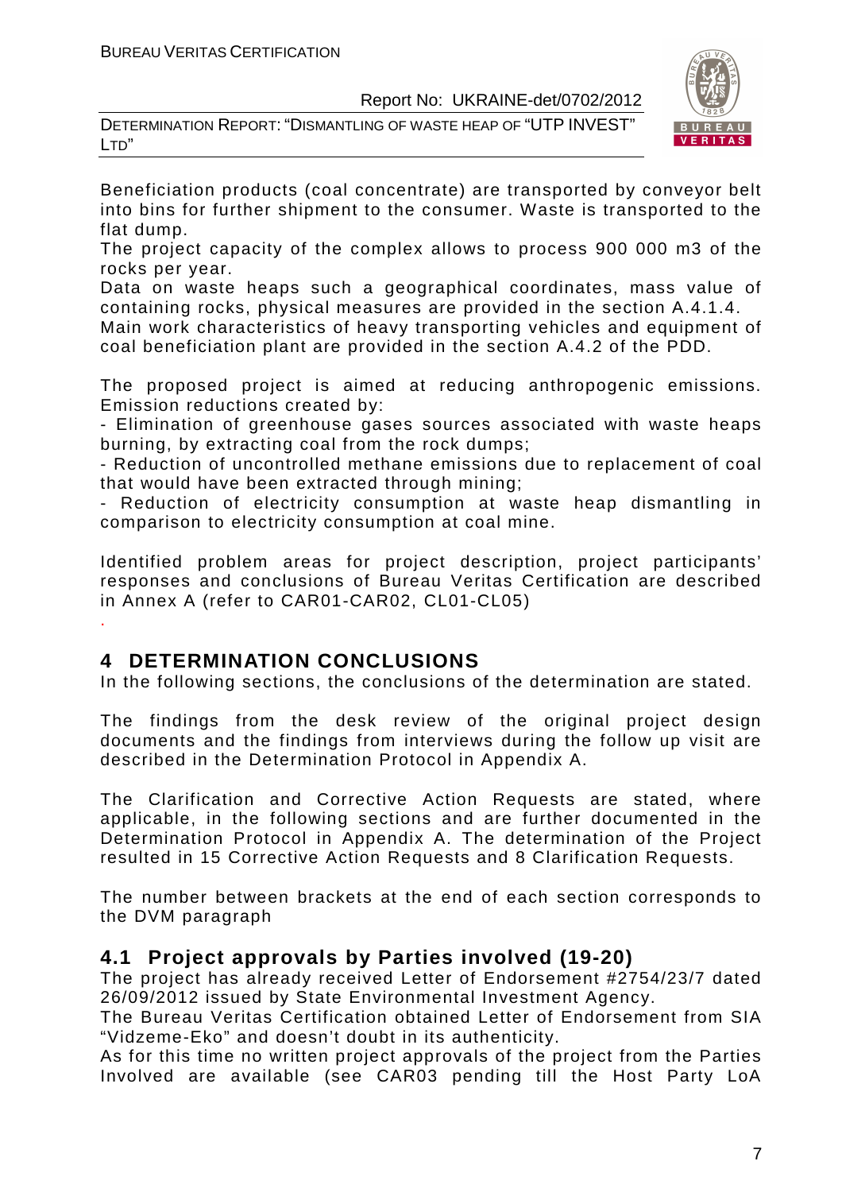Beneficiation products (coal concentrate) are transported by conveyor belt into bins for further shipment to the consumer. Waste is transported to the flat dump.

The project capacity of the complex allows to process 900 000 m3 of the rocks per year.

Data on waste heaps such a geographical coordinates, mass value of containing rocks, physical measures are provided in the section A.4.1.4.

Main work characteristics of heavy transporting vehicles and equipment of coal beneficiation plant are provided in the section A.4.2 of the PDD.

The proposed project is aimed at reducing anthropogenic emissions. Emission reductions created by:

- Elimination of greenhouse gases sources associated with waste heaps burning, by extracting coal from the rock dumps;
- Reduction of uncontrolled methane emissions due to replacement of coal that would have been extracted through mining;
- Reduction of electricity consumption at waste heap dismantling in comparison to electricity consumption at coal mine.

Identified problem areas for project description, project participants' responses and conclusions of Bureau Veritas Certification are described in Annex A (refer to CAR01-CAR02, CL01-CL05)

.

# 4 DETERMINATION CONCLUSIONS

In the following sections, the conclusions of the determination are stated.

The findings from the desk review of the original project design documents and the findings from interviews during the follow up visit are described in the Determination Protocol in Appendix A.

The Clarification and Corrective Action Requests are stated, where applicable, in the following sections and are further documented in the Determination Protocol in Appendix A. The determination of the Project resulted in 15 Corrective Action Requests and 8 Clarification Requests.

The number between brackets at the end of each section corresponds to the DVM paragraph

## 4.1 Project approvals by Parties involved (19-20)

The project has already received Letter of Endorsement #2754/23/7 dated 26/09/2012 issued by State Environmental Investment Agency.

The Bureau Veritas Certification obtained Letter of Endorsement from SIA "Vidzeme-Eko" and doesn't doubt in its authenticity.

As for this time no written project approvals of the project from the Parties Involved are available (see CAR03 pending till the Host Party LoA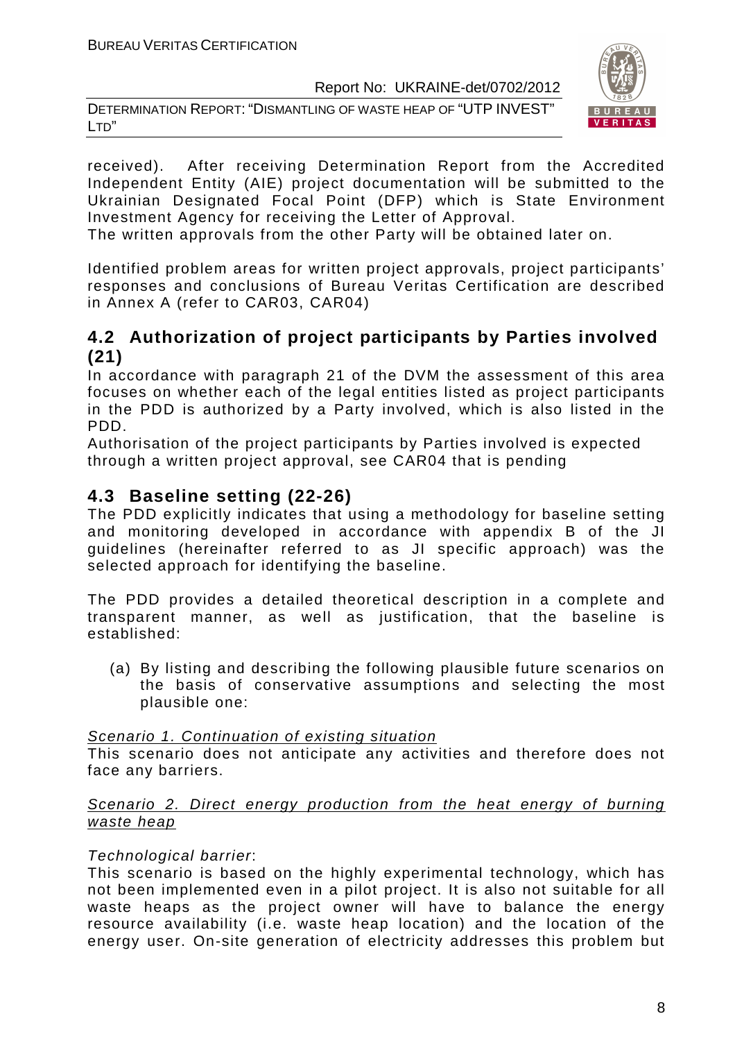received). After receiving Determination Report from the Accredited Independent Entity (AIE) project documentation will be submitted to the Ukrainian Designated Focal Point (DFP) which is State Environment Investment Agency for receiving the Letter of Approval.
The written approvals from the other Party will be obtained later on.

Identified problem areas for written project approvals, project participants' responses and conclusions of Bureau Veritas Certification are described in Annex A (refer to CAR03, CAR04)

## 4.2 Authorization of project participants by Parties involved (21)

In accordance with paragraph 21 of the DVM the assessment of this area focuses on whether each of the legal entities listed as project participants in the PDD is authorized by a Party involved, which is also listed in the PDD.
Authorisation of the project participants by Parties involved is expected through a written project approval, see CAR04 that is pending

## 4.3 Baseline setting (22-26)

The PDD explicitly indicates that using a methodology for baseline setting and monitoring developed in accordance with appendix B of the JI guidelines (hereinafter referred to as JI specific approach) was the selected approach for identifying the baseline.

The PDD provides a detailed theoretical description in a complete and transparent manner, as well as justification, that the baseline is established:

(a) By listing and describing the following plausible future scenarios on the basis of conservative assumptions and selecting the most plausible one:

<u>*Scenario 1. Continuation of existing situation*</u>
This scenario does not anticipate any activities and therefore does not face any barriers.

<u>*Scenario 2. Direct energy production from the heat energy of burning waste heap*</u>

*Technological barrier*:
This scenario is based on the highly experimental technology, which has not been implemented even in a pilot project. It is also not suitable for all waste heaps as the project owner will have to balance the energy resource availability (i.e. waste heap location) and the location of the energy user. On-site generation of electricity addresses this problem but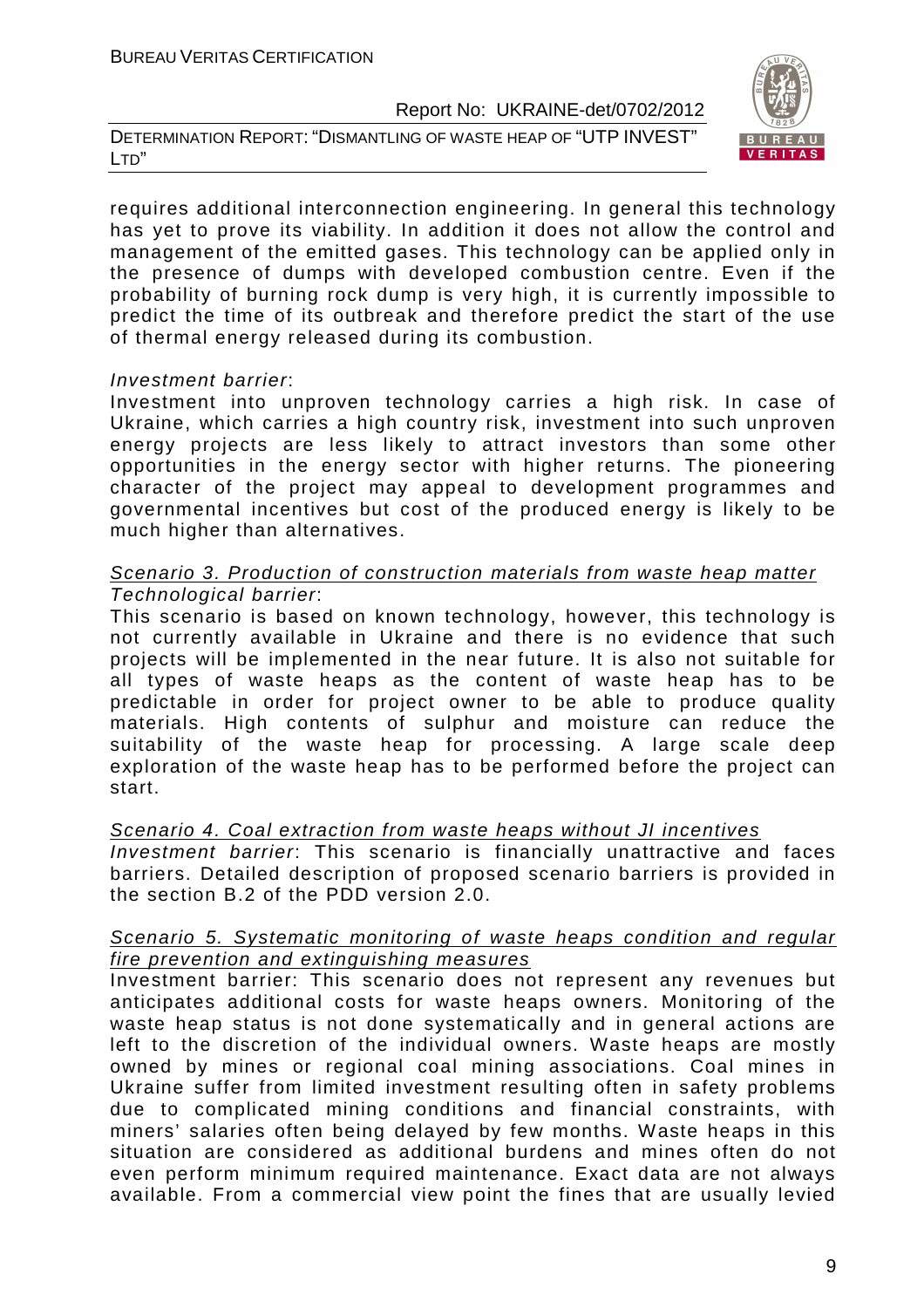requires additional interconnection engineering. In general this technology has yet to prove its viability. In addition it does not allow the control and management of the emitted gases. This technology can be applied only in the presence of dumps with developed combustion centre. Even if the probability of burning rock dump is very high, it is currently impossible to predict the time of its outbreak and therefore predict the start of the use of thermal energy released during its combustion.

*Investment barrier*:
Investment into unproven technology carries a high risk. In case of Ukraine, which carries a high country risk, investment into such unproven energy projects are less likely to attract investors than some other opportunities in the energy sector with higher returns. The pioneering character of the project may appeal to development programmes and governmental incentives but cost of the produced energy is likely to be much higher than alternatives.

<u>Scenario 3. Production of construction materials from waste heap matter</u>
*Technological barrier*:
This scenario is based on known technology, however, this technology is not currently available in Ukraine and there is no evidence that such projects will be implemented in the near future. It is also not suitable for all types of waste heaps as the content of waste heap has to be predictable in order for project owner to be able to produce quality materials. High contents of sulphur and moisture can reduce the suitability of the waste heap for processing. A large scale deep exploration of the waste heap has to be performed before the project can start.

<u>Scenario 4. Coal extraction from waste heaps without JI incentives</u>
*Investment barrier*: This scenario is financially unattractive and faces barriers. Detailed description of proposed scenario barriers is provided in the section B.2 of the PDD version 2.0.

<u>Scenario 5. Systematic monitoring of waste heaps condition and regular fire prevention and extinguishing measures</u>
Investment barrier: This scenario does not represent any revenues but anticipates additional costs for waste heaps owners. Monitoring of the waste heap status is not done systematically and in general actions are left to the discretion of the individual owners. Waste heaps are mostly owned by mines or regional coal mining associations. Coal mines in Ukraine suffer from limited investment resulting often in safety problems due to complicated mining conditions and financial constraints, with miners' salaries often being delayed by few months. Waste heaps in this situation are considered as additional burdens and mines often do not even perform minimum required maintenance. Exact data are not always available. From a commercial view point the fines that are usually levied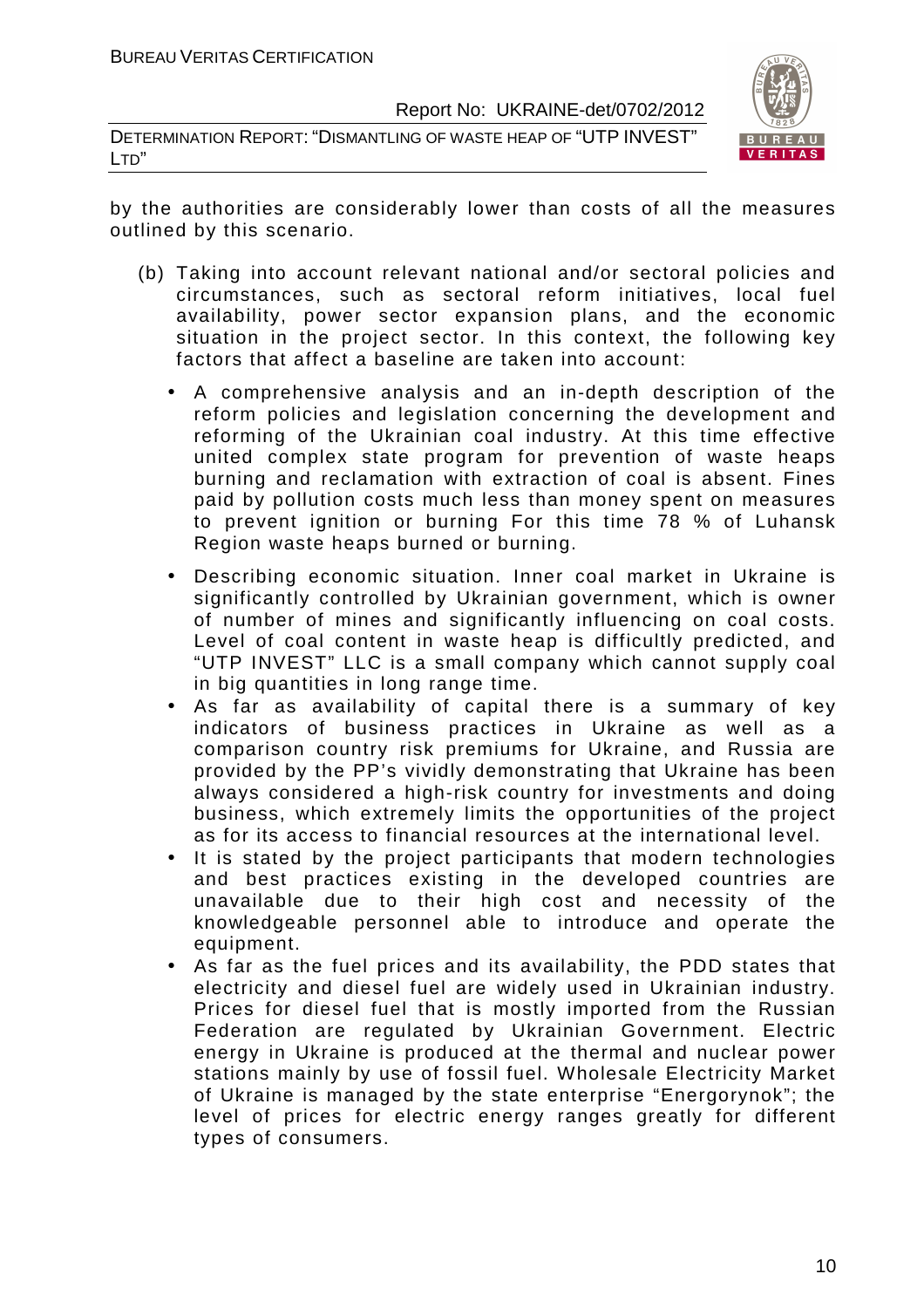by the authorities are considerably lower than costs of all the measures outlined by this scenario.

(b) Taking into account relevant national and/or sectoral policies and circumstances, such as sectoral reform initiatives, local fuel availability, power sector expansion plans, and the economic situation in the project sector. In this context, the following key factors that affect a baseline are taken into account:

- A comprehensive analysis and an in-depth description of the reform policies and legislation concerning the development and reforming of the Ukrainian coal industry. At this time effective united complex state program for prevention of waste heaps burning and reclamation with extraction of coal is absent. Fines paid by pollution costs much less than money spent on measures to prevent ignition or burning For this time 78 % of Luhansk Region waste heaps burned or burning.
- Describing economic situation. Inner coal market in Ukraine is significantly controlled by Ukrainian government, which is owner of number of mines and significantly influencing on coal costs. Level of coal content in waste heap is difficultly predicted, and "UTP INVEST" LLC is a small company which cannot supply coal in big quantities in long range time.
- As far as availability of capital there is a summary of key indicators of business practices in Ukraine as well as a comparison country risk premiums for Ukraine, and Russia are provided by the PP's vividly demonstrating that Ukraine has been always considered a high-risk country for investments and doing business, which extremely limits the opportunities of the project as for its access to financial resources at the international level.
- It is stated by the project participants that modern technologies and best practices existing in the developed countries are unavailable due to their high cost and necessity of the knowledgeable personnel able to introduce and operate the equipment.
- As far as the fuel prices and its availability, the PDD states that electricity and diesel fuel are widely used in Ukrainian industry. Prices for diesel fuel that is mostly imported from the Russian Federation are regulated by Ukrainian Government. Electric energy in Ukraine is produced at the thermal and nuclear power stations mainly by use of fossil fuel. Wholesale Electricity Market of Ukraine is managed by the state enterprise "Energorynok"; the level of prices for electric energy ranges greatly for different types of consumers.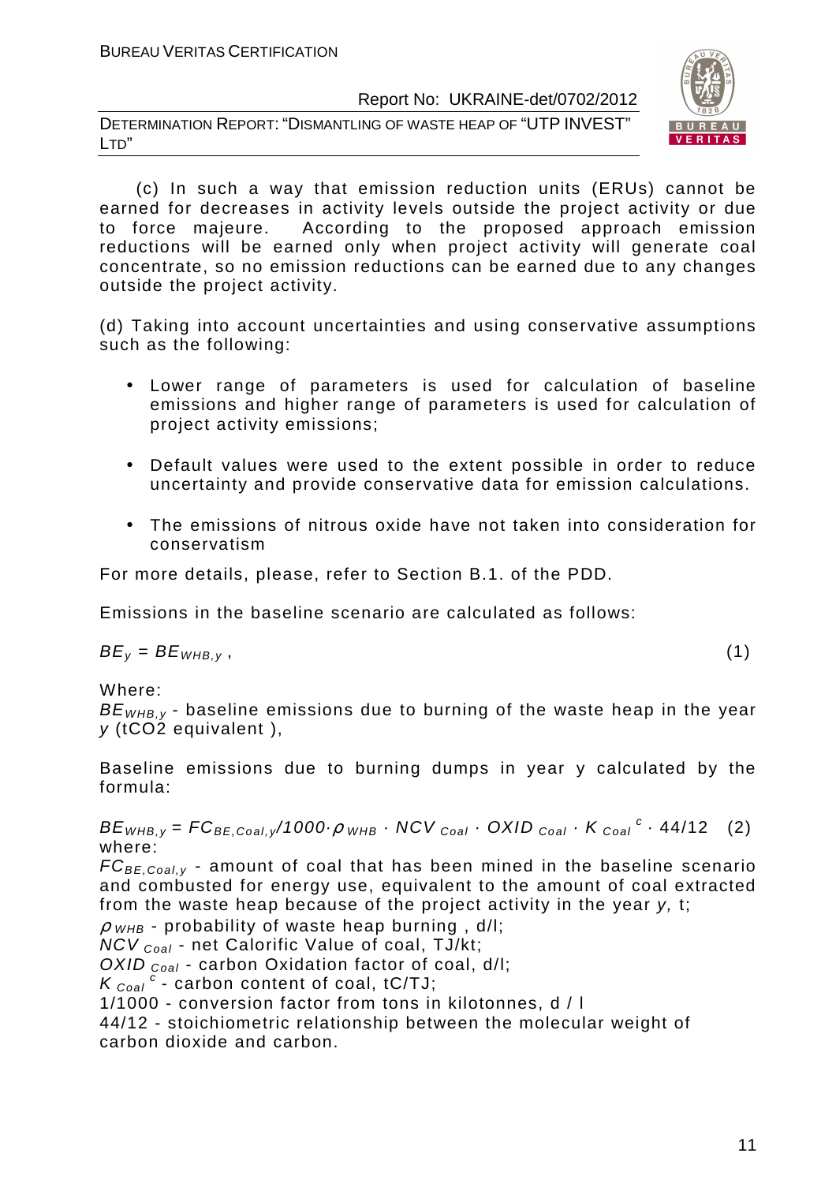(c) In such a way that emission reduction units (ERUs) cannot be earned for decreases in activity levels outside the project activity or due to force majeure. According to the proposed approach emission reductions will be earned only when project activity will generate coal concentrate, so no emission reductions can be earned due to any changes outside the project activity.

(d) Taking into account uncertainties and using conservative assumptions such as the following:

- Lower range of parameters is used for calculation of baseline emissions and higher range of parameters is used for calculation of project activity emissions;
- Default values were used to the extent possible in order to reduce uncertainty and provide conservative data for emission calculations.
- The emissions of nitrous oxide have not taken into consideration for conservatism

For more details, please, refer to Section B.1. of the PDD.

Emissions in the baseline scenario are calculated as follows:

$$BE_y = BE_{WHB,y}\,, \quad (1)$$

Where:

$BE_{WHB,y}$ - baseline emissions due to burning of the waste heap in the year $y$ (tCO2 equivalent ),

Baseline emissions due to burning dumps in year y calculated by the formula:

$$BE_{WHB,y} = FC_{BE,Coal,y}/1000 \cdot \rho_{WHB} \cdot NCV_{Coal} \cdot OXID_{Coal} \cdot K_{Coal}^{c} \cdot 44/12 \quad (2)$$

where:

$FC_{BE,Coal,y}$ - amount of coal that has been mined in the baseline scenario and combusted for energy use, equivalent to the amount of coal extracted from the waste heap because of the project activity in the year $y$, t;

$\rho_{WHB}$ - probability of waste heap burning , d/l;

$NCV_{Coal}$ - net Calorific Value of coal, TJ/kt;

$OXID_{Coal}$ - carbon Oxidation factor of coal, d/l;

$K_{Coal}^{c}$ - carbon content of coal, tC/TJ;

1/1000 - conversion factor from tons in kilotonnes, d / l

44/12 - stoichiometric relationship between the molecular weight of carbon dioxide and carbon.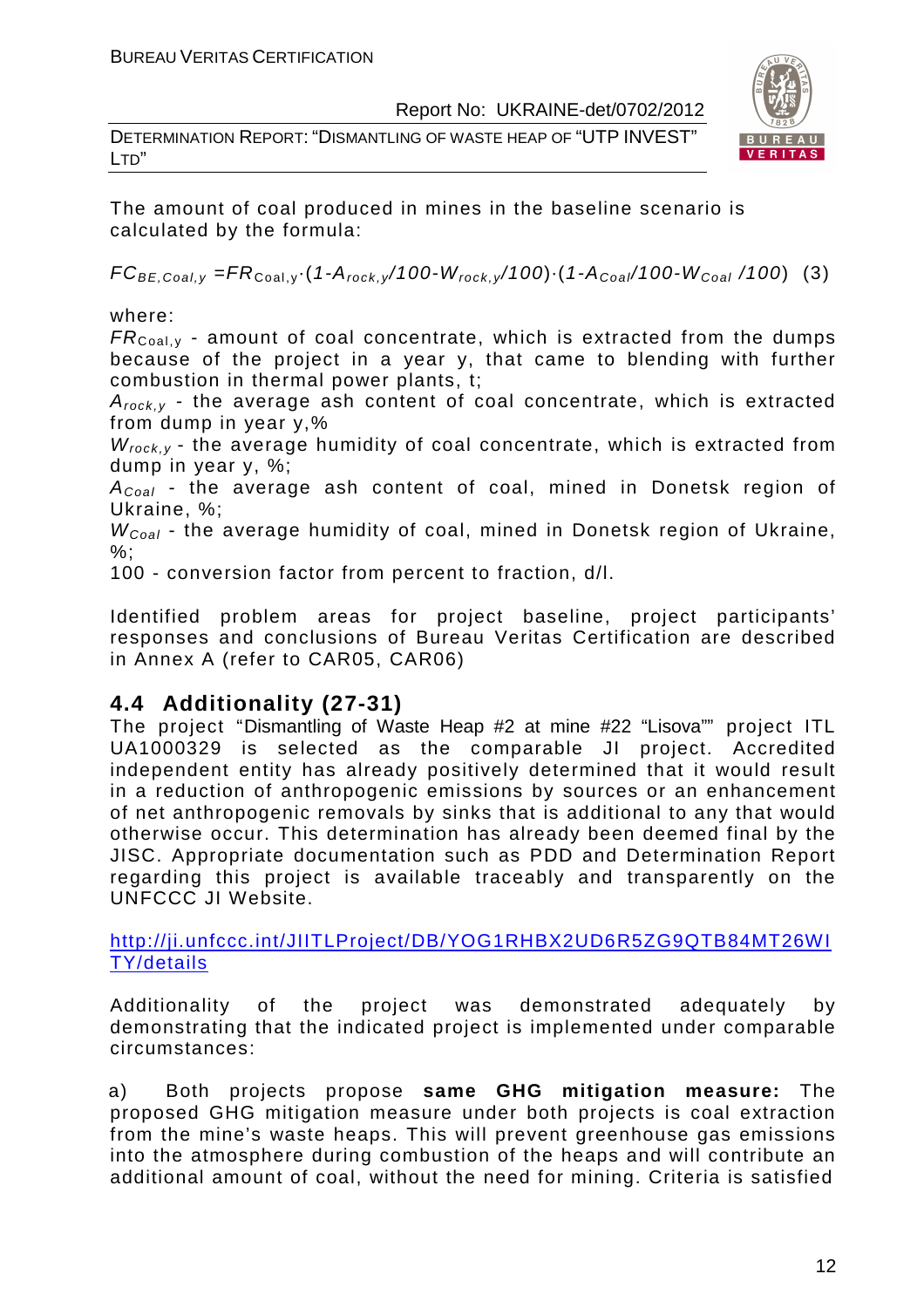The amount of coal produced in mines in the baseline scenario is calculated by the formula:

$$FC_{BE,Coal,y} = FR_{Coal,y} \cdot (1 - A_{rock,y}/100 - W_{rock,y}/100) \cdot (1 - A_{Coal}/100 - W_{Coal}/100) \quad (3)$$

where:

$FR_{Coal,y}$ - amount of coal concentrate, which is extracted from the dumps because of the project in a year y, that came to blending with further combustion in thermal power plants, t;

$A_{rock,y}$ - the average ash content of coal concentrate, which is extracted from dump in year y,%

$W_{rock,y}$ - the average humidity of coal concentrate, which is extracted from dump in year y, %;

$A_{Coal}$ - the average ash content of coal, mined in Donetsk region of Ukraine, %;

$W_{Coal}$ - the average humidity of coal, mined in Donetsk region of Ukraine, %;

100 - conversion factor from percent to fraction, d/l.

Identified problem areas for project baseline, project participants' responses and conclusions of Bureau Veritas Certification are described in Annex A (refer to CAR05, CAR06)

## 4.4 Additionality (27-31)

The project "Dismantling of Waste Heap #2 at mine #22 "Lisova"" project ITL UA1000329 is selected as the comparable JI project. Accredited independent entity has already positively determined that it would result in a reduction of anthropogenic emissions by sources or an enhancement of net anthropogenic removals by sinks that is additional to any that would otherwise occur. This determination has already been deemed final by the JISC. Appropriate documentation such as PDD and Determination Report regarding this project is available traceably and transparently on the UNFCCC JI Website.

http://ji.unfccc.int/JIITLProject/DB/YOG1RHBX2UD6R5ZG9QTB84MT26WITY/details

Additionality of the project was demonstrated adequately by demonstrating that the indicated project is implemented under comparable circumstances:

a) Both projects propose **same GHG mitigation measure:** The proposed GHG mitigation measure under both projects is coal extraction from the mine's waste heaps. This will prevent greenhouse gas emissions into the atmosphere during combustion of the heaps and will contribute an additional amount of coal, without the need for mining. Criteria is satisfied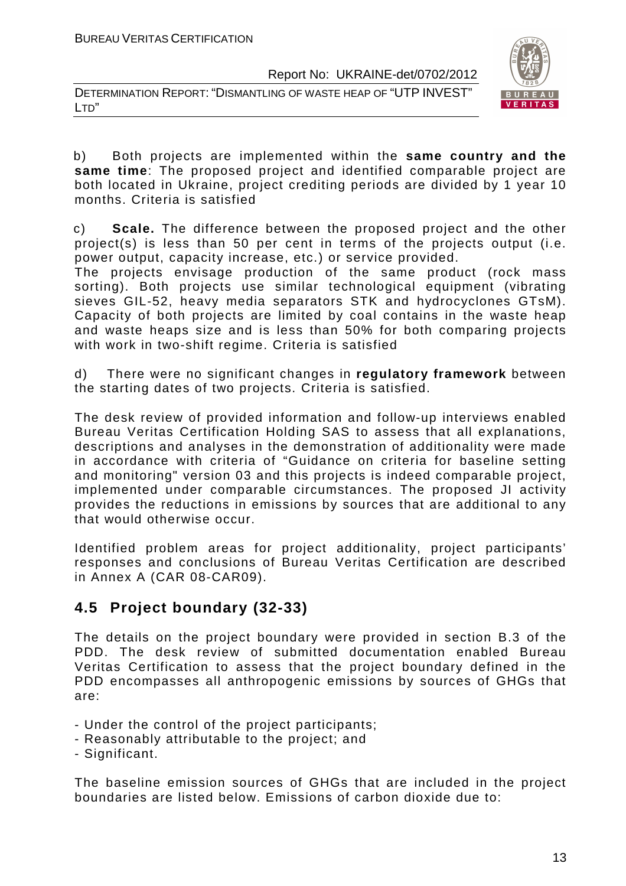b) Both projects are implemented within the **same country and the same time**: The proposed project and identified comparable project are both located in Ukraine, project crediting periods are divided by 1 year 10 months. Criteria is satisfied

c) **Scale.** The difference between the proposed project and the other project(s) is less than 50 per cent in terms of the projects output (i.e. power output, capacity increase, etc.) or service provided.
The projects envisage production of the same product (rock mass sorting). Both projects use similar technological equipment (vibrating sieves GIL-52, heavy media separators STK and hydrocyclones GTsM). Capacity of both projects are limited by coal contains in the waste heap and waste heaps size and is less than 50% for both comparing projects with work in two-shift regime. Criteria is satisfied

d) There were no significant changes in **regulatory framework** between the starting dates of two projects. Criteria is satisfied.

The desk review of provided information and follow-up interviews enabled Bureau Veritas Certification Holding SAS to assess that all explanations, descriptions and analyses in the demonstration of additionality were made in accordance with criteria of "Guidance on criteria for baseline setting and monitoring" version 03 and this projects is indeed comparable project, implemented under comparable circumstances. The proposed JI activity provides the reductions in emissions by sources that are additional to any that would otherwise occur.

Identified problem areas for project additionality, project participants' responses and conclusions of Bureau Veritas Certification are described in Annex A (CAR 08-CAR09).

## 4.5 Project boundary (32-33)

The details on the project boundary were provided in section B.3 of the PDD. The desk review of submitted documentation enabled Bureau Veritas Certification to assess that the project boundary defined in the PDD encompasses all anthropogenic emissions by sources of GHGs that are:

- Under the control of the project participants;
- Reasonably attributable to the project; and
- Significant.

The baseline emission sources of GHGs that are included in the project boundaries are listed below. Emissions of carbon dioxide due to: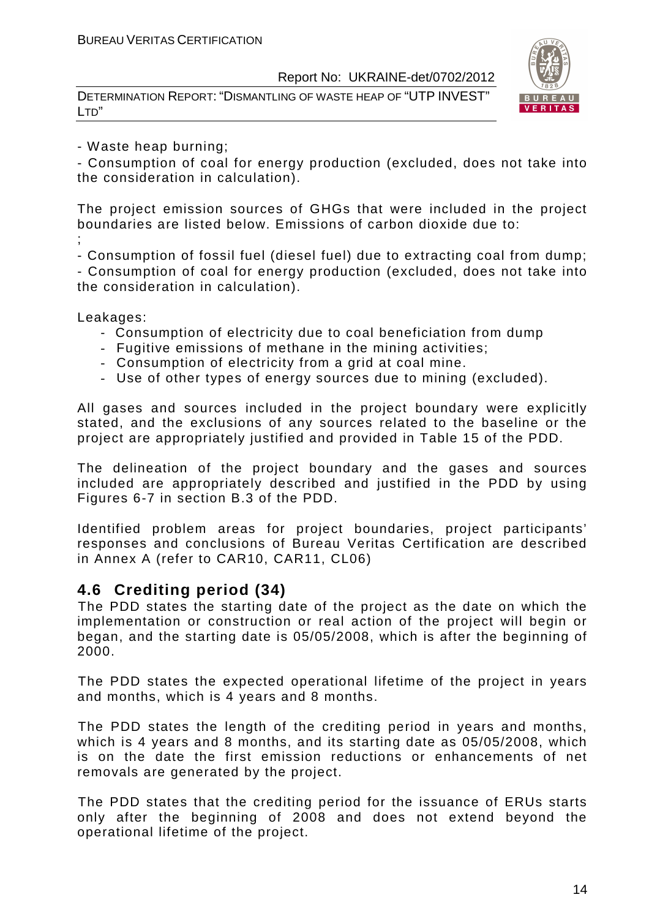- Waste heap burning;
- Consumption of coal for energy production (excluded, does not take into the consideration in calculation).

The project emission sources of GHGs that were included in the project boundaries are listed below. Emissions of carbon dioxide due to:
;
- Consumption of fossil fuel (diesel fuel) due to extracting coal from dump;
- Consumption of coal for energy production (excluded, does not take into the consideration in calculation).

Leakages:

- Consumption of electricity due to coal beneficiation from dump
- Fugitive emissions of methane in the mining activities;
- Consumption of electricity from a grid at coal mine.
- Use of other types of energy sources due to mining (excluded).

All gases and sources included in the project boundary were explicitly stated, and the exclusions of any sources related to the baseline or the project are appropriately justified and provided in Table 15 of the PDD.

The delineation of the project boundary and the gases and sources included are appropriately described and justified in the PDD by using Figures 6-7 in section B.3 of the PDD.

Identified problem areas for project boundaries, project participants' responses and conclusions of Bureau Veritas Certification are described in Annex A (refer to CAR10, CAR11, CL06)

## 4.6 Crediting period (34)

The PDD states the starting date of the project as the date on which the implementation or construction or real action of the project will begin or began, and the starting date is 05/05/2008, which is after the beginning of 2000.

The PDD states the expected operational lifetime of the project in years and months, which is 4 years and 8 months.

The PDD states the length of the crediting period in years and months, which is 4 years and 8 months, and its starting date as 05/05/2008, which is on the date the first emission reductions or enhancements of net removals are generated by the project.

The PDD states that the crediting period for the issuance of ERUs starts only after the beginning of 2008 and does not extend beyond the operational lifetime of the project.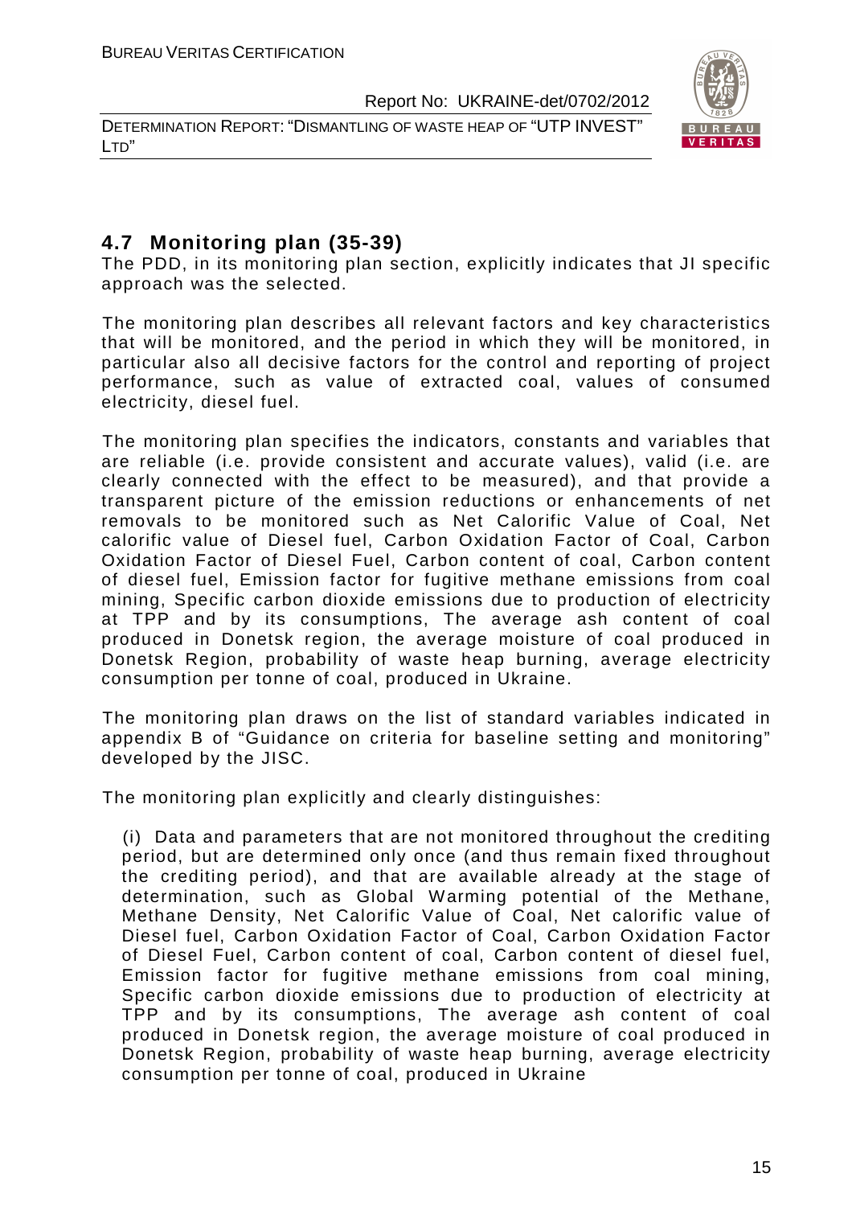## 4.7 Monitoring plan (35-39)

The PDD, in its monitoring plan section, explicitly indicates that JI specific approach was the selected.

The monitoring plan describes all relevant factors and key characteristics that will be monitored, and the period in which they will be monitored, in particular also all decisive factors for the control and reporting of project performance, such as value of extracted coal, values of consumed electricity, diesel fuel.

The monitoring plan specifies the indicators, constants and variables that are reliable (i.e. provide consistent and accurate values), valid (i.e. are clearly connected with the effect to be measured), and that provide a transparent picture of the emission reductions or enhancements of net removals to be monitored such as Net Calorific Value of Coal, Net calorific value of Diesel fuel, Carbon Oxidation Factor of Coal, Carbon Oxidation Factor of Diesel Fuel, Carbon content of coal, Carbon content of diesel fuel, Emission factor for fugitive methane emissions from coal mining, Specific carbon dioxide emissions due to production of electricity at TPP and by its consumptions, The average ash content of coal produced in Donetsk region, the average moisture of coal produced in Donetsk Region, probability of waste heap burning, average electricity consumption per tonne of coal, produced in Ukraine.

The monitoring plan draws on the list of standard variables indicated in appendix B of "Guidance on criteria for baseline setting and monitoring" developed by the JISC.

The monitoring plan explicitly and clearly distinguishes:

(i) Data and parameters that are not monitored throughout the crediting period, but are determined only once (and thus remain fixed throughout the crediting period), and that are available already at the stage of determination, such as Global Warming potential of the Methane, Methane Density, Net Calorific Value of Coal, Net calorific value of Diesel fuel, Carbon Oxidation Factor of Coal, Carbon Oxidation Factor of Diesel Fuel, Carbon content of coal, Carbon content of diesel fuel, Emission factor for fugitive methane emissions from coal mining, Specific carbon dioxide emissions due to production of electricity at TPP and by its consumptions, The average ash content of coal produced in Donetsk region, the average moisture of coal produced in Donetsk Region, probability of waste heap burning, average electricity consumption per tonne of coal, produced in Ukraine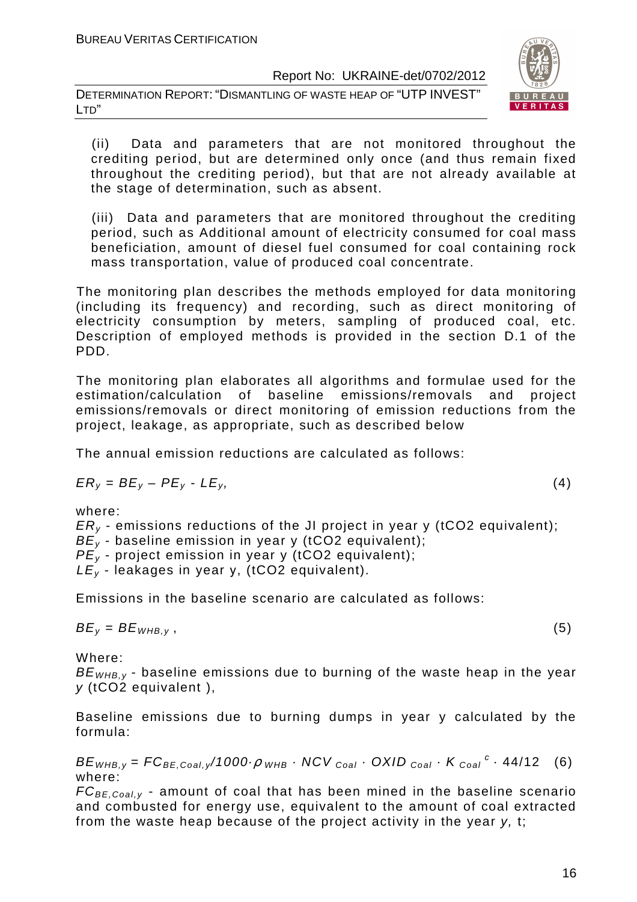(ii) Data and parameters that are not monitored throughout the crediting period, but are determined only once (and thus remain fixed throughout the crediting period), but that are not already available at the stage of determination, such as absent.

(iii) Data and parameters that are monitored throughout the crediting period, such as Additional amount of electricity consumed for coal mass beneficiation, amount of diesel fuel consumed for coal containing rock mass transportation, value of produced coal concentrate.

The monitoring plan describes the methods employed for data monitoring (including its frequency) and recording, such as direct monitoring of electricity consumption by meters, sampling of produced coal, etc. Description of employed methods is provided in the section D.1 of the PDD.

The monitoring plan elaborates all algorithms and formulae used for the estimation/calculation of baseline emissions/removals and project emissions/removals or direct monitoring of emission reductions from the project, leakage, as appropriate, such as described below

The annual emission reductions are calculated as follows:

$$ER_y = BE_y - PE_y - LE_y, \tag{4}$$

where:

$ER_y$ - emissions reductions of the JI project in year y (tCO2 equivalent);
$BE_y$ - baseline emission in year y (tCO2 equivalent);
$PE_y$ - project emission in year y (tCO2 equivalent);
$LE_y$ - leakages in year y, (tCO2 equivalent).

Emissions in the baseline scenario are calculated as follows:

$$BE_y = BE_{WHB,y}, \tag{5}$$

Where:

$BE_{WHB,y}$ - baseline emissions due to burning of the waste heap in the year *y* (tCO2 equivalent ),

Baseline emissions due to burning dumps in year y calculated by the formula:

$$BE_{WHB,y} = FC_{BE,Coal,y}/1000 \cdot \rho_{WHB} \cdot NCV_{Coal} \cdot OXID_{Coal} \cdot K_{Coal}^{c} \cdot 44/12 \tag{6}$$

where:

$FC_{BE,Coal,y}$ - amount of coal that has been mined in the baseline scenario and combusted for energy use, equivalent to the amount of coal extracted from the waste heap because of the project activity in the year *y*, t;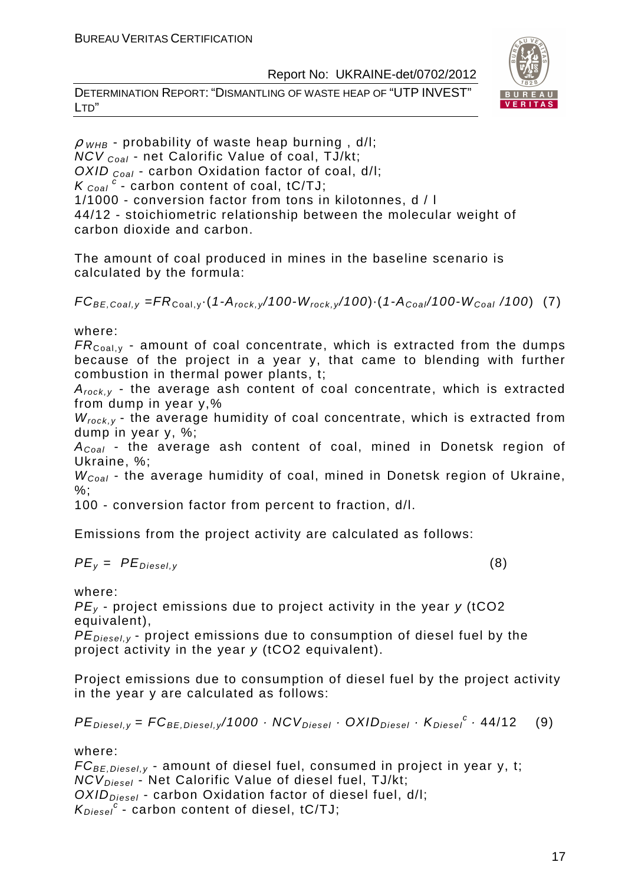$\rho_{WHB}$ - probability of waste heap burning , d/l;
$NCV_{Coal}$ - net Calorific Value of coal, TJ/kt;
$OXID_{Coal}$ - carbon Oxidation factor of coal, d/l;
$K_{Coal}^{c}$ - carbon content of coal, tC/TJ;
1/1000 - conversion factor from tons in kilotonnes, d / l
44/12 - stoichiometric relationship between the molecular weight of carbon dioxide and carbon.

The amount of coal produced in mines in the baseline scenario is calculated by the formula:

$$FC_{BE,Coal,y} = FR_{\text{Coal},y} \cdot (1 - A_{rock,y}/100 - W_{rock,y}/100) \cdot (1 - A_{Coal}/100 - W_{Coal}/100) \quad (7)$$

where:

$FR_{\text{Coal},y}$ - amount of coal concentrate, which is extracted from the dumps because of the project in a year y, that came to blending with further combustion in thermal power plants, t;
$A_{rock,y}$ - the average ash content of coal concentrate, which is extracted from dump in year y,%
$W_{rock,y}$ - the average humidity of coal concentrate, which is extracted from dump in year y, %;
$A_{Coal}$ - the average ash content of coal, mined in Donetsk region of Ukraine, %;
$W_{Coal}$ - the average humidity of coal, mined in Donetsk region of Ukraine, %;
100 - conversion factor from percent to fraction, d/l.

Emissions from the project activity are calculated as follows:

$$PE_y = PE_{Diesel,y} \quad (8)$$

where:

$PE_y$ - project emissions due to project activity in the year $y$ (tCO2 equivalent),
$PE_{Diesel,y}$ - project emissions due to consumption of diesel fuel by the project activity in the year $y$ (tCO2 equivalent).

Project emissions due to consumption of diesel fuel by the project activity in the year y are calculated as follows:

$$PE_{Diesel,y} = FC_{BE,Diesel,y}/1000 \cdot NCV_{Diesel} \cdot OXID_{Diesel} \cdot K_{Diesel}^{c} \cdot 44/12 \quad (9)$$

where:

$FC_{BE,Diesel,y}$ - amount of diesel fuel, consumed in project in year y, t;
$NCV_{Diesel}$ - Net Calorific Value of diesel fuel, TJ/kt;
$OXID_{Diesel}$ - carbon Oxidation factor of diesel fuel, d/l;
$K_{Diesel}^{c}$ - carbon content of diesel, tC/TJ;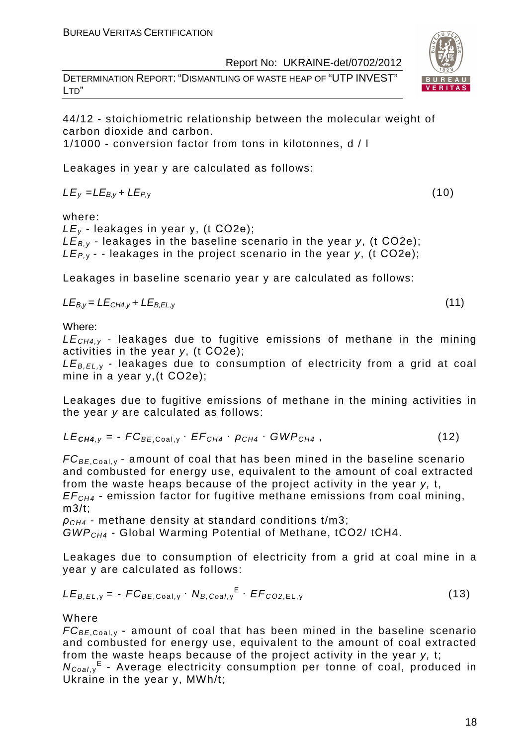44/12 - stoichiometric relationship between the molecular weight of carbon dioxide and carbon.
1/1000 - conversion factor from tons in kilotonnes, d / l

Leakages in year y are calculated as follows:

$$LE_y = LE_{B,y} + LE_{P,y} \quad (10)$$

where:
$LE_y$ - leakages in year y, (t CO2e);
$LE_{B,y}$ - leakages in the baseline scenario in the year *y*, (t CO2e);
$LE_{P,y}$ - - leakages in the project scenario in the year *y*, (t CO2e);

Leakages in baseline scenario year y are calculated as follows:

$$LE_{B,y} = LE_{CH4,y} + LE_{B,EL,y} \quad (11)$$

Where:
$LE_{CH4,y}$ - leakages due to fugitive emissions of methane in the mining activities in the year *y*, (t CO2e);
$LE_{B,EL,y}$ - leakages due to consumption of electricity from a grid at coal mine in a year y,(t CO2e);

Leakages due to fugitive emissions of methane in the mining activities in the year *y* are calculated as follows:

$$LE_{CH4,y} = - FC_{BE,Coal,y} \cdot EF_{CH4} \cdot \rho_{CH4} \cdot GWP_{CH4} , \quad (12)$$

$FC_{BE,Coal,y}$ - amount of coal that has been mined in the baseline scenario and combusted for energy use, equivalent to the amount of coal extracted from the waste heaps because of the project activity in the year *y,* t,
$EF_{CH4}$ - emission factor for fugitive methane emissions from coal mining, m3/t;
$\rho_{CH4}$ - methane density at standard conditions t/m3;
$GWP_{CH4}$ - Global Warming Potential of Methane, tCO2/ tCH4.

Leakages due to consumption of electricity from a grid at coal mine in a year y are calculated as follows:

$$LE_{B,EL,y} = - FC_{BE,Coal,y} \cdot N_{B,Coal,y}^{E} \cdot EF_{CO2,EL,y} \quad (13)$$

Where
$FC_{BE,Coal,y}$ - amount of coal that has been mined in the baseline scenario and combusted for energy use, equivalent to the amount of coal extracted from the waste heaps because of the project activity in the year *y,* t;
$N_{Coal,y}^{E}$ - Average electricity consumption per tonne of coal, produced in Ukraine in the year y, MWh/t;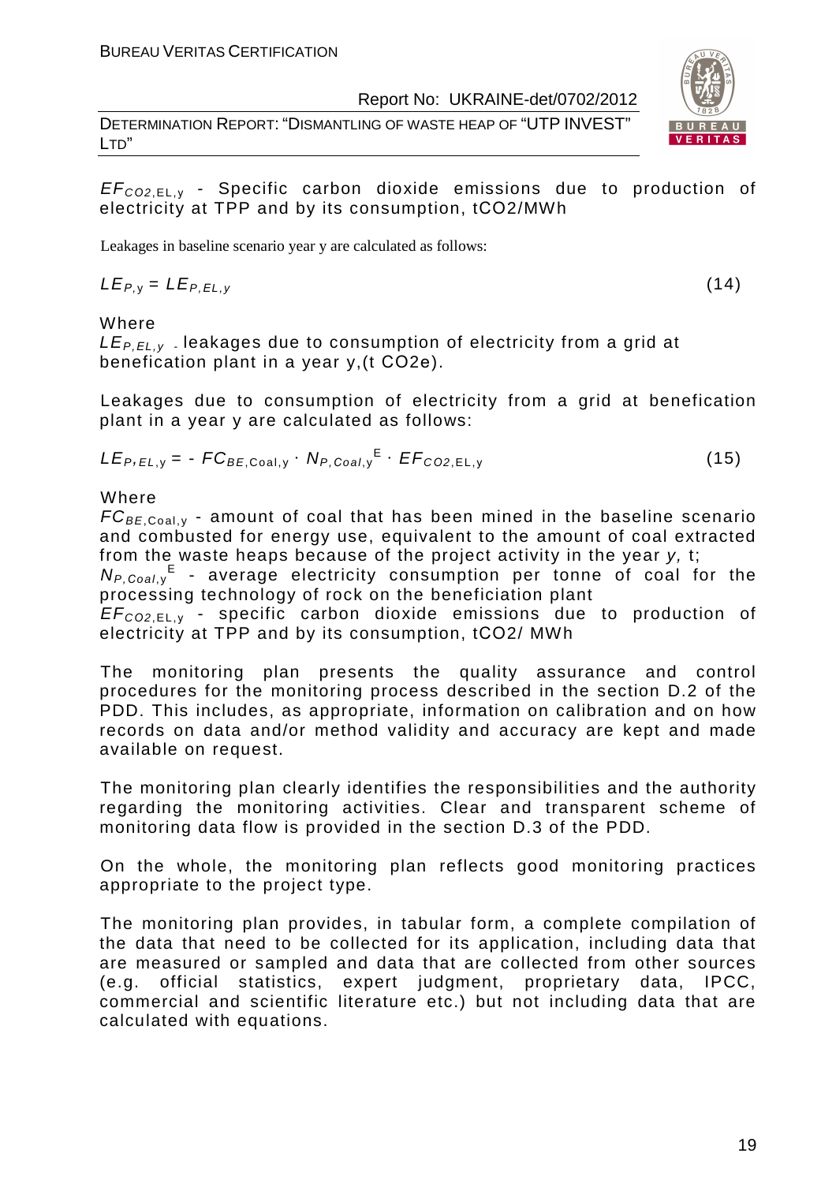$EF_{CO2,EL,y}$ - Specific carbon dioxide emissions due to production of electricity at TPP and by its consumption, tCO2/MWh

Leakages in baseline scenario year y are calculated as follows:

$$LE_{P,y} = LE_{P,EL,y} \quad (14)$$

Where

$LE_{P,EL,y}$ - leakages due to consumption of electricity from a grid at benefication plant in a year y,(t CO2e).

Leakages due to consumption of electricity from a grid at benefication plant in a year y are calculated as follows:

$$LE_{P,EL,y} = - FC_{BE,Coal,y} \cdot N_{P,Coal,y}^{E} \cdot EF_{CO2,EL,y} \quad (15)$$

Where

$FC_{BE,Coal,y}$ - amount of coal that has been mined in the baseline scenario and combusted for energy use, equivalent to the amount of coal extracted from the waste heaps because of the project activity in the year *y*, t;

$N_{P,Coal,y}^{E}$ - average electricity consumption per tonne of coal for the processing technology of rock on the beneficiation plant

$EF_{CO2,EL,y}$ - specific carbon dioxide emissions due to production of electricity at TPP and by its consumption, tCO2/ MWh

The monitoring plan presents the quality assurance and control procedures for the monitoring process described in the section D.2 of the PDD. This includes, as appropriate, information on calibration and on how records on data and/or method validity and accuracy are kept and made available on request.

The monitoring plan clearly identifies the responsibilities and the authority regarding the monitoring activities. Clear and transparent scheme of monitoring data flow is provided in the section D.3 of the PDD.

On the whole, the monitoring plan reflects good monitoring practices appropriate to the project type.

The monitoring plan provides, in tabular form, a complete compilation of the data that need to be collected for its application, including data that are measured or sampled and data that are collected from other sources (e.g. official statistics, expert judgment, proprietary data, IPCC, commercial and scientific literature etc.) but not including data that are calculated with equations.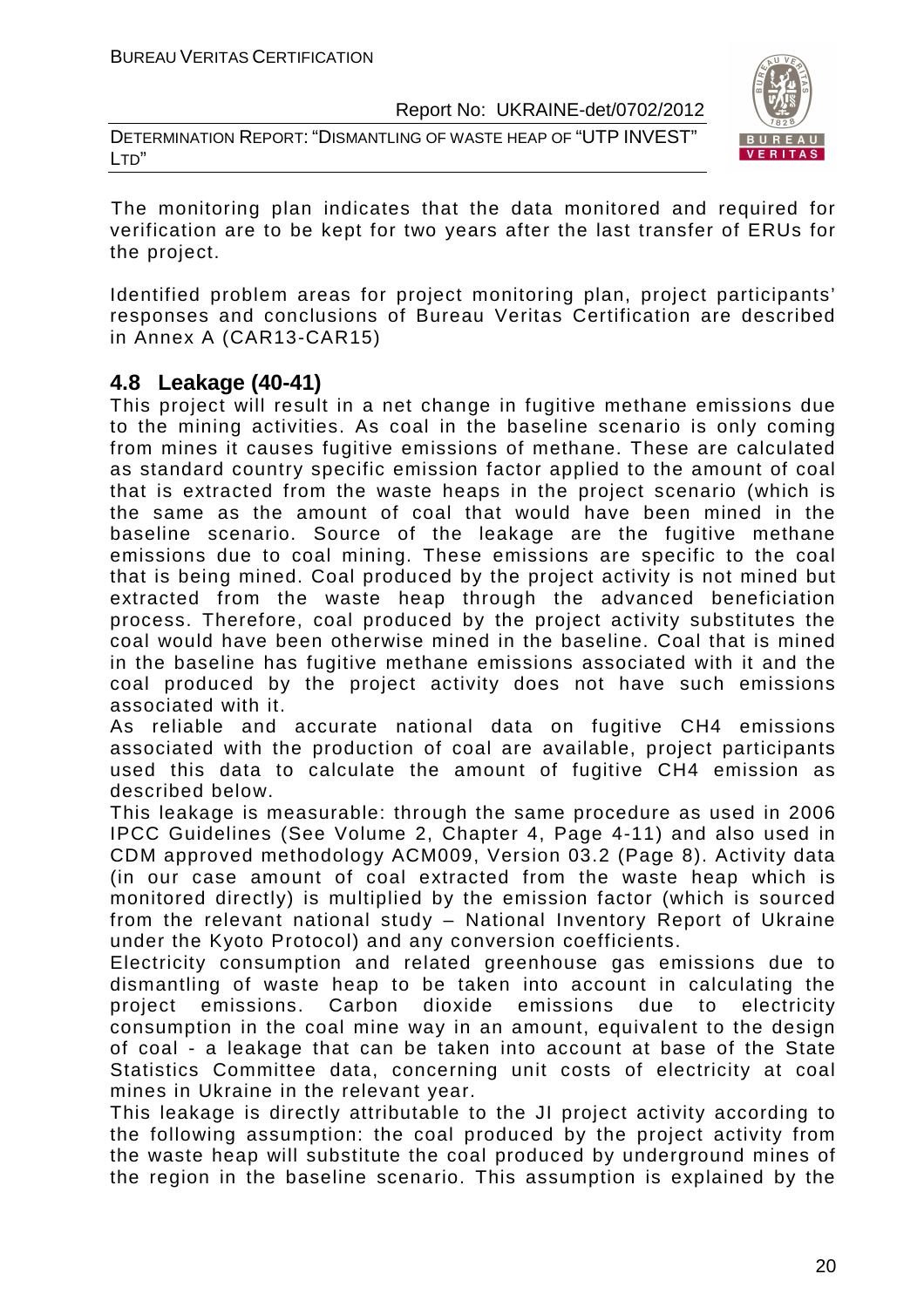The monitoring plan indicates that the data monitored and required for verification are to be kept for two years after the last transfer of ERUs for the project.

Identified problem areas for project monitoring plan, project participants' responses and conclusions of Bureau Veritas Certification are described in Annex A (CAR13-CAR15)

## 4.8 Leakage (40-41)

This project will result in a net change in fugitive methane emissions due to the mining activities. As coal in the baseline scenario is only coming from mines it causes fugitive emissions of methane. These are calculated as standard country specific emission factor applied to the amount of coal that is extracted from the waste heaps in the project scenario (which is the same as the amount of coal that would have been mined in the baseline scenario. Source of the leakage are the fugitive methane emissions due to coal mining. These emissions are specific to the coal that is being mined. Coal produced by the project activity is not mined but extracted from the waste heap through the advanced beneficiation process. Therefore, coal produced by the project activity substitutes the coal would have been otherwise mined in the baseline. Coal that is mined in the baseline has fugitive methane emissions associated with it and the coal produced by the project activity does not have such emissions associated with it.

As reliable and accurate national data on fugitive $CH_4$ emissions associated with the production of coal are available, project participants used this data to calculate the amount of fugitive $CH_4$ emission as described below.

This leakage is measurable: through the same procedure as used in 2006 IPCC Guidelines (See Volume 2, Chapter 4, Page 4-11) and also used in CDM approved methodology ACM009, Version 03.2 (Page 8). Activity data (in our case amount of coal extracted from the waste heap which is monitored directly) is multiplied by the emission factor (which is sourced from the relevant national study – National Inventory Report of Ukraine under the Kyoto Protocol) and any conversion coefficients.

Electricity consumption and related greenhouse gas emissions due to dismantling of waste heap to be taken into account in calculating the project emissions. Carbon dioxide emissions due to electricity consumption in the coal mine way in an amount, equivalent to the design of coal - a leakage that can be taken into account at base of the State Statistics Committee data, concerning unit costs of electricity at coal mines in Ukraine in the relevant year.

This leakage is directly attributable to the JI project activity according to the following assumption: the coal produced by the project activity from the waste heap will substitute the coal produced by underground mines of the region in the baseline scenario. This assumption is explained by the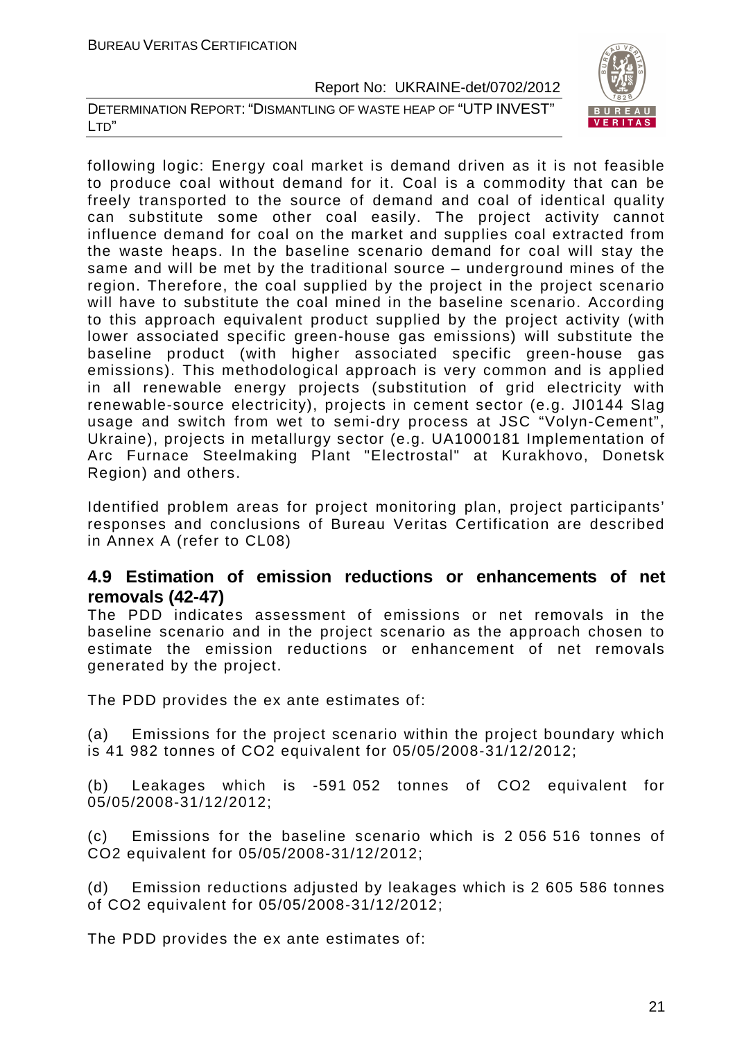following logic: Energy coal market is demand driven as it is not feasible to produce coal without demand for it. Coal is a commodity that can be freely transported to the source of demand and coal of identical quality can substitute some other coal easily. The project activity cannot influence demand for coal on the market and supplies coal extracted from the waste heaps. In the baseline scenario demand for coal will stay the same and will be met by the traditional source – underground mines of the region. Therefore, the coal supplied by the project in the project scenario will have to substitute the coal mined in the baseline scenario. According to this approach equivalent product supplied by the project activity (with lower associated specific green-house gas emissions) will substitute the baseline product (with higher associated specific green-house gas emissions). This methodological approach is very common and is applied in all renewable energy projects (substitution of grid electricity with renewable-source electricity), projects in cement sector (e.g. JI0144 Slag usage and switch from wet to semi-dry process at JSC "Volyn-Cement", Ukraine), projects in metallurgy sector (e.g. UA1000181 Implementation of Arc Furnace Steelmaking Plant "Electrostal" at Kurakhovo, Donetsk Region) and others.

Identified problem areas for project monitoring plan, project participants' responses and conclusions of Bureau Veritas Certification are described in Annex A (refer to CL08)

## 4.9 Estimation of emission reductions or enhancements of net removals (42-47)

The PDD indicates assessment of emissions or net removals in the baseline scenario and in the project scenario as the approach chosen to estimate the emission reductions or enhancement of net removals generated by the project.

The PDD provides the ex ante estimates of:

(a) Emissions for the project scenario within the project boundary which is 41 982 tonnes of $CO_2$ equivalent for 05/05/2008-31/12/2012;

(b) Leakages which is -591 052 tonnes of $CO_2$ equivalent for 05/05/2008-31/12/2012;

(c) Emissions for the baseline scenario which is 2 056 516 tonnes of $CO_2$ equivalent for 05/05/2008-31/12/2012;

(d) Emission reductions adjusted by leakages which is 2 605 586 tonnes of $CO_2$ equivalent for 05/05/2008-31/12/2012;

The PDD provides the ex ante estimates of: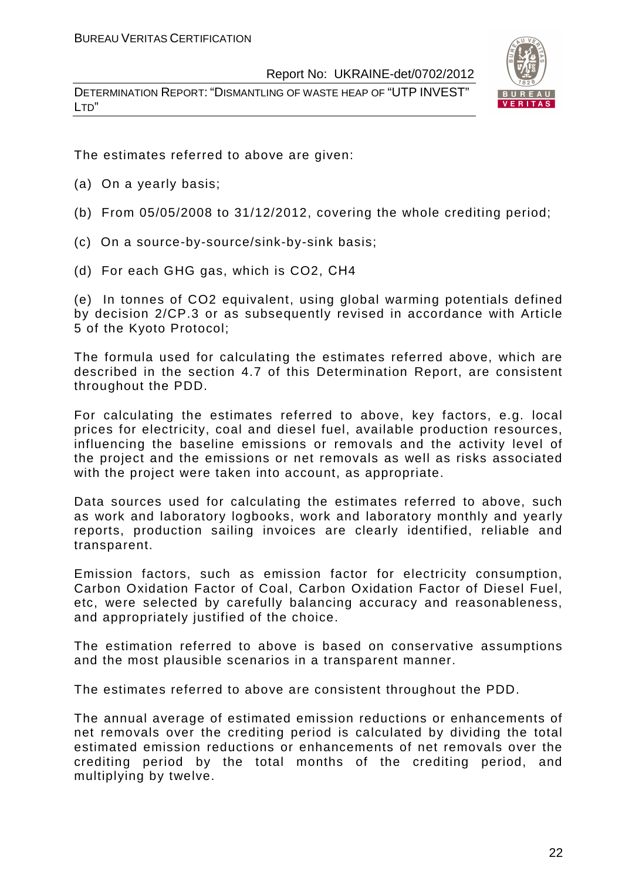The estimates referred to above are given:

(a) On a yearly basis;

(b) From 05/05/2008 to 31/12/2012, covering the whole crediting period;

(c) On a source-by-source/sink-by-sink basis;

(d) For each GHG gas, which is $CO_2$, $CH_4$

(e) In tonnes of $CO_2$ equivalent, using global warming potentials defined by decision 2/CP.3 or as subsequently revised in accordance with Article 5 of the Kyoto Protocol;

The formula used for calculating the estimates referred above, which are described in the section 4.7 of this Determination Report, are consistent throughout the PDD.

For calculating the estimates referred to above, key factors, e.g. local prices for electricity, coal and diesel fuel, available production resources, influencing the baseline emissions or removals and the activity level of the project and the emissions or net removals as well as risks associated with the project were taken into account, as appropriate.

Data sources used for calculating the estimates referred to above, such as work and laboratory logbooks, work and laboratory monthly and yearly reports, production sailing invoices are clearly identified, reliable and transparent.

Emission factors, such as emission factor for electricity consumption, Carbon Oxidation Factor of Coal, Carbon Oxidation Factor of Diesel Fuel, etc, were selected by carefully balancing accuracy and reasonableness, and appropriately justified of the choice.

The estimation referred to above is based on conservative assumptions and the most plausible scenarios in a transparent manner.

The estimates referred to above are consistent throughout the PDD.

The annual average of estimated emission reductions or enhancements of net removals over the crediting period is calculated by dividing the total estimated emission reductions or enhancements of net removals over the crediting period by the total months of the crediting period, and multiplying by twelve.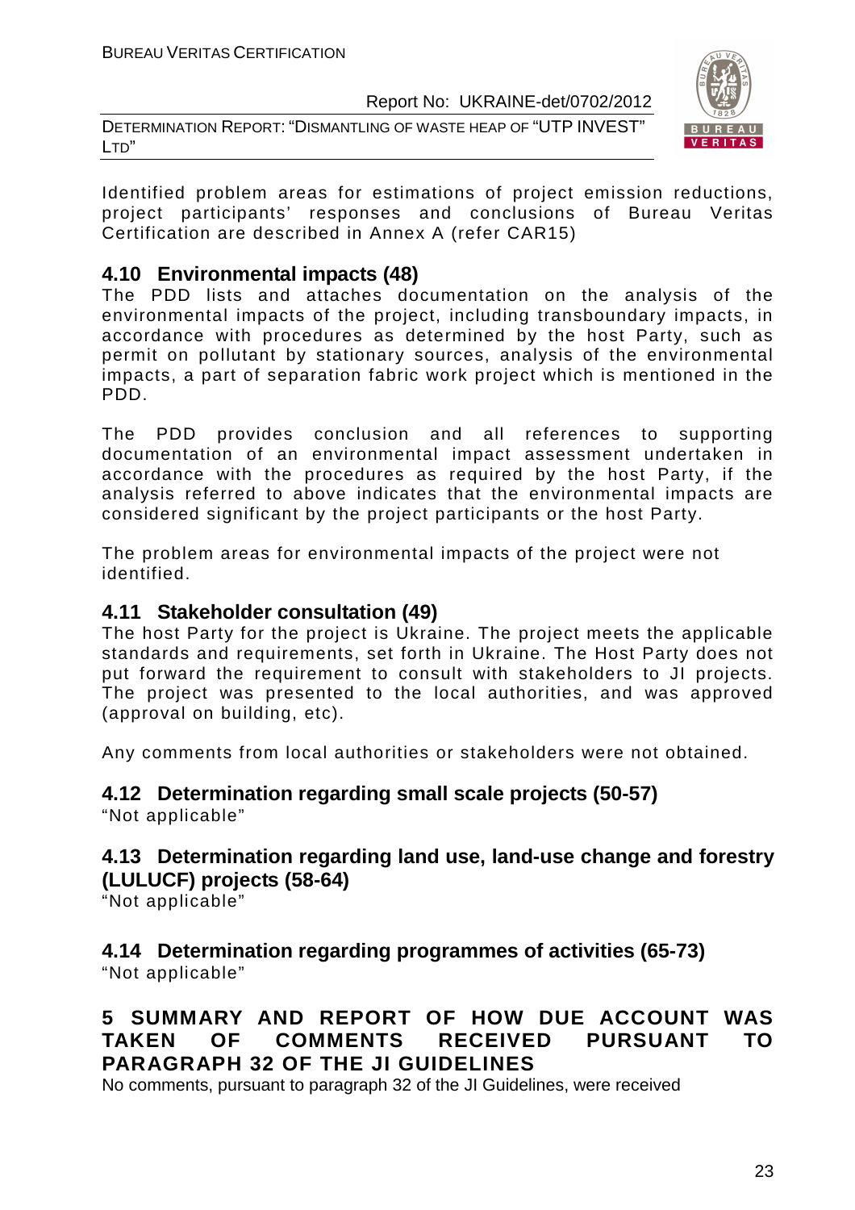Identified problem areas for estimations of project emission reductions, project participants' responses and conclusions of Bureau Veritas Certification are described in Annex A (refer CAR15)

## 4.10 Environmental impacts (48)

The PDD lists and attaches documentation on the analysis of the environmental impacts of the project, including transboundary impacts, in accordance with procedures as determined by the host Party, such as permit on pollutant by stationary sources, analysis of the environmental impacts, a part of separation fabric work project which is mentioned in the PDD.

The PDD provides conclusion and all references to supporting documentation of an environmental impact assessment undertaken in accordance with the procedures as required by the host Party, if the analysis referred to above indicates that the environmental impacts are considered significant by the project participants or the host Party.

The problem areas for environmental impacts of the project were not identified.

## 4.11 Stakeholder consultation (49)

The host Party for the project is Ukraine. The project meets the applicable standards and requirements, set forth in Ukraine. The Host Party does not put forward the requirement to consult with stakeholders to JI projects. The project was presented to the local authorities, and was approved (approval on building, etc).

Any comments from local authorities or stakeholders were not obtained.

## 4.12 Determination regarding small scale projects (50-57)

"Not applicable"

## 4.13 Determination regarding land use, land-use change and forestry (LULUCF) projects (58-64)

"Not applicable"

## 4.14 Determination regarding programmes of activities (65-73)

"Not applicable"

# 5 SUMMARY AND REPORT OF HOW DUE ACCOUNT WAS TAKEN OF COMMENTS RECEIVED PURSUANT TO PARAGRAPH 32 OF THE JI GUIDELINES

No comments, pursuant to paragraph 32 of the JI Guidelines, were received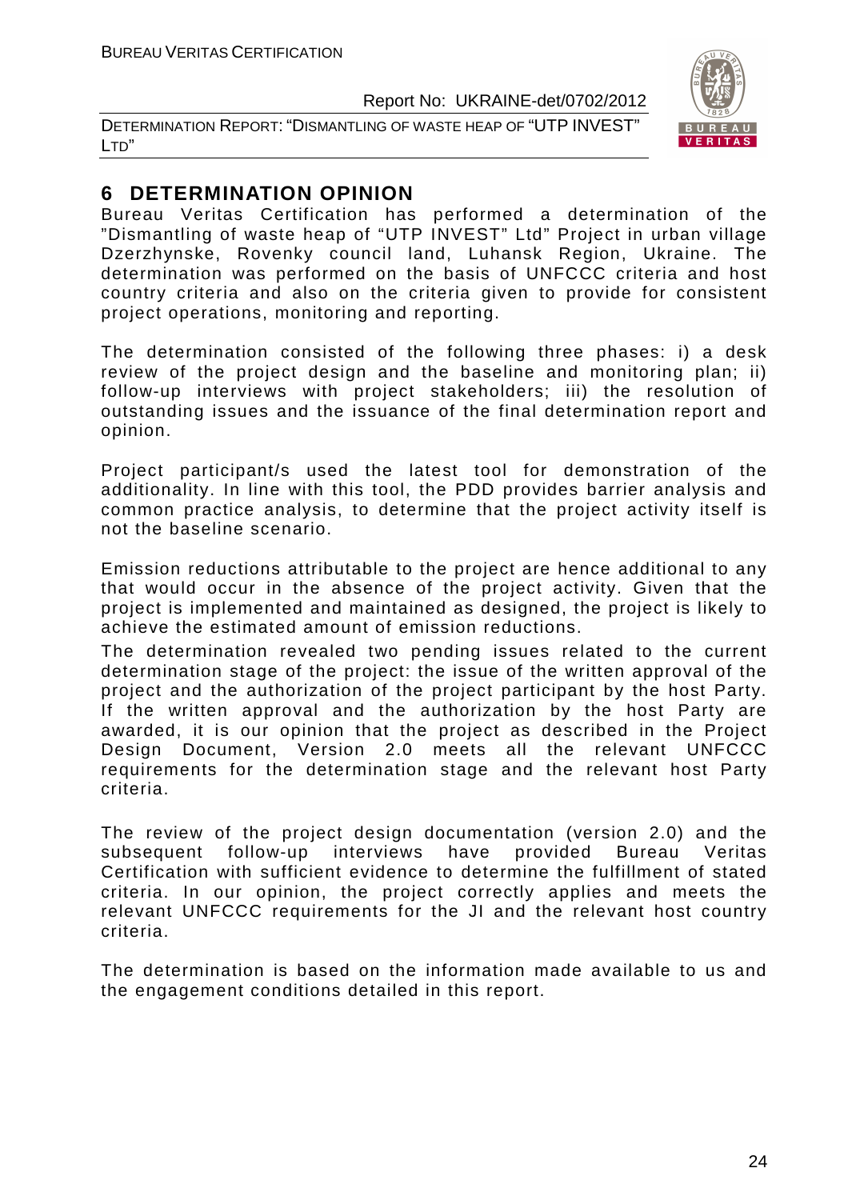## 6 DETERMINATION OPINION

Bureau Veritas Certification has performed a determination of the "Dismantling of waste heap of "UTP INVEST" Ltd" Project in urban village Dzerzhynske, Rovenky council land, Luhansk Region, Ukraine. The determination was performed on the basis of UNFCCC criteria and host country criteria and also on the criteria given to provide for consistent project operations, monitoring and reporting.

The determination consisted of the following three phases: i) a desk review of the project design and the baseline and monitoring plan; ii) follow-up interviews with project stakeholders; iii) the resolution of outstanding issues and the issuance of the final determination report and opinion.

Project participant/s used the latest tool for demonstration of the additionality. In line with this tool, the PDD provides barrier analysis and common practice analysis, to determine that the project activity itself is not the baseline scenario.

Emission reductions attributable to the project are hence additional to any that would occur in the absence of the project activity. Given that the project is implemented and maintained as designed, the project is likely to achieve the estimated amount of emission reductions.

The determination revealed two pending issues related to the current determination stage of the project: the issue of the written approval of the project and the authorization of the project participant by the host Party. If the written approval and the authorization by the host Party are awarded, it is our opinion that the project as described in the Project Design Document, Version 2.0 meets all the relevant UNFCCC requirements for the determination stage and the relevant host Party criteria.

The review of the project design documentation (version 2.0) and the subsequent follow-up interviews have provided Bureau Veritas Certification with sufficient evidence to determine the fulfillment of stated criteria. In our opinion, the project correctly applies and meets the relevant UNFCCC requirements for the JI and the relevant host country criteria.

The determination is based on the information made available to us and the engagement conditions detailed in this report.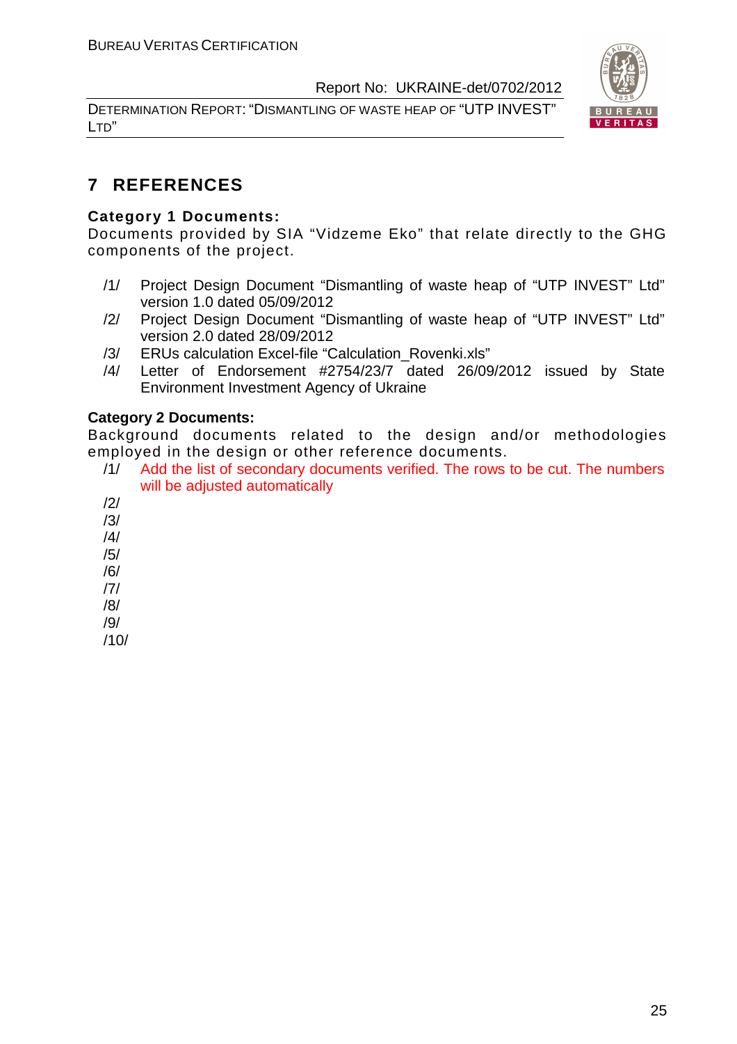# 7 REFERENCES

**Category 1 Documents:**

Documents provided by SIA "Vidzeme Eko" that relate directly to the GHG components of the project.

/1/ Project Design Document "Dismantling of waste heap of "UTP INVEST" Ltd" version 1.0 dated 05/09/2012

/2/ Project Design Document "Dismantling of waste heap of "UTP INVEST" Ltd" version 2.0 dated 28/09/2012

/3/ ERUs calculation Excel-file "Calculation_Rovenki.xls"

/4/ Letter of Endorsement #2754/23/7 dated 26/09/2012 issued by State Environment Investment Agency of Ukraine

**Category 2 Documents:**

Background documents related to the design and/or methodologies employed in the design or other reference documents.

/1/ Add the list of secondary documents verified. The rows to be cut. The numbers will be adjusted automatically

/2/

/3/

/4/

/5/

/6/

/7/

/8/

/9/

/10/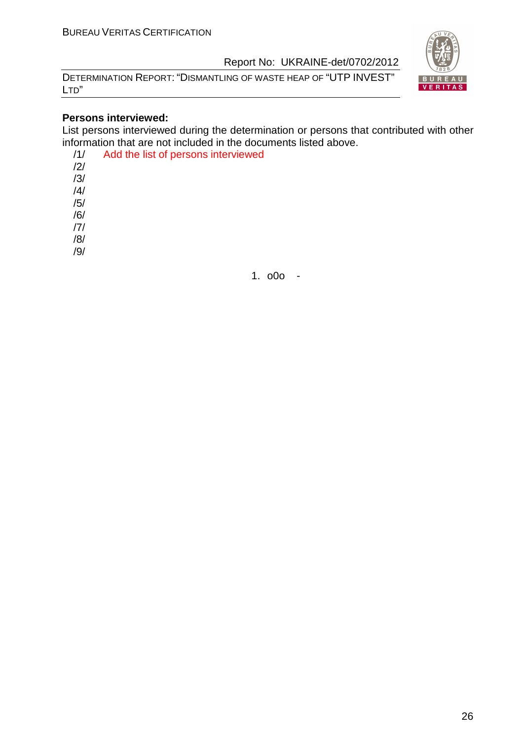**Persons interviewed:**

List persons interviewed during the determination or persons that contributed with other information that are not included in the documents listed above.

/1/ Add the list of persons interviewed

/2/

/3/

/4/

/5/

/6/

/7/

/8/

/9/

1. o0o -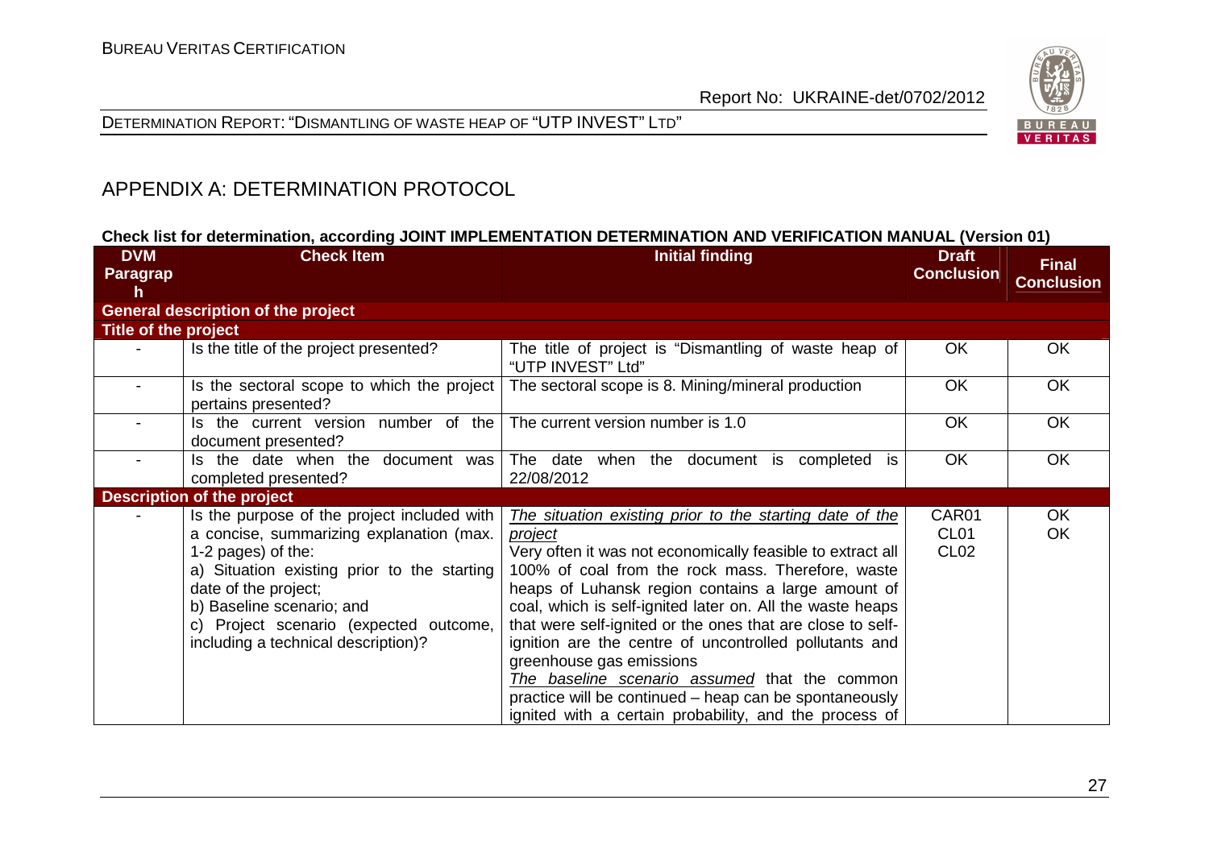## APPENDIX A: DETERMINATION PROTOCOL

**Check list for determination, according JOINT IMPLEMENTATION DETERMINATION AND VERIFICATION MANUAL (Version 01)**

| DVM Paragraph | Check Item | Initial finding | Draft Conclusion | Final Conclusion |
|---|---|---|---|---|
| **General description of the project** | | | | |
| **Title of the project** | | | | |
| - | Is the title of the project presented? | The title of project is "Dismantling of waste heap of "UTP INVEST" Ltd" | OK | OK |
| - | Is the sectoral scope to which the project pertains presented? | The sectoral scope is 8. Mining/mineral production | OK | OK |
| - | Is the current version number of the document presented? | The current version number is 1.0 | OK | OK |
| - | Is the date when the document was completed presented? | The date when the document is completed is 22/08/2012 | OK | OK |
| **Description of the project** | | | | |
| - | Is the purpose of the project included with a concise, summarizing explanation (max. 1-2 pages) of the:<br>a) Situation existing prior to the starting date of the project;<br>b) Baseline scenario; and<br>c) Project scenario (expected outcome, including a technical description)? | _The situation existing prior to the starting date of the project_<br>Very often it was not economically feasible to extract all 100% of coal from the rock mass. Therefore, waste heaps of Luhansk region contains a large amount of coal, which is self-ignited later on. All the waste heaps that were self-ignited or the ones that are close to self-ignition are the centre of uncontrolled pollutants and greenhouse gas emissions<br>_The baseline scenario assumed_ that the common practice will be continued – heap can be spontaneously ignited with a certain probability, and the process of | CAR01<br>CL01<br>CL02 | OK<br>OK |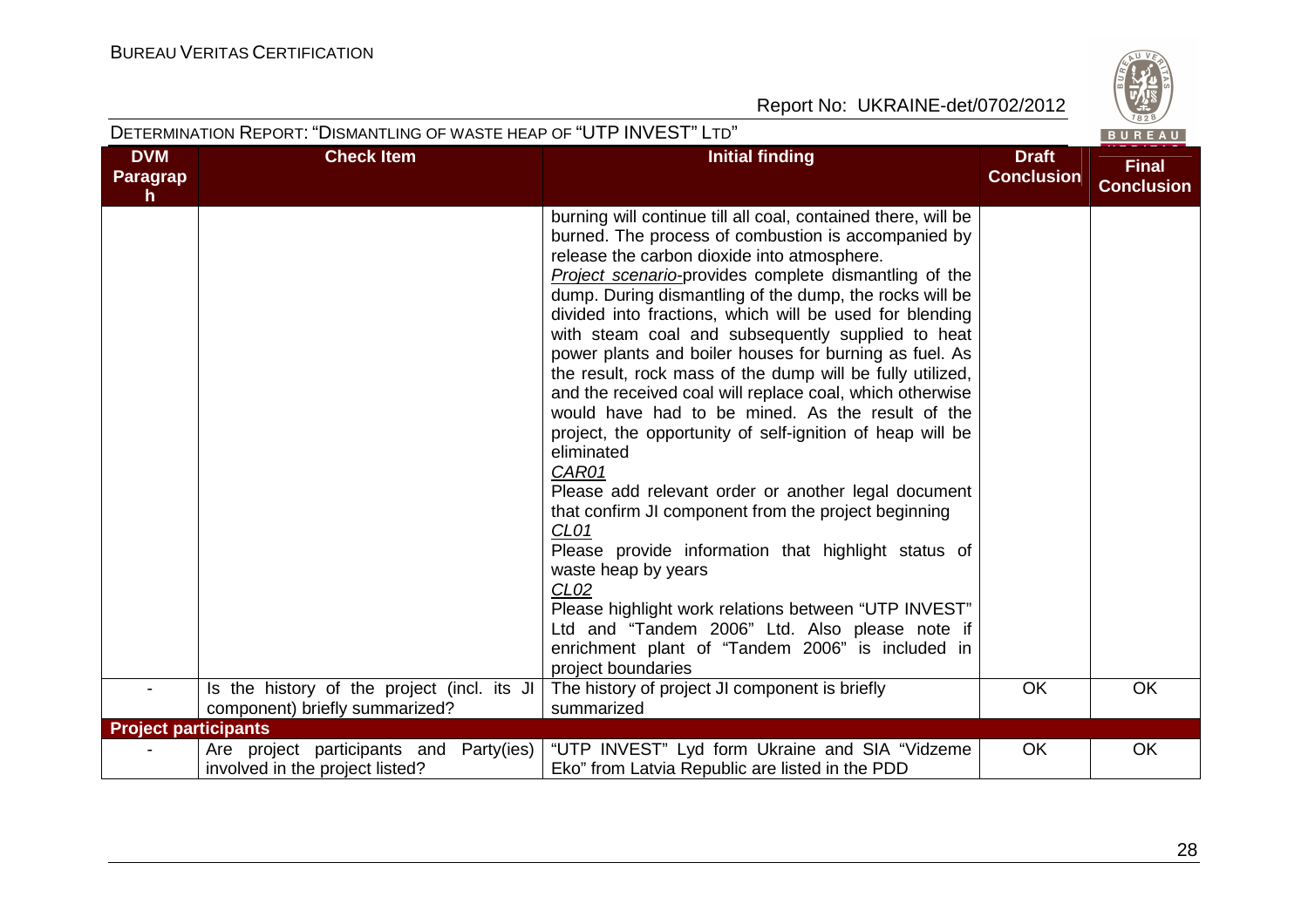DETERMINATION REPORT: "DISMANTLING OF WASTE HEAP OF "UTP INVEST" LTD"

| DVM Paragraph | Check Item | Initial finding | Draft Conclusion | Final Conclusion |
|---|---|---|---|---|
| | | burning will continue till all coal, contained there, will be burned. The process of combustion is accompanied by release the carbon dioxide into atmosphere.<br>*Project scenario*-provides complete dismantling of the dump. During dismantling of the dump, the rocks will be divided into fractions, which will be used for blending with steam coal and subsequently supplied to heat power plants and boiler houses for burning as fuel. As the result, rock mass of the dump will be fully utilized, and the received coal will replace coal, which otherwise would have had to be mined. As the result of the project, the opportunity of self-ignition of heap will be eliminated<br>*CAR01*<br>Please add relevant order or another legal document that confirm JI component from the project beginning<br>*CL01*<br>Please provide information that highlight status of waste heap by years<br>*CL02*<br>Please highlight work relations between "UTP INVEST" Ltd and "Tandem 2006" Ltd. Also please note if enrichment plant of "Tandem 2006" is included in project boundaries | | |
| - | Is the history of the project (incl. its JI component) briefly summarized? | The history of project JI component is briefly summarized | OK | OK |
| **Project participants** | | | | |
| - | Are project participants and Party(ies) involved in the project listed? | "UTP INVEST" Lyd form Ukraine and SIA "Vidzeme Eko" from Latvia Republic are listed in the PDD | OK | OK |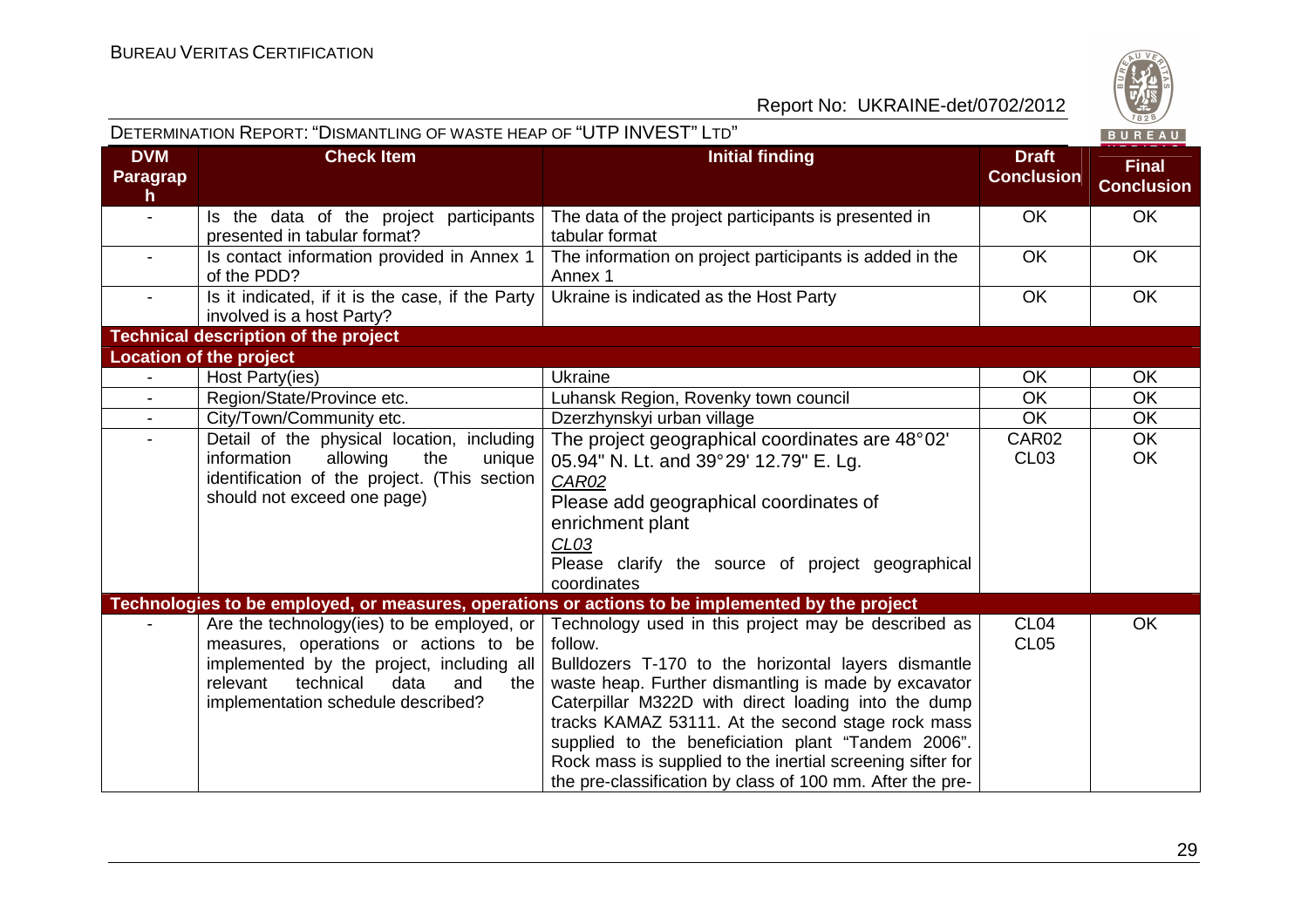| DVM Paragraph | Check Item | Initial finding | Draft Conclusion | Final Conclusion |
|---|---|---|---|---|
| - | Is the data of the project participants presented in tabular format? | The data of the project participants is presented in tabular format | OK | OK |
| - | Is contact information provided in Annex 1 of the PDD? | The information on project participants is added in the Annex 1 | OK | OK |
| - | Is it indicated, if it is the case, if the Party involved is a host Party? | Ukraine is indicated as the Host Party | OK | OK |
| **Technical description of the project** | | | | |
| **Location of the project** | | | | |
| - | Host Party(ies) | Ukraine | OK | OK |
| - | Region/State/Province etc. | Luhansk Region, Rovenky town council | OK | OK |
| - | City/Town/Community etc. | Dzerzhynskyi urban village | OK | OK |
| - | Detail of the physical location, including information allowing the unique identification of the project. (This section should not exceed one page) | The project geographical coordinates are 48°02' 05.94" N. Lt. and 39°29' 12.79" E. Lg.<br>*CAR02*<br>Please add geographical coordinates of enrichment plant<br>*CL03*<br>Please clarify the source of project geographical coordinates | CAR02<br>CL03 | OK<br>OK |
| **Technologies to be employed, or measures, operations or actions to be implemented by the project** | | | | |
| - | Are the technology(ies) to be employed, or measures, operations or actions to be implemented by the project, including all relevant technical data and the implementation schedule described? | Technology used in this project may be described as follow.<br>Bulldozers T-170 to the horizontal layers dismantle waste heap. Further dismantling is made by excavator Caterpillar M322D with direct loading into the dump tracks KAMAZ 53111. At the second stage rock mass supplied to the beneficiation plant "Tandem 2006". Rock mass is supplied to the inertial screening sifter for the pre-classification by class of 100 mm. After the pre- | CL04<br>CL05 | OK |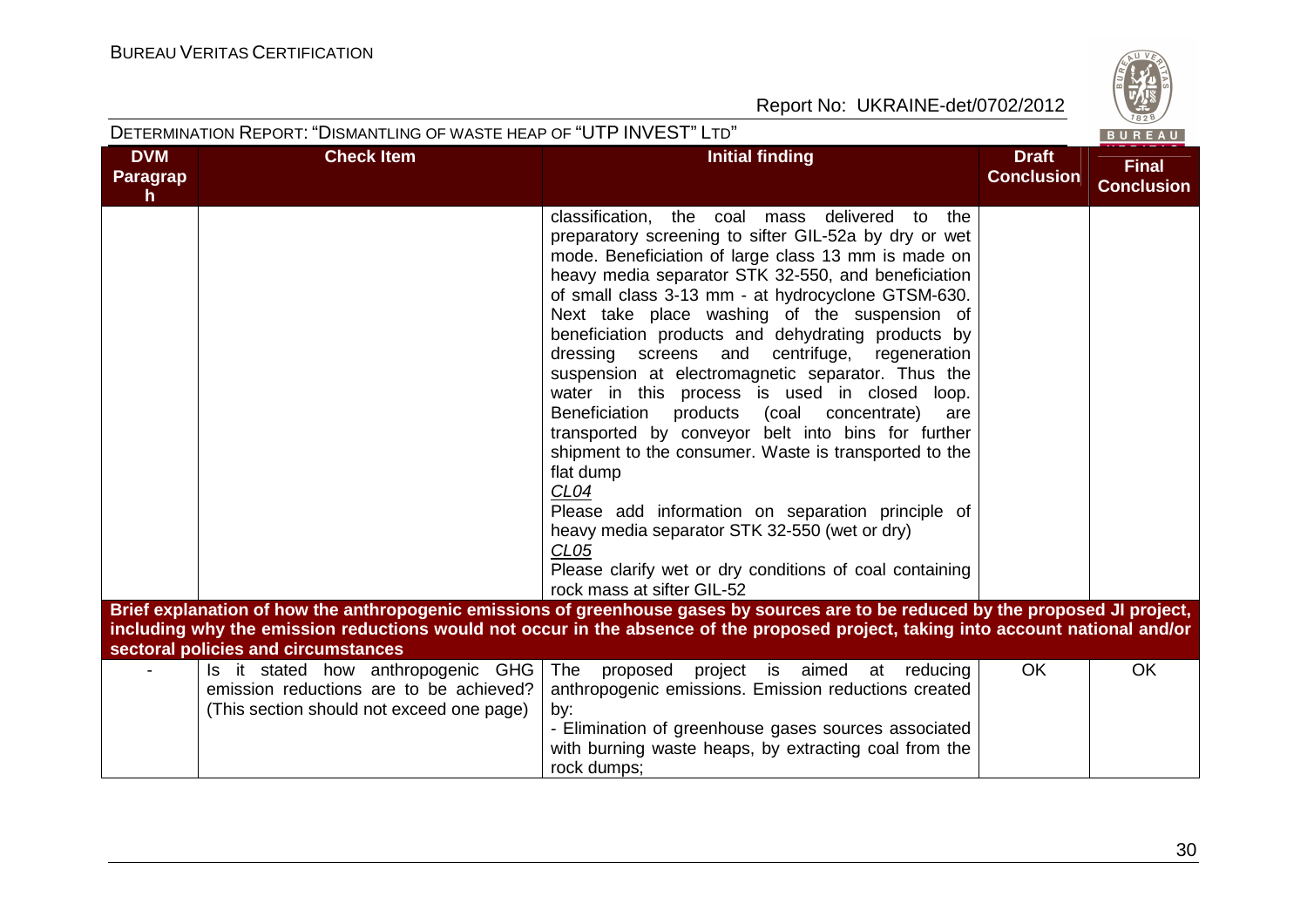| DVM Paragraph | Check Item | Initial finding | Draft Conclusion | Final Conclusion |
|---|---|---|---|---|
| | | classification, the coal mass delivered to the preparatory screening to sifter GIL-52a by dry or wet mode. Beneficiation of large class 13 mm is made on heavy media separator STK 32-550, and beneficiation of small class 3-13 mm - at hydrocyclone GTSM-630. Next take place washing of the suspension of beneficiation products and dehydrating products by dressing screens and centrifuge, regeneration suspension at electromagnetic separator. Thus the water in this process is used in closed loop. Beneficiation products (coal concentrate) are transported by conveyor belt into bins for further shipment to the consumer. Waste is transported to the flat dump<br>*CL04*<br>Please add information on separation principle of heavy media separator STK 32-550 (wet or dry)<br>*CL05*<br>Please clarify wet or dry conditions of coal containing rock mass at sifter GIL-52 | | |
| **Brief explanation of how the anthropogenic emissions of greenhouse gases by sources are to be reduced by the proposed JI project, including why the emission reductions would not occur in the absence of the proposed project, taking into account national and/or sectoral policies and circumstances** | | | | |
| - | Is it stated how anthropogenic GHG emission reductions are to be achieved? (This section should not exceed one page) | The proposed project is aimed at reducing anthropogenic emissions. Emission reductions created by:<br>- Elimination of greenhouse gases sources associated with burning waste heaps, by extracting coal from the rock dumps; | OK | OK |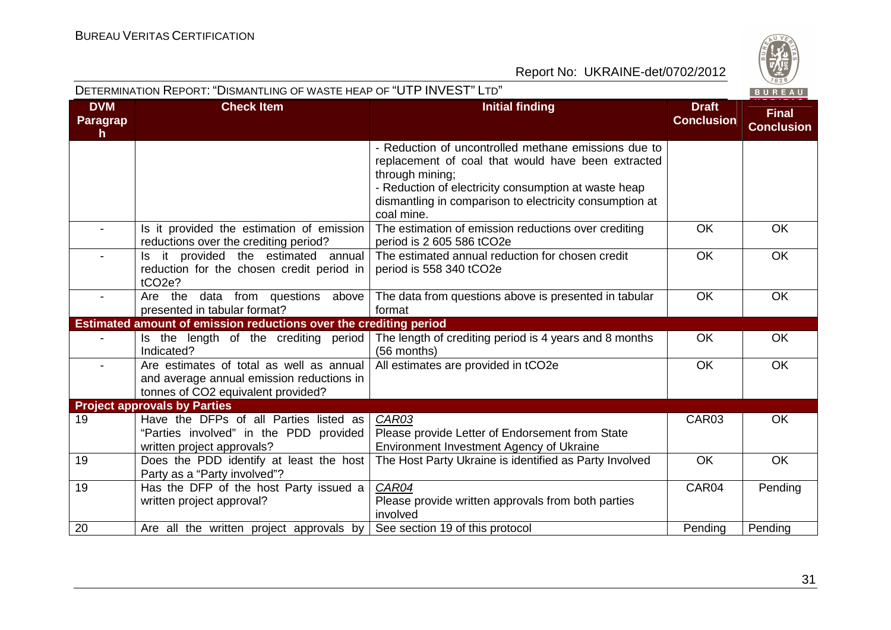| DVM Paragraph | Check Item | Initial finding | Draft Conclusion | Final Conclusion |
|---|---|---|---|---|
| | | - Reduction of uncontrolled methane emissions due to replacement of coal that would have been extracted through mining;<br>- Reduction of electricity consumption at waste heap dismantling in comparison to electricity consumption at coal mine. | | |
| - | Is it provided the estimation of emission reductions over the crediting period? | The estimation of emission reductions over crediting period is 2 605 586 tCO2e | OK | OK |
| - | Is it provided the estimated annual reduction for the chosen credit period in tCO2e? | The estimated annual reduction for chosen credit period is 558 340 tCO2e | OK | OK |
| - | Are the data from questions above presented in tabular format? | The data from questions above is presented in tabular format | OK | OK |
| **Estimated amount of emission reductions over the crediting period** | | | | |
| - | Is the length of the crediting period Indicated? | The length of crediting period is 4 years and 8 months (56 months) | OK | OK |
| - | Are estimates of total as well as annual and average annual emission reductions in tonnes of CO2 equivalent provided? | All estimates are provided in tCO2e | OK | OK |
| **Project approvals by Parties** | | | | |
| 19 | Have the DFPs of all Parties listed as "Parties involved" in the PDD provided written project approvals? | *CAR03*<br>Please provide Letter of Endorsement from State Environment Investment Agency of Ukraine | CAR03 | OK |
| 19 | Does the PDD identify at least the host Party as a "Party involved"? | The Host Party Ukraine is identified as Party Involved | OK | OK |
| 19 | Has the DFP of the host Party issued a written project approval? | *CAR04*<br>Please provide written approvals from both parties involved | CAR04 | Pending |
| 20 | Are all the written project approvals by | See section 19 of this protocol | Pending | Pending |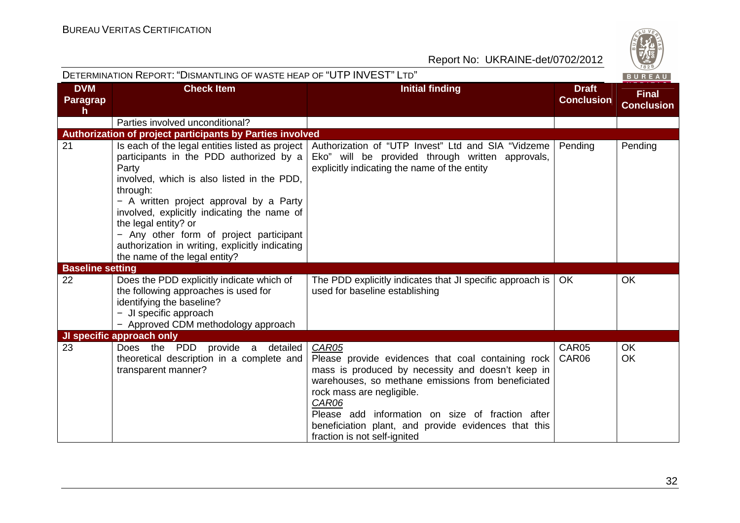| DVM Paragraph | Check Item | Initial finding | Draft Conclusion | Final Conclusion |
|---|---|---|---|---|
| | Parties involved unconditional? | | | |
| **Authorization of project participants by Parties involved** | | | | |
| 21 | Is each of the legal entities listed as project participants in the PDD authorized by a Party involved, which is also listed in the PDD, through:<br>− A written project approval by a Party involved, explicitly indicating the name of the legal entity? or<br>− Any other form of project participant authorization in writing, explicitly indicating the name of the legal entity? | Authorization of "UTP Invest" Ltd and SIA "Vidzeme Eko" will be provided through written approvals, explicitly indicating the name of the entity | Pending | Pending |
| **Baseline setting** | | | | |
| 22 | Does the PDD explicitly indicate which of the following approaches is used for identifying the baseline?<br>− JI specific approach<br>− Approved CDM methodology approach | The PDD explicitly indicates that JI specific approach is used for baseline establishing | OK | OK |
| **JI specific approach only** | | | | |
| 23 | Does the PDD provide a detailed theoretical description in a complete and transparent manner? | _CAR05_<br>Please provide evidences that coal containing rock mass is produced by necessity and doesn't keep in warehouses, so methane emissions from beneficiated rock mass are negligible.<br>_CAR06_<br>Please add information on size of fraction after beneficiation plant, and provide evidences that this fraction is not self-ignited | CAR05<br>CAR06 | OK<br>OK |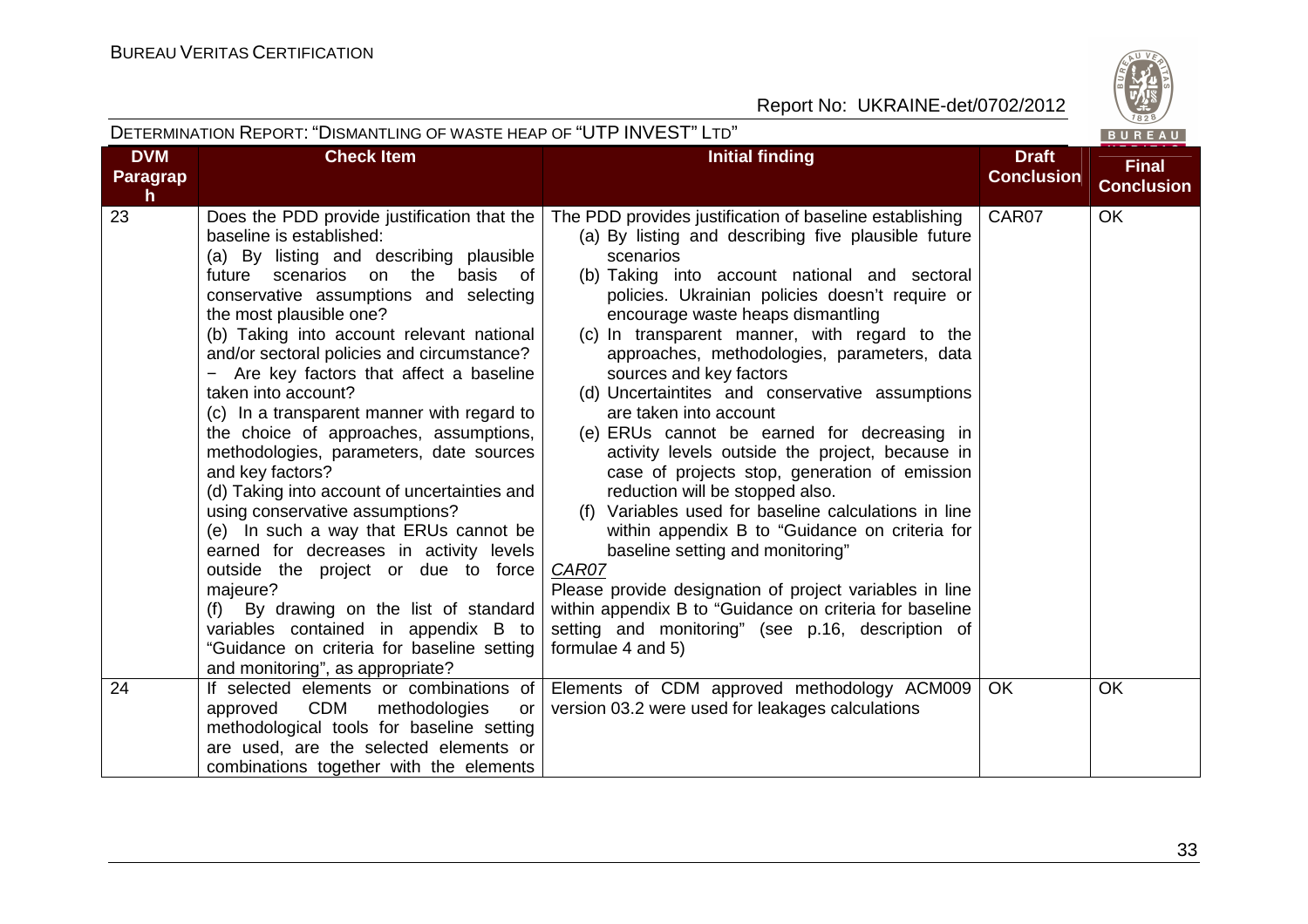| DVM Paragraph | Check Item | Initial finding | Draft Conclusion | Final Conclusion |
|---|---|---|---|---|
| 23 | Does the PDD provide justification that the baseline is established:<br>(a) By listing and describing plausible future scenarios on the basis of conservative assumptions and selecting the most plausible one?<br>(b) Taking into account relevant national and/or sectoral policies and circumstance?<br>− Are key factors that affect a baseline taken into account?<br>(c) In a transparent manner with regard to the choice of approaches, assumptions, methodologies, parameters, date sources and key factors?<br>(d) Taking into account of uncertainties and using conservative assumptions?<br>(e) In such a way that ERUs cannot be earned for decreases in activity levels outside the project or due to force majeure?<br>(f) By drawing on the list of standard variables contained in appendix B to "Guidance on criteria for baseline setting and monitoring", as appropriate? | The PDD provides justification of baseline establishing<br>(a) By listing and describing five plausible future scenarios<br>(b) Taking into account national and sectoral policies. Ukrainian policies doesn't require or encourage waste heaps dismantling<br>(c) In transparent manner, with regard to the approaches, methodologies, parameters, data sources and key factors<br>(d) Uncertaintites and conservative assumptions are taken into account<br>(e) ERUs cannot be earned for decreasing in activity levels outside the project, because in case of projects stop, generation of emission reduction will be stopped also.<br>(f) Variables used for baseline calculations in line within appendix B to "Guidance on criteria for baseline setting and monitoring"<br>*CAR07*<br>Please provide designation of project variables in line within appendix B to "Guidance on criteria for baseline setting and monitoring" (see p.16, description of formulae 4 and 5) | CAR07 | OK |
| 24 | If selected elements or combinations of approved CDM methodologies or methodological tools for baseline setting are used, are the selected elements or combinations together with the elements | Elements of CDM approved methodology ACM009 version 03.2 were used for leakages calculations | OK | OK |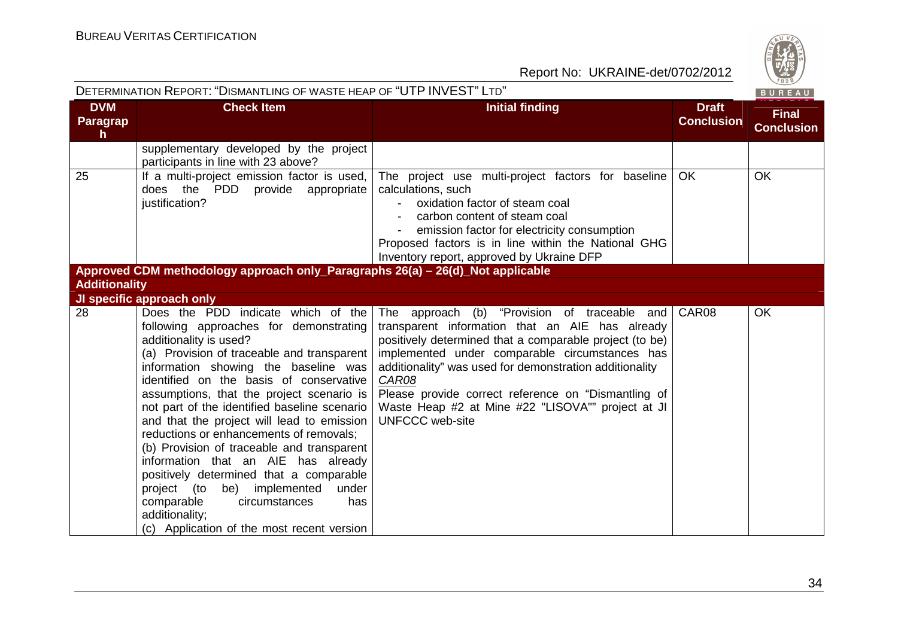| DVM Paragraph | Check Item | Initial finding | Draft Conclusion | Final Conclusion |
|---|---|---|---|---|
| | supplementary developed by the project participants in line with 23 above? | | | |
| 25 | If a multi-project emission factor is used, does the PDD provide appropriate justification? | The project use multi-project factors for baseline calculations, such<br>- oxidation factor of steam coal<br>- carbon content of steam coal<br>- emission factor for electricity consumption<br>Proposed factors is in line within the National GHG Inventory report, approved by Ukraine DFP | OK | OK |
| **Approved CDM methodology approach only_Paragraphs 26(a) – 26(d)_Not applicable** | | | | |
| **Additionality** | | | | |
| **JI specific approach only** | | | | |
| 28 | Does the PDD indicate which of the following approaches for demonstrating additionality is used?<br>(a) Provision of traceable and transparent information showing the baseline was identified on the basis of conservative assumptions, that the project scenario is not part of the identified baseline scenario and that the project will lead to emission reductions or enhancements of removals;<br>(b) Provision of traceable and transparent information that an AIE has already positively determined that a comparable project (to be) implemented under comparable circumstances has additionality;<br>(c) Application of the most recent version | The approach (b) "Provision of traceable and transparent information that an AIE has already positively determined that a comparable project (to be) implemented under comparable circumstances has additionality" was used for demonstration additionality<br>*CAR08*<br>Please provide correct reference on "Dismantling of Waste Heap #2 at Mine #22 "LISOVA"" project at JI UNFCCC web-site | CAR08 | OK |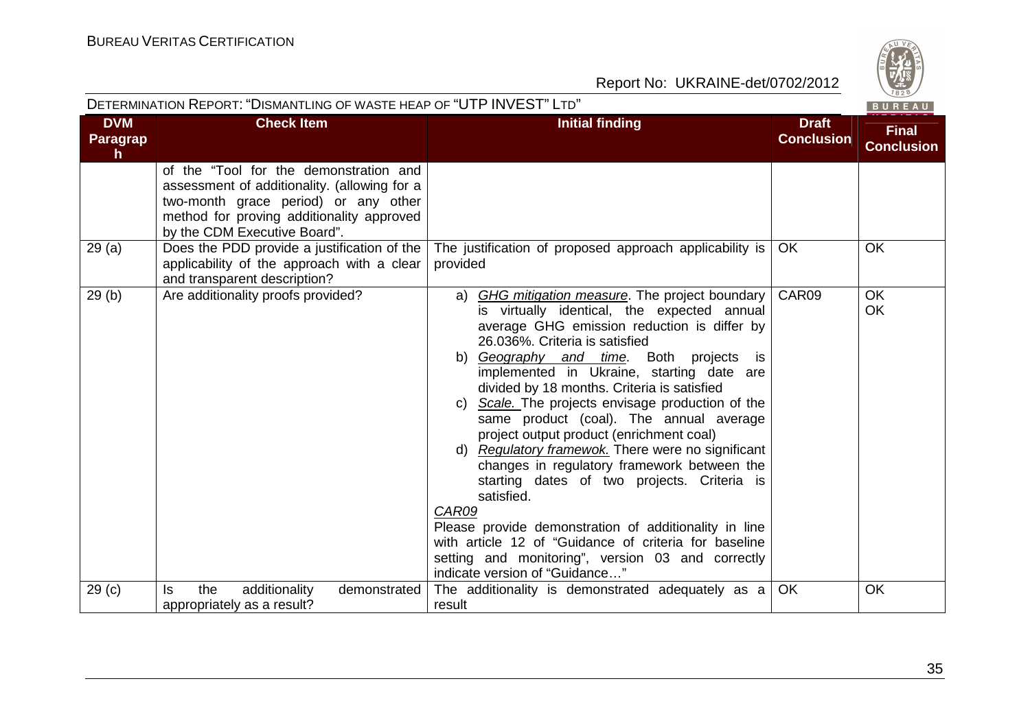| DVM Paragraph | Check Item | Initial finding | Draft Conclusion | Final Conclusion |
|---|---|---|---|---|
| | of the "Tool for the demonstration and assessment of additionality. (allowing for a two-month grace period) or any other method for proving additionality approved by the CDM Executive Board". | | | |
| 29 (a) | Does the PDD provide a justification of the applicability of the approach with a clear and transparent description? | The justification of proposed approach applicability is provided | OK | OK |
| 29 (b) | Are additionality proofs provided? | a) *GHG mitigation measure*. The project boundary is virtually identical, the expected annual average GHG emission reduction is differ by 26.036%. Criteria is satisfied<br>b) *Geography and time*. Both projects is implemented in Ukraine, starting date are divided by 18 months. Criteria is satisfied<br>c) *Scale.* The projects envisage production of the same product (coal). The annual average project output product (enrichment coal)<br>d) *Regulatory framewok.* There were no significant changes in regulatory framework between the starting dates of two projects. Criteria is satisfied.<br>*CAR09*<br>Please provide demonstration of additionality in line with article 12 of "Guidance of criteria for baseline setting and monitoring", version 03 and correctly indicate version of "Guidance…" | CAR09 | OK<br>OK |
| 29 (c) | Is the additionality demonstrated appropriately as a result? | The additionality is demonstrated adequately as a result | OK | OK |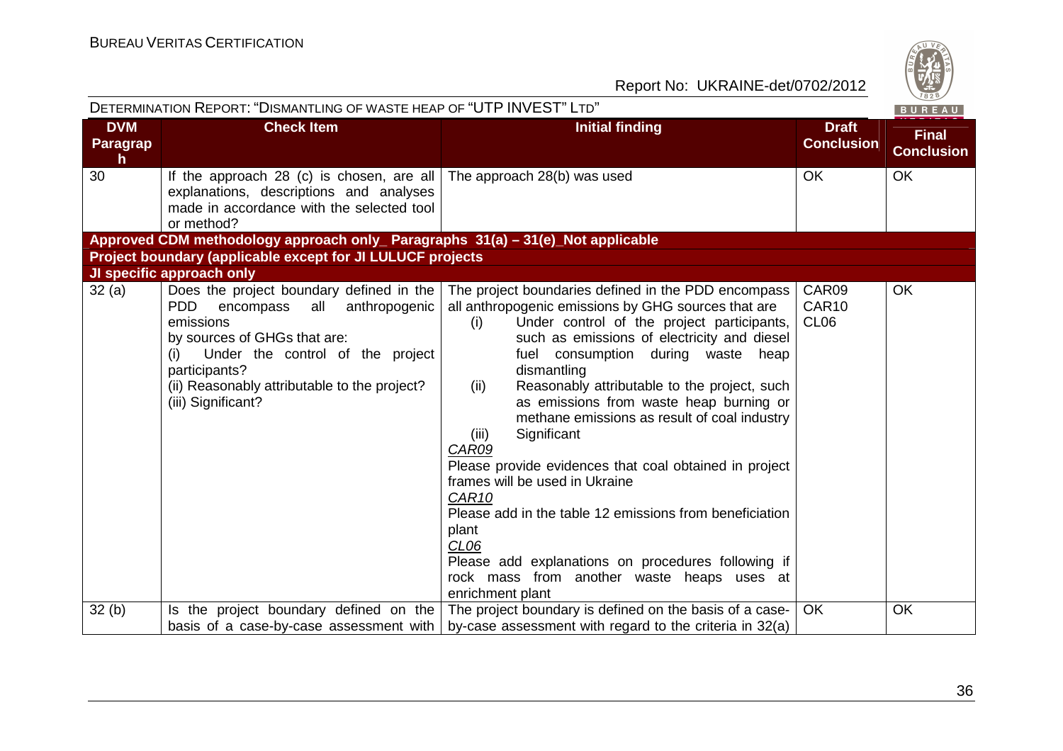| DVM Paragraph | Check Item | Initial finding | Draft Conclusion | Final Conclusion |
|---|---|---|---|---|
| 30 | If the approach 28 (c) is chosen, are all explanations, descriptions and analyses made in accordance with the selected tool or method? | The approach 28(b) was used | OK | OK |
| **Approved CDM methodology approach only_ Paragraphs 31(a) – 31(e)_Not applicable** | | | | |
| **Project boundary (applicable except for JI LULUCF projects** | | | | |
| **JI specific approach only** | | | | |
| 32 (a) | Does the project boundary defined in the PDD encompass all anthropogenic emissions by sources of GHGs that are:<br>(i) Under the control of the project participants?<br>(ii) Reasonably attributable to the project?<br>(iii) Significant? | The project boundaries defined in the PDD encompass all anthropogenic emissions by GHG sources that are<br>(i) Under control of the project participants, such as emissions of electricity and diesel fuel consumption during waste heap dismantling<br>(ii) Reasonably attributable to the project, such as emissions from waste heap burning or methane emissions as result of coal industry<br>(iii) Significant<br>*CAR09*<br>Please provide evidences that coal obtained in project frames will be used in Ukraine<br>*CAR10*<br>Please add in the table 12 emissions from beneficiation plant<br>*CL06*<br>Please add explanations on procedures following if rock mass from another waste heaps uses at enrichment plant | CAR09<br>CAR10<br>CL06 | OK |
| 32 (b) | Is the project boundary defined on the basis of a case-by-case assessment with | The project boundary is defined on the basis of a case-by-case assessment with regard to the criteria in 32(a) | OK | OK |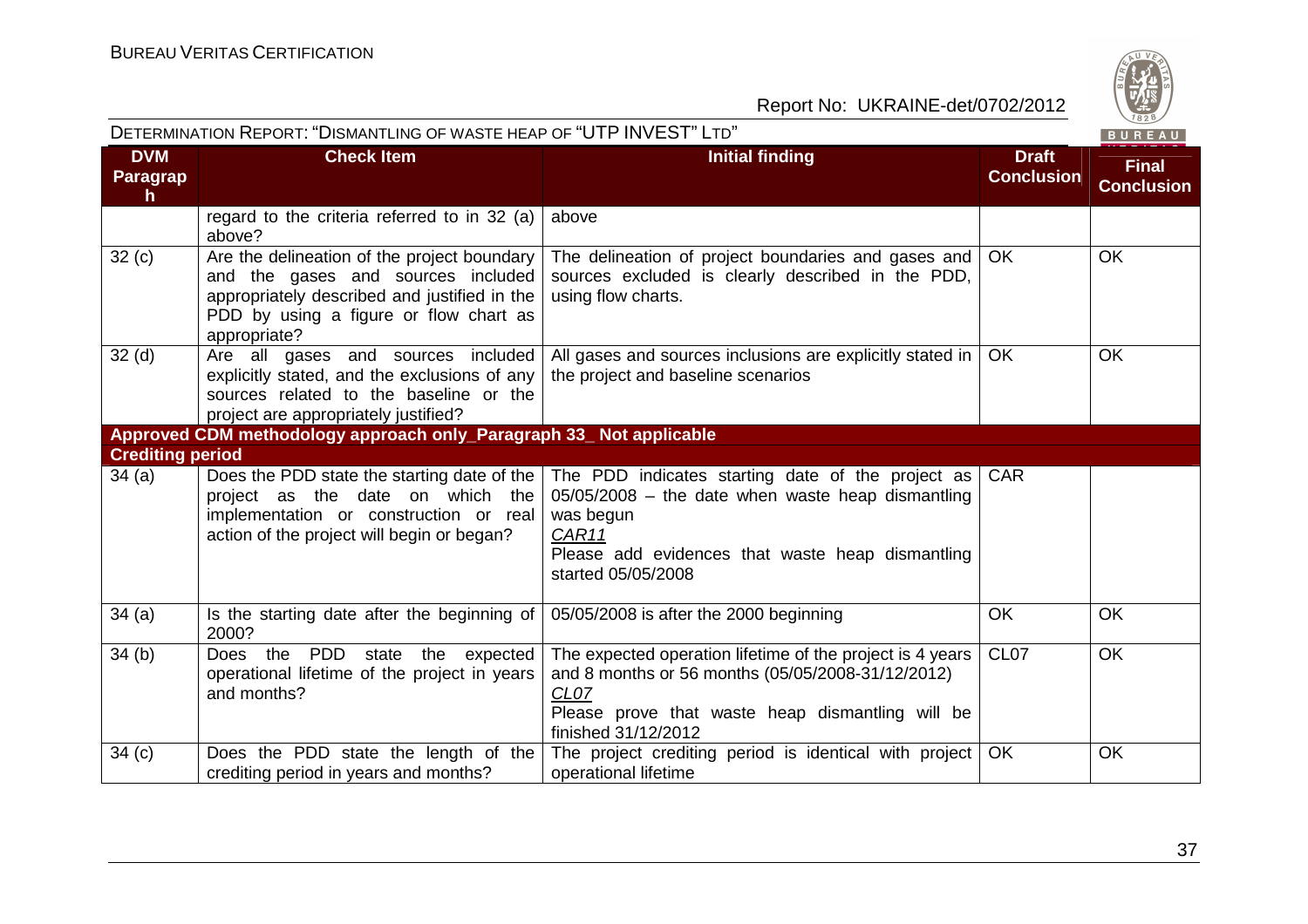| DVM Paragraph | Check Item | Initial finding | Draft Conclusion | Final Conclusion |
|---|---|---|---|---|
| | regard to the criteria referred to in 32 (a) above? | above | | |
| 32 (c) | Are the delineation of the project boundary and the gases and sources included appropriately described and justified in the PDD by using a figure or flow chart as appropriate? | The delineation of project boundaries and gases and sources excluded is clearly described in the PDD, using flow charts. | OK | OK |
| 32 (d) | Are all gases and sources included explicitly stated, and the exclusions of any sources related to the baseline or the project are appropriately justified? | All gases and sources inclusions are explicitly stated in the project and baseline scenarios | OK | OK |
| **Approved CDM methodology approach only_Paragraph 33_ Not applicable** | | | | |
| **Crediting period** | | | | |
| 34 (a) | Does the PDD state the starting date of the project as the date on which the implementation or construction or real action of the project will begin or began? | The PDD indicates starting date of the project as 05/05/2008 – the date when waste heap dismantling was begun<br>CAR11<br>Please add evidences that waste heap dismantling started 05/05/2008 | CAR | |
| 34 (a) | Is the starting date after the beginning of 2000? | 05/05/2008 is after the 2000 beginning | OK | OK |
| 34 (b) | Does the PDD state the expected operational lifetime of the project in years and months? | The expected operation lifetime of the project is 4 years and 8 months or 56 months (05/05/2008-31/12/2012)<br>CL07<br>Please prove that waste heap dismantling will be finished 31/12/2012 | CL07 | OK |
| 34 (c) | Does the PDD state the length of the crediting period in years and months? | The project crediting period is identical with project operational lifetime | OK | OK |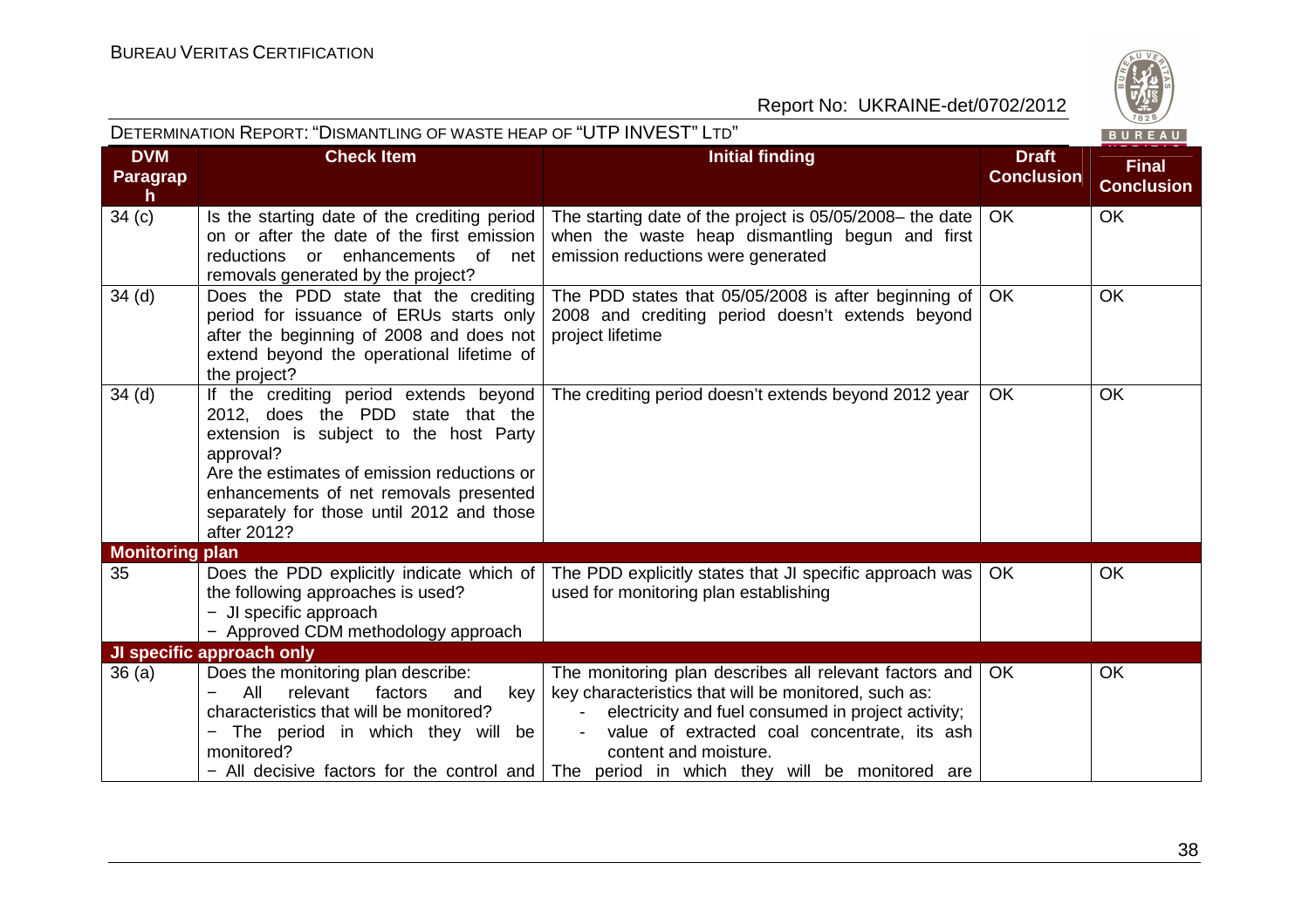| DVM Paragraph | Check Item | Initial finding | Draft Conclusion | Final Conclusion |
|---|---|---|---|---|
| 34 (c) | Is the starting date of the crediting period on or after the date of the first emission reductions or enhancements of net removals generated by the project? | The starting date of the project is 05/05/2008– the date when the waste heap dismantling begun and first emission reductions were generated | OK | OK |
| 34 (d) | Does the PDD state that the crediting period for issuance of ERUs starts only after the beginning of 2008 and does not extend beyond the operational lifetime of the project? | The PDD states that 05/05/2008 is after beginning of 2008 and crediting period doesn't extends beyond project lifetime | OK | OK |
| 34 (d) | If the crediting period extends beyond 2012, does the PDD state that the extension is subject to the host Party approval?<br>Are the estimates of emission reductions or enhancements of net removals presented separately for those until 2012 and those after 2012? | The crediting period doesn't extends beyond 2012 year | OK | OK |
| **Monitoring plan** | | | | |
| 35 | Does the PDD explicitly indicate which of the following approaches is used?<br>− JI specific approach<br>− Approved CDM methodology approach | The PDD explicitly states that JI specific approach was used for monitoring plan establishing | OK | OK |
| **JI specific approach only** | | | | |
| 36 (a) | Does the monitoring plan describe:<br>− All relevant factors and key characteristics that will be monitored?<br>− The period in which they will be monitored?<br>− All decisive factors for the control and | The monitoring plan describes all relevant factors and key characteristics that will be monitored, such as:<br>- electricity and fuel consumed in project activity;<br>- value of extracted coal concentrate, its ash content and moisture.<br>The period in which they will be monitored are | OK | OK |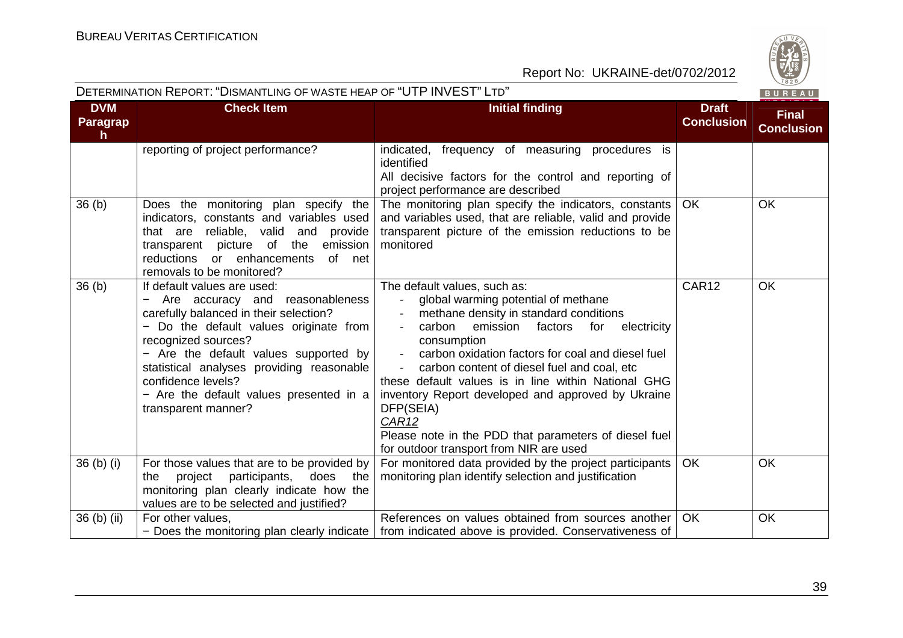| DVM Paragraph | Check Item | Initial finding | Draft Conclusion | Final Conclusion |
|---|---|---|---|---|
| | reporting of project performance? | indicated, frequency of measuring procedures is identified<br>All decisive factors for the control and reporting of project performance are described | | |
| 36 (b) | Does the monitoring plan specify the indicators, constants and variables used that are reliable, valid and provide transparent picture of the emission reductions or enhancements of net removals to be monitored? | The monitoring plan specify the indicators, constants and variables used, that are reliable, valid and provide transparent picture of the emission reductions to be monitored | OK | OK |
| 36 (b) | If default values are used:<br>− Are accuracy and reasonableness carefully balanced in their selection?<br>− Do the default values originate from recognized sources?<br>− Are the default values supported by statistical analyses providing reasonable confidence levels?<br>− Are the default values presented in a transparent manner? | The default values, such as:<br>- global warming potential of methane<br>- methane density in standard conditions<br>- carbon emission factors for electricity consumption<br>- carbon oxidation factors for coal and diesel fuel<br>- carbon content of diesel fuel and coal, etc<br>these default values is in line within National GHG inventory Report developed and approved by Ukraine DFP(SEIA)<br>*CAR12*<br>Please note in the PDD that parameters of diesel fuel for outdoor transport from NIR are used | CAR12 | OK |
| 36 (b) (i) | For those values that are to be provided by the project participants, does the monitoring plan clearly indicate how the values are to be selected and justified? | For monitored data provided by the project participants monitoring plan identify selection and justification | OK | OK |
| 36 (b) (ii) | For other values,<br>− Does the monitoring plan clearly indicate | References on values obtained from sources another from indicated above is provided. Conservativeness of | OK | OK |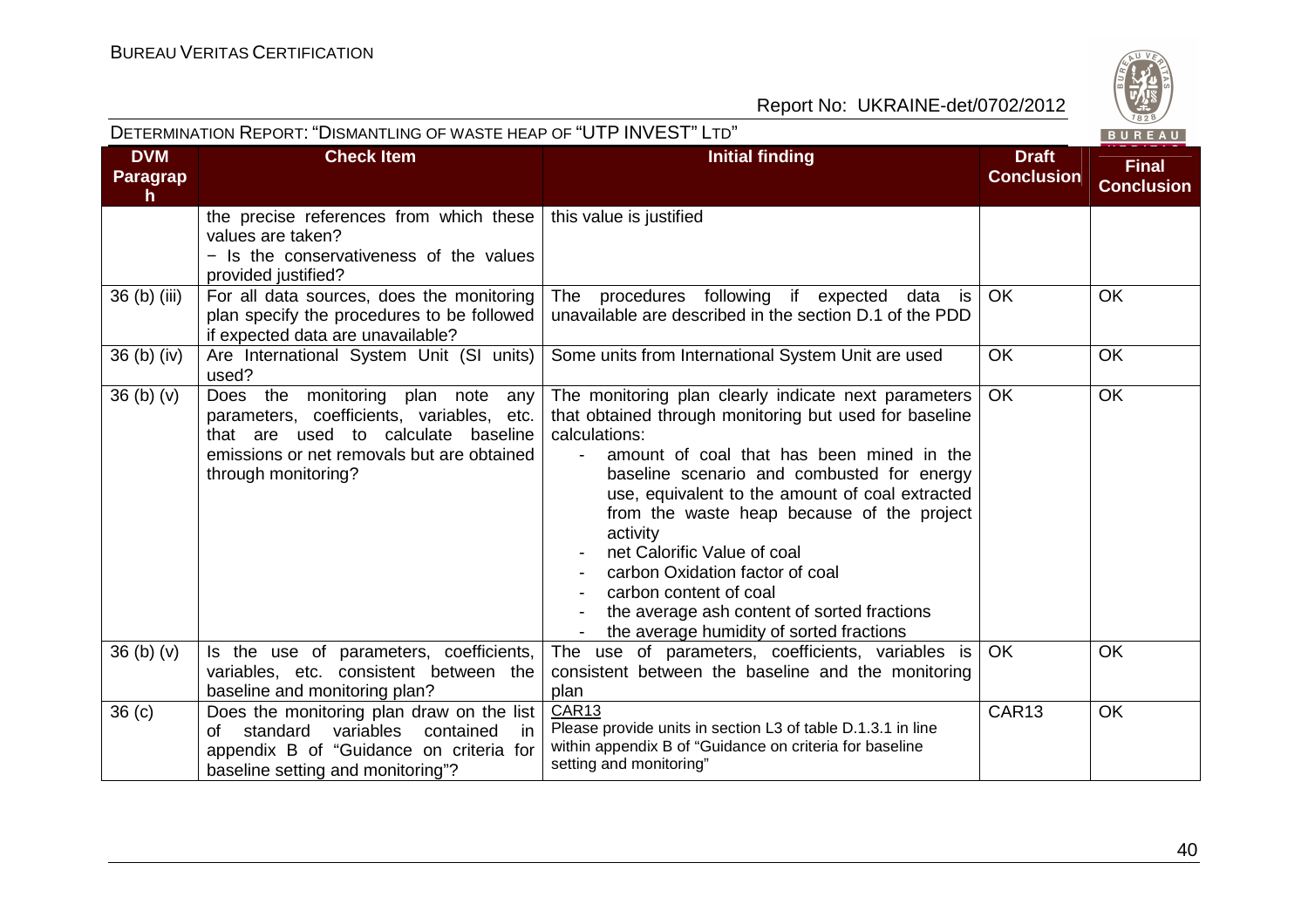DETERMINATION REPORT: "DISMANTLING OF WASTE HEAP OF "UTP INVEST" LTD"

| DVM Paragraph | Check Item | Initial finding | Draft Conclusion | Final Conclusion |
|---|---|---|---|---|
| | the precise references from which these values are taken?<br>− Is the conservativeness of the values provided justified? | this value is justified | | |
| 36 (b) (iii) | For all data sources, does the monitoring plan specify the procedures to be followed if expected data are unavailable? | The procedures following if expected data is unavailable are described in the section D.1 of the PDD | OK | OK |
| 36 (b) (iv) | Are International System Unit (SI units) used? | Some units from International System Unit are used | OK | OK |
| 36 (b) (v) | Does the monitoring plan note any parameters, coefficients, variables, etc. that are used to calculate baseline emissions or net removals but are obtained through monitoring? | The monitoring plan clearly indicate next parameters that obtained through monitoring but used for baseline calculations:<br>- amount of coal that has been mined in the baseline scenario and combusted for energy use, equivalent to the amount of coal extracted from the waste heap because of the project activity<br>- net Calorific Value of coal<br>- carbon Oxidation factor of coal<br>- carbon content of coal<br>- the average ash content of sorted fractions<br>- the average humidity of sorted fractions | OK | OK |
| 36 (b) (v) | Is the use of parameters, coefficients, variables, etc. consistent between the baseline and monitoring plan? | The use of parameters, coefficients, variables is consistent between the baseline and the monitoring plan | OK | OK |
| 36 (c) | Does the monitoring plan draw on the list of standard variables contained in appendix B of "Guidance on criteria for baseline setting and monitoring"? | CAR13<br>Please provide units in section L3 of table D.1.3.1 in line within appendix B of "Guidance on criteria for baseline setting and monitoring" | CAR13 | OK |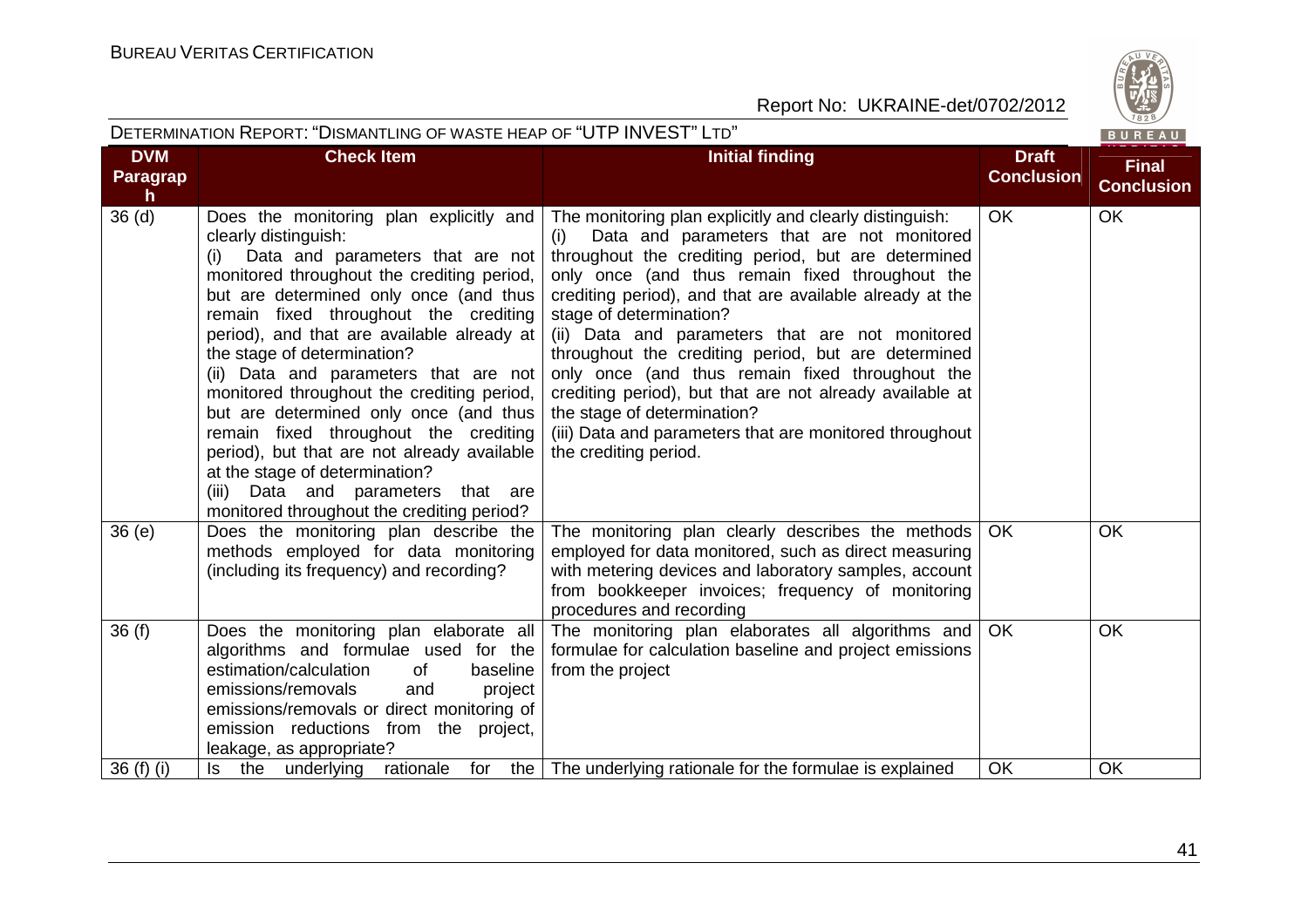| DVM Paragraph | Check Item | Initial finding | Draft Conclusion | Final Conclusion |
|---|---|---|---|---|
| 36 (d) | Does the monitoring plan explicitly and clearly distinguish:<br>(i) Data and parameters that are not monitored throughout the crediting period, but are determined only once (and thus remain fixed throughout the crediting period), and that are available already at the stage of determination?<br>(ii) Data and parameters that are not monitored throughout the crediting period, but are determined only once (and thus remain fixed throughout the crediting period), but that are not already available at the stage of determination?<br>(iii) Data and parameters that are monitored throughout the crediting period? | The monitoring plan explicitly and clearly distinguish:<br>(i) Data and parameters that are not monitored throughout the crediting period, but are determined only once (and thus remain fixed throughout the crediting period), and that are available already at the stage of determination?<br>(ii) Data and parameters that are not monitored throughout the crediting period, but are determined only once (and thus remain fixed throughout the crediting period), but that are not already available at the stage of determination?<br>(iii) Data and parameters that are monitored throughout the crediting period. | OK | OK |
| 36 (e) | Does the monitoring plan describe the methods employed for data monitoring (including its frequency) and recording? | The monitoring plan clearly describes the methods employed for data monitored, such as direct measuring with metering devices and laboratory samples, account from bookkeeper invoices; frequency of monitoring procedures and recording | OK | OK |
| 36 (f) | Does the monitoring plan elaborate all algorithms and formulae used for the estimation/calculation of baseline emissions/removals and project emissions/removals or direct monitoring of emission reductions from the project, leakage, as appropriate? | The monitoring plan elaborates all algorithms and formulae for calculation baseline and project emissions from the project | OK | OK |
| 36 (f) (i) | Is the underlying rationale for the | The underlying rationale for the formulae is explained | OK | OK |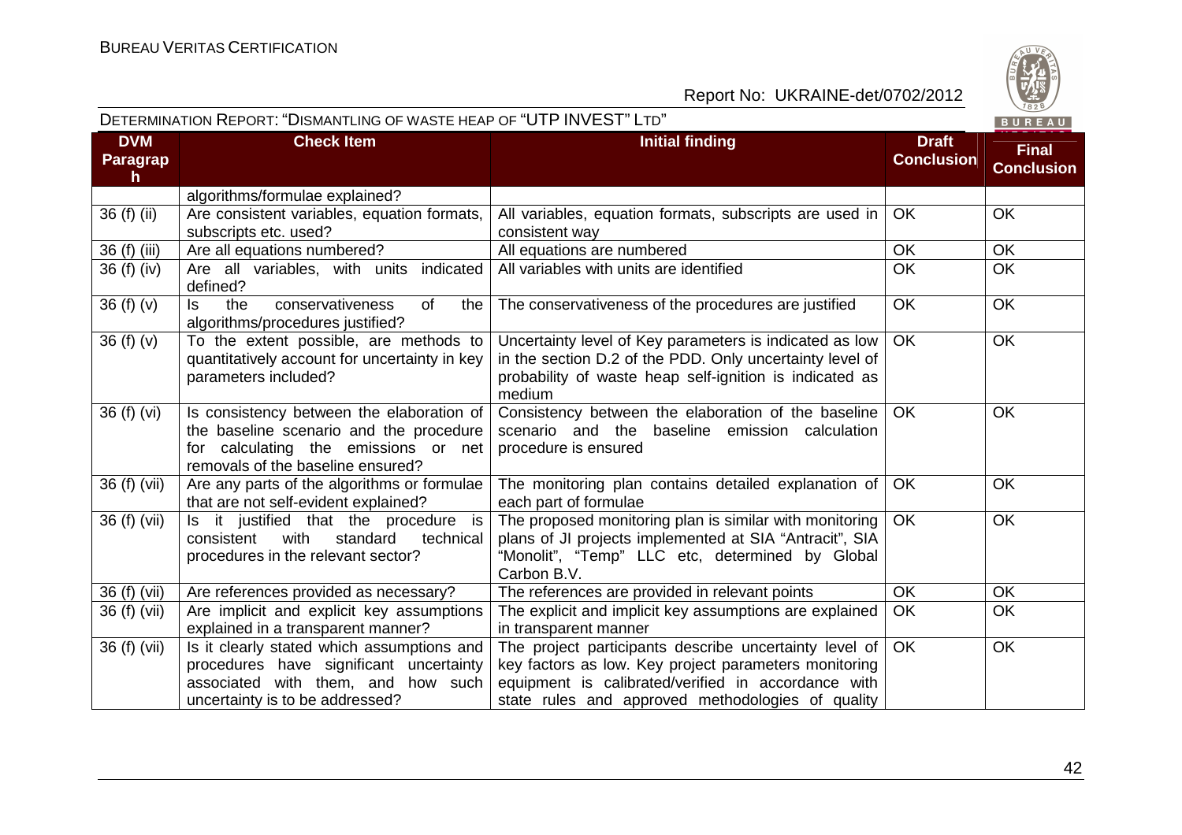| DVM Paragraph | Check Item | Initial finding | Draft Conclusion | Final Conclusion |
|---|---|---|---|---|
| | algorithms/formulae explained? | | | |
| 36 (f) (ii) | Are consistent variables, equation formats, subscripts etc. used? | All variables, equation formats, subscripts are used in consistent way | OK | OK |
| 36 (f) (iii) | Are all equations numbered? | All equations are numbered | OK | OK |
| 36 (f) (iv) | Are all variables, with units indicated defined? | All variables with units are identified | OK | OK |
| 36 (f) (v) | Is the conservativeness of the algorithms/procedures justified? | The conservativeness of the procedures are justified | OK | OK |
| 36 (f) (v) | To the extent possible, are methods to quantitatively account for uncertainty in key parameters included? | Uncertainty level of Key parameters is indicated as low in the section D.2 of the PDD. Only uncertainty level of probability of waste heap self-ignition is indicated as medium | OK | OK |
| 36 (f) (vi) | Is consistency between the elaboration of the baseline scenario and the procedure for calculating the emissions or net removals of the baseline ensured? | Consistency between the elaboration of the baseline scenario and the baseline emission calculation procedure is ensured | OK | OK |
| 36 (f) (vii) | Are any parts of the algorithms or formulae that are not self-evident explained? | The monitoring plan contains detailed explanation of each part of formulae | OK | OK |
| 36 (f) (vii) | Is it justified that the procedure is consistent with standard technical procedures in the relevant sector? | The proposed monitoring plan is similar with monitoring plans of JI projects implemented at SIA "Antracit", SIA "Monolit", "Temp" LLC etc, determined by Global Carbon B.V. | OK | OK |
| 36 (f) (vii) | Are references provided as necessary? | The references are provided in relevant points | OK | OK |
| 36 (f) (vii) | Are implicit and explicit key assumptions explained in a transparent manner? | The explicit and implicit key assumptions are explained in transparent manner | OK | OK |
| 36 (f) (vii) | Is it clearly stated which assumptions and procedures have significant uncertainty associated with them, and how such uncertainty is to be addressed? | The project participants describe uncertainty level of key factors as low. Key project parameters monitoring equipment is calibrated/verified in accordance with state rules and approved methodologies of quality | OK | OK |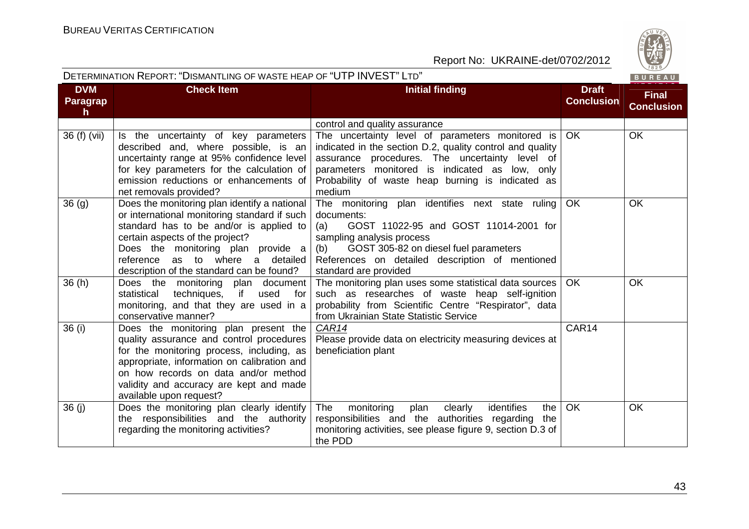| DVM Paragraph | Check Item | Initial finding | Draft Conclusion | Final Conclusion |
|---|---|---|---|---|
| | | control and quality assurance | | |
| 36 (f) (vii) | Is the uncertainty of key parameters described and, where possible, is an uncertainty range at 95% confidence level for key parameters for the calculation of emission reductions or enhancements of net removals provided? | The uncertainty level of parameters monitored is indicated in the section D.2, quality control and quality assurance procedures. The uncertainty level of parameters monitored is indicated as low, only Probability of waste heap burning is indicated as medium | OK | OK |
| 36 (g) | Does the monitoring plan identify a national or international monitoring standard if such standard has to be and/or is applied to certain aspects of the project? Does the monitoring plan provide a reference as to where a detailed description of the standard can be found? | The monitoring plan identifies next state ruling documents:<br>(a) GOST 11022-95 and GOST 11014-2001 for sampling analysis process<br>(b) GOST 305-82 on diesel fuel parameters<br>References on detailed description of mentioned standard are provided | OK | OK |
| 36 (h) | Does the monitoring plan document statistical techniques, if used for monitoring, and that they are used in a conservative manner? | The monitoring plan uses some statistical data sources such as researches of waste heap self-ignition probability from Scientific Centre "Respirator", data from Ukrainian State Statistic Service | OK | OK |
| 36 (i) | Does the monitoring plan present the quality assurance and control procedures for the monitoring process, including, as appropriate, information on calibration and on how records on data and/or method validity and accuracy are kept and made available upon request? | *CAR14*<br>Please provide data on electricity measuring devices at beneficiation plant | CAR14 | |
| 36 (j) | Does the monitoring plan clearly identify the responsibilities and the authority regarding the monitoring activities? | The monitoring plan clearly identifies the responsibilities and the authorities regarding the monitoring activities, see please figure 9, section D.3 of the PDD | OK | OK |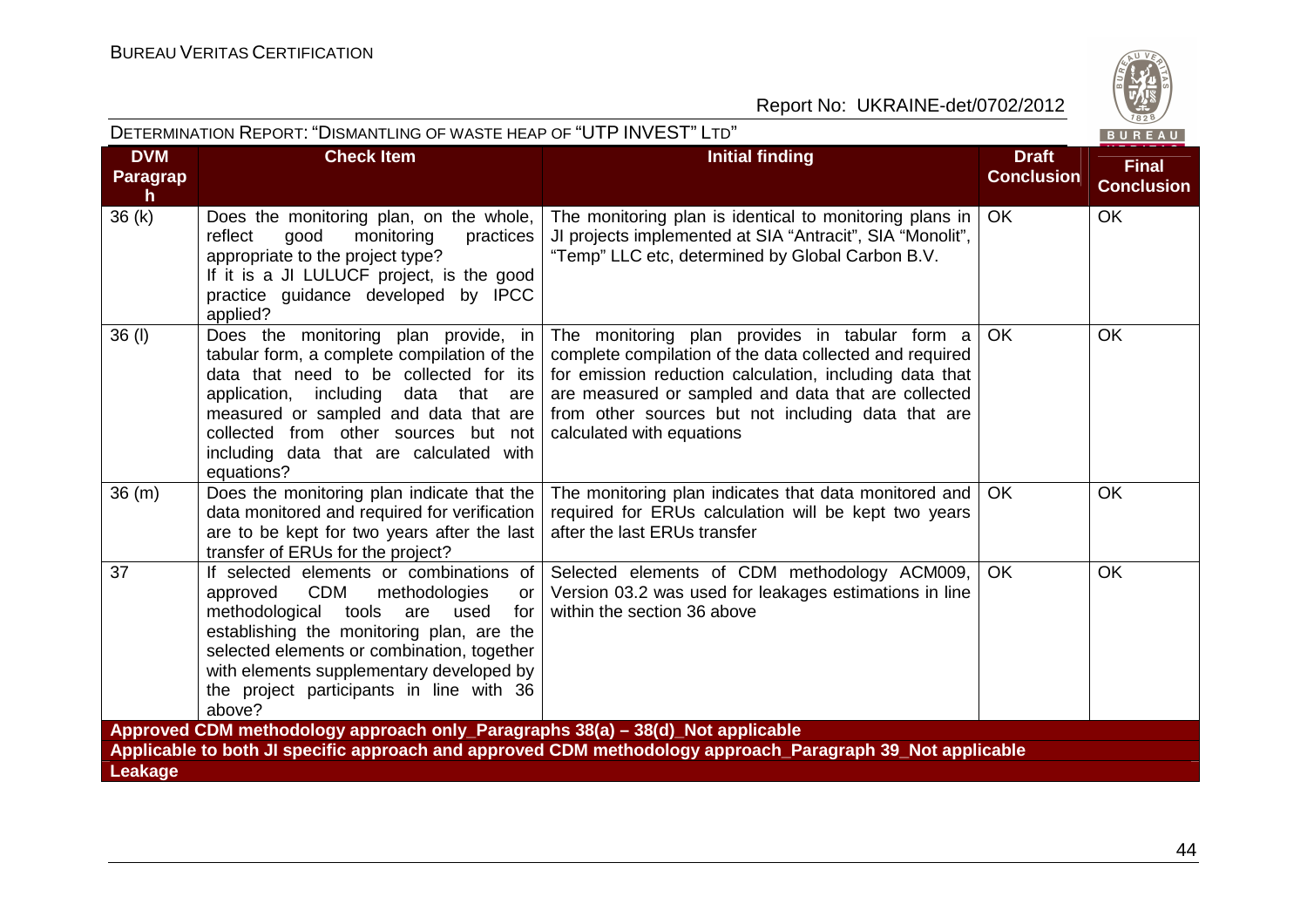| DVM Paragraph | Check Item | Initial finding | Draft Conclusion | Final Conclusion |
|---|---|---|---|---|
| 36 (k) | Does the monitoring plan, on the whole, reflect good monitoring practices appropriate to the project type? If it is a JI LULUCF project, is the good practice guidance developed by IPCC applied? | The monitoring plan is identical to monitoring plans in JI projects implemented at SIA "Antracit", SIA "Monolit", "Temp" LLC etc, determined by Global Carbon B.V. | OK | OK |
| 36 (l) | Does the monitoring plan provide, in tabular form, a complete compilation of the data that need to be collected for its application, including data that are measured or sampled and data that are collected from other sources but not including data that are calculated with equations? | The monitoring plan provides in tabular form a complete compilation of the data collected and required for emission reduction calculation, including data that are measured or sampled and data that are collected from other sources but not including data that are calculated with equations | OK | OK |
| 36 (m) | Does the monitoring plan indicate that the data monitored and required for verification are to be kept for two years after the last transfer of ERUs for the project? | The monitoring plan indicates that data monitored and required for ERUs calculation will be kept two years after the last ERUs transfer | OK | OK |
| 37 | If selected elements or combinations of approved CDM methodologies or methodological tools are used for establishing the monitoring plan, are the selected elements or combination, together with elements supplementary developed by the project participants in line with 36 above? | Selected elements of CDM methodology ACM009, Version 03.2 was used for leakages estimations in line within the section 36 above | OK | OK |
| **Approved CDM methodology approach only_Paragraphs 38(a) – 38(d)_Not applicable** | | | | |
| **Applicable to both JI specific approach and approved CDM methodology approach_Paragraph 39_Not applicable** | | | | |
| **Leakage** | | | | |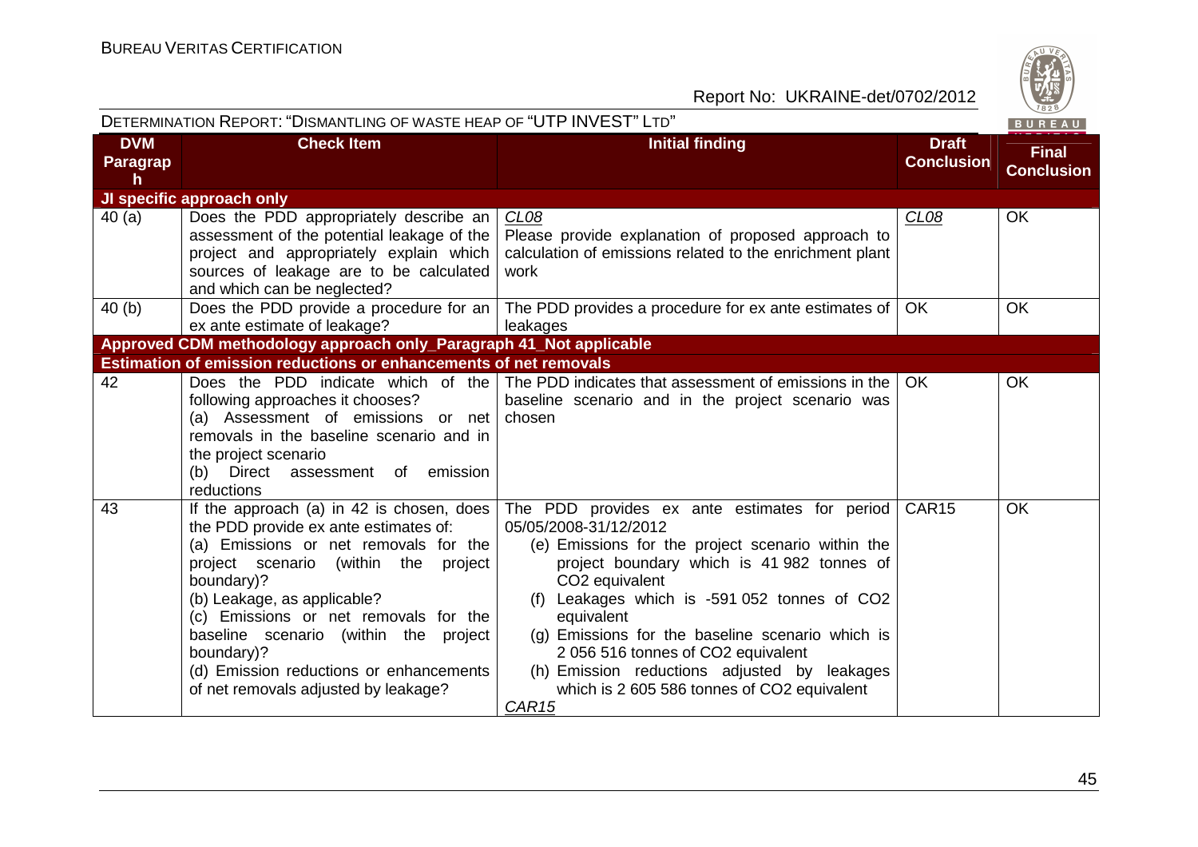| DVM Paragraph | Check Item | Initial finding | Draft Conclusion | Final Conclusion |
|---|---|---|---|---|
| **JI specific approach only** | | | | |
| 40 (a) | Does the PDD appropriately describe an assessment of the potential leakage of the project and appropriately explain which sources of leakage are to be calculated and which can be neglected? | *CL08*<br>Please provide explanation of proposed approach to calculation of emissions related to the enrichment plant work | *CL08* | OK |
| 40 (b) | Does the PDD provide a procedure for an ex ante estimate of leakage? | The PDD provides a procedure for ex ante estimates of leakages | OK | OK |
| **Approved CDM methodology approach only_Paragraph 41_Not applicable** | | | | |
| **Estimation of emission reductions or enhancements of net removals** | | | | |
| 42 | Does the PDD indicate which of the following approaches it chooses?<br>(a) Assessment of emissions or net removals in the baseline scenario and in the project scenario<br>(b) Direct assessment of emission reductions | The PDD indicates that assessment of emissions in the baseline scenario and in the project scenario was chosen | OK | OK |
| 43 | If the approach (a) in 42 is chosen, does the PDD provide ex ante estimates of:<br>(a) Emissions or net removals for the project scenario (within the project boundary)?<br>(b) Leakage, as applicable?<br>(c) Emissions or net removals for the baseline scenario (within the project boundary)?<br>(d) Emission reductions or enhancements of net removals adjusted by leakage? | The PDD provides ex ante estimates for period 05/05/2008-31/12/2012<br>(e) Emissions for the project scenario within the project boundary which is 41 982 tonnes of $CO_2$ equivalent<br>(f) Leakages which is -591 052 tonnes of $CO_2$ equivalent<br>(g) Emissions for the baseline scenario which is 2 056 516 tonnes of $CO_2$ equivalent<br>(h) Emission reductions adjusted by leakages which is 2 605 586 tonnes of $CO_2$ equivalent<br>*CAR15* | CAR15 | OK |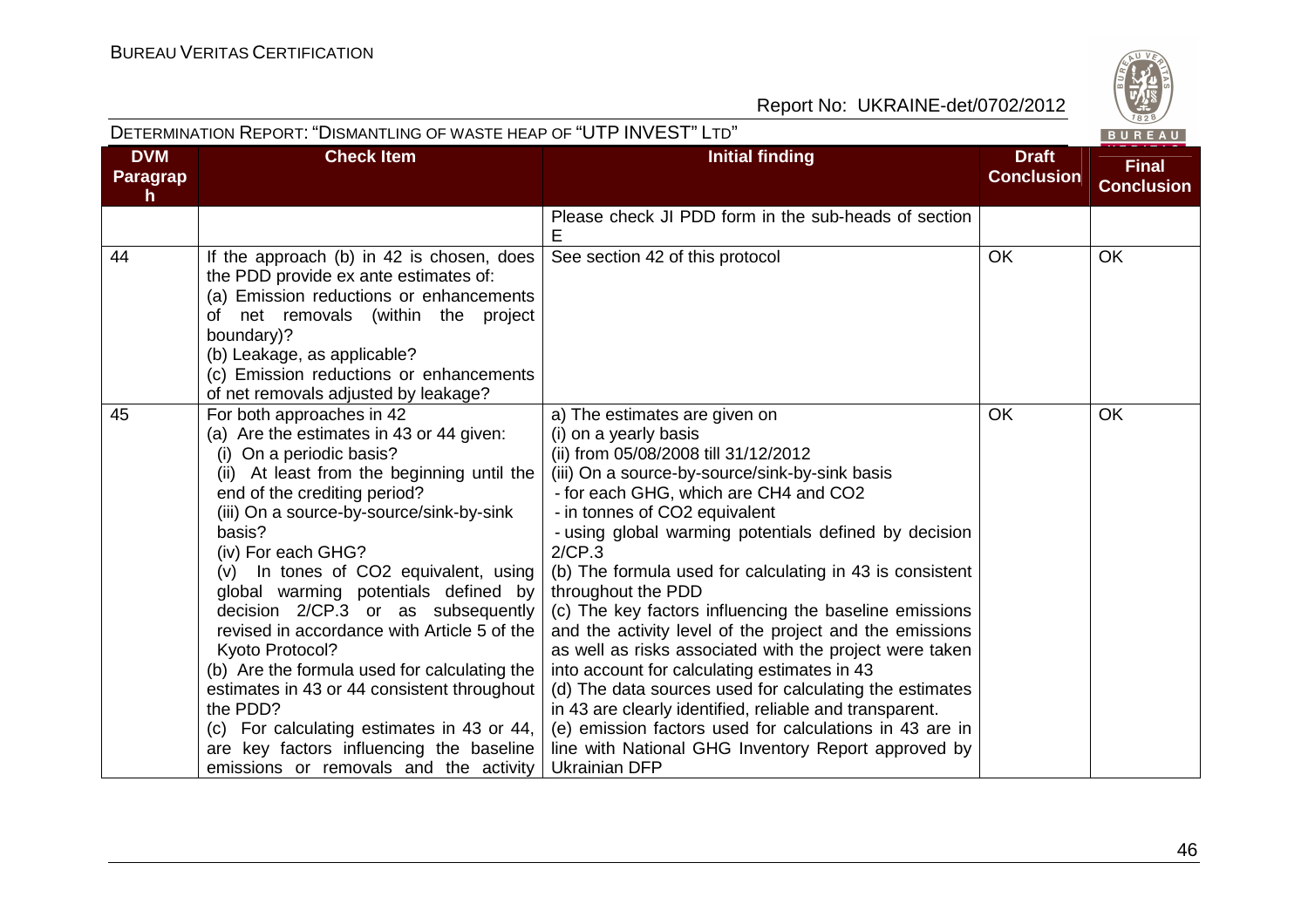| DVM Paragraph | Check Item | Initial finding | Draft Conclusion | Final Conclusion |
|---|---|---|---|---|
| | | Please check JI PDD form in the sub-heads of section E | | |
| 44 | If the approach (b) in 42 is chosen, does the PDD provide ex ante estimates of:<br>(a) Emission reductions or enhancements of net removals (within the project boundary)?<br>(b) Leakage, as applicable?<br>(c) Emission reductions or enhancements of net removals adjusted by leakage? | See section 42 of this protocol | OK | OK |
| 45 | For both approaches in 42<br>(a) Are the estimates in 43 or 44 given:<br>(i) On a periodic basis?<br>(ii) At least from the beginning until the end of the crediting period?<br>(iii) On a source-by-source/sink-by-sink basis?<br>(iv) For each GHG?<br>(v) In tones of $CO_2$ equivalent, using global warming potentials defined by decision 2/CP.3 or as subsequently revised in accordance with Article 5 of the Kyoto Protocol?<br>(b) Are the formula used for calculating the estimates in 43 or 44 consistent throughout the PDD?<br>(c) For calculating estimates in 43 or 44, are key factors influencing the baseline emissions or removals and the activity | a) The estimates are given on<br>(i) on a yearly basis<br>(ii) from 05/08/2008 till 31/12/2012<br>(iii) On a source-by-source/sink-by-sink basis<br>- for each GHG, which are $CH_4$ and $CO_2$<br>- in tonnes of $CO_2$ equivalent<br>- using global warming potentials defined by decision 2/CP.3<br>(b) The formula used for calculating in 43 is consistent throughout the PDD<br>(c) The key factors influencing the baseline emissions and the activity level of the project and the emissions as well as risks associated with the project were taken into account for calculating estimates in 43<br>(d) The data sources used for calculating the estimates in 43 are clearly identified, reliable and transparent.<br>(e) emission factors used for calculations in 43 are in line with National GHG Inventory Report approved by Ukrainian DFP | OK | OK |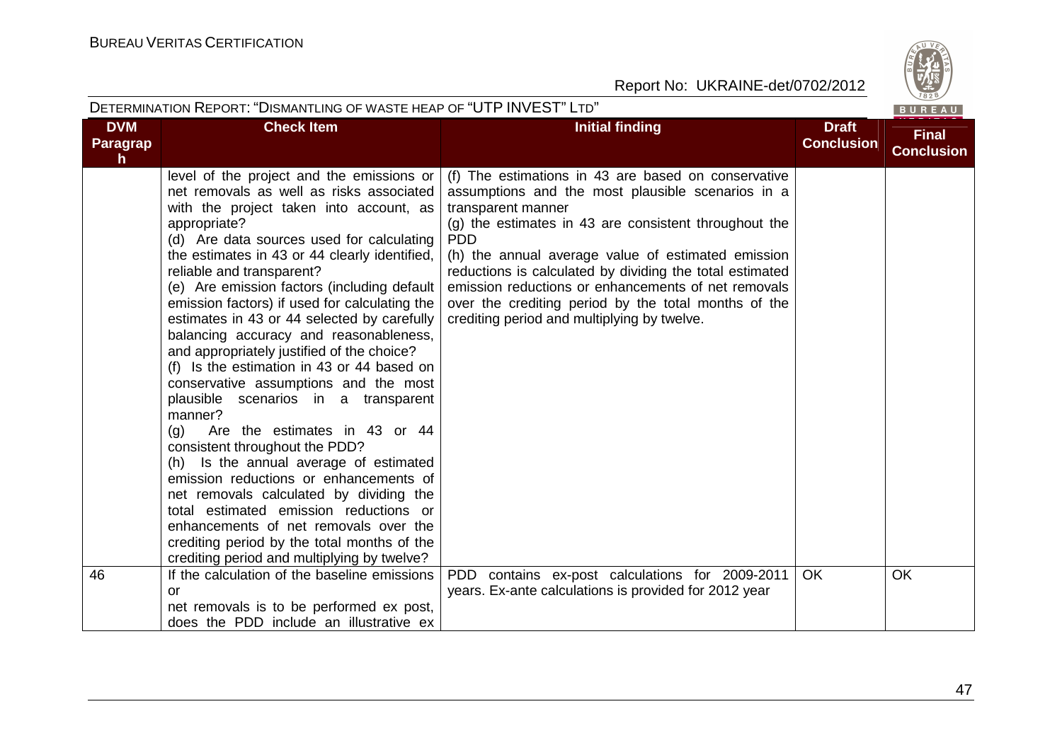DETERMINATION REPORT: "DISMANTLING OF WASTE HEAP OF "UTP INVEST" LTD"

| DVM Paragraph | Check Item | Initial finding | Draft Conclusion | Final Conclusion |
|---|---|---|---|---|
| | level of the project and the emissions or net removals as well as risks associated with the project taken into account, as appropriate?<br>(d) Are data sources used for calculating the estimates in 43 or 44 clearly identified, reliable and transparent?<br>(e) Are emission factors (including default emission factors) if used for calculating the estimates in 43 or 44 selected by carefully balancing accuracy and reasonableness, and appropriately justified of the choice?<br>(f) Is the estimation in 43 or 44 based on conservative assumptions and the most plausible scenarios in a transparent manner?<br>(g) Are the estimates in 43 or 44 consistent throughout the PDD?<br>(h) Is the annual average of estimated emission reductions or enhancements of net removals calculated by dividing the total estimated emission reductions or enhancements of net removals over the crediting period by the total months of the crediting period and multiplying by twelve? | (f) The estimations in 43 are based on conservative assumptions and the most plausible scenarios in a transparent manner<br>(g) the estimates in 43 are consistent throughout the PDD<br>(h) the annual average value of estimated emission reductions is calculated by dividing the total estimated emission reductions or enhancements of net removals over the crediting period by the total months of the crediting period and multiplying by twelve. | | |
| 46 | If the calculation of the baseline emissions or net removals is to be performed ex post, does the PDD include an illustrative ex | PDD contains ex-post calculations for 2009-2011 years. Ex-ante calculations is provided for 2012 year | OK | OK |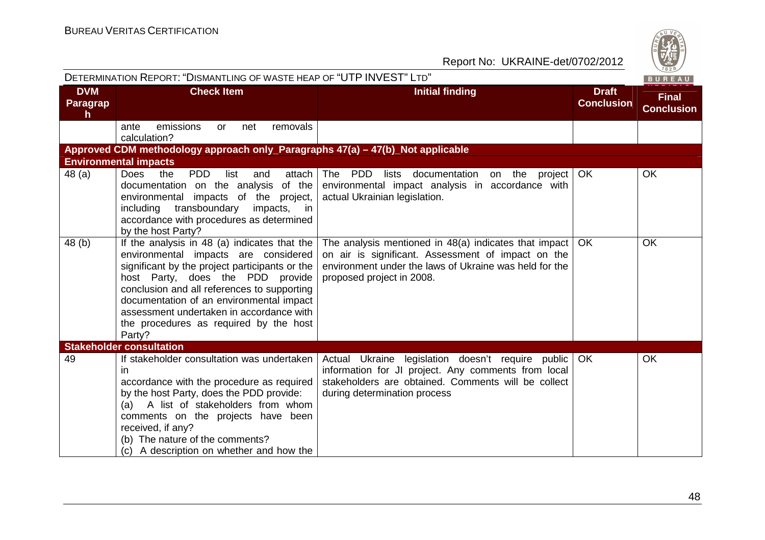| DVM Paragraph | Check Item | Initial finding | Draft Conclusion | Final Conclusion |
|---|---|---|---|---|
| | ante emissions or net removals calculation? | | | |
| **Approved CDM methodology approach only_Paragraphs 47(a) – 47(b)_Not applicable** | | | | |
| **Environmental impacts** | | | | |
| 48 (a) | Does the PDD list and attach documentation on the analysis of the environmental impacts of the project, including transboundary impacts, in accordance with procedures as determined by the host Party? | The PDD lists documentation on the project environmental impact analysis in accordance with actual Ukrainian legislation. | OK | OK |
| 48 (b) | If the analysis in 48 (a) indicates that the environmental impacts are considered significant by the project participants or the host Party, does the PDD provide conclusion and all references to supporting documentation of an environmental impact assessment undertaken in accordance with the procedures as required by the host Party? | The analysis mentioned in 48(a) indicates that impact on air is significant. Assessment of impact on the environment under the laws of Ukraine was held for the proposed project in 2008. | OK | OK |
| **Stakeholder consultation** | | | | |
| 49 | If stakeholder consultation was undertaken in accordance with the procedure as required by the host Party, does the PDD provide:<br>(a) A list of stakeholders from whom comments on the projects have been received, if any?<br>(b) The nature of the comments?<br>(c) A description on whether and how the | Actual Ukraine legislation doesn't require public information for JI project. Any comments from local stakeholders are obtained. Comments will be collect during determination process | OK | OK |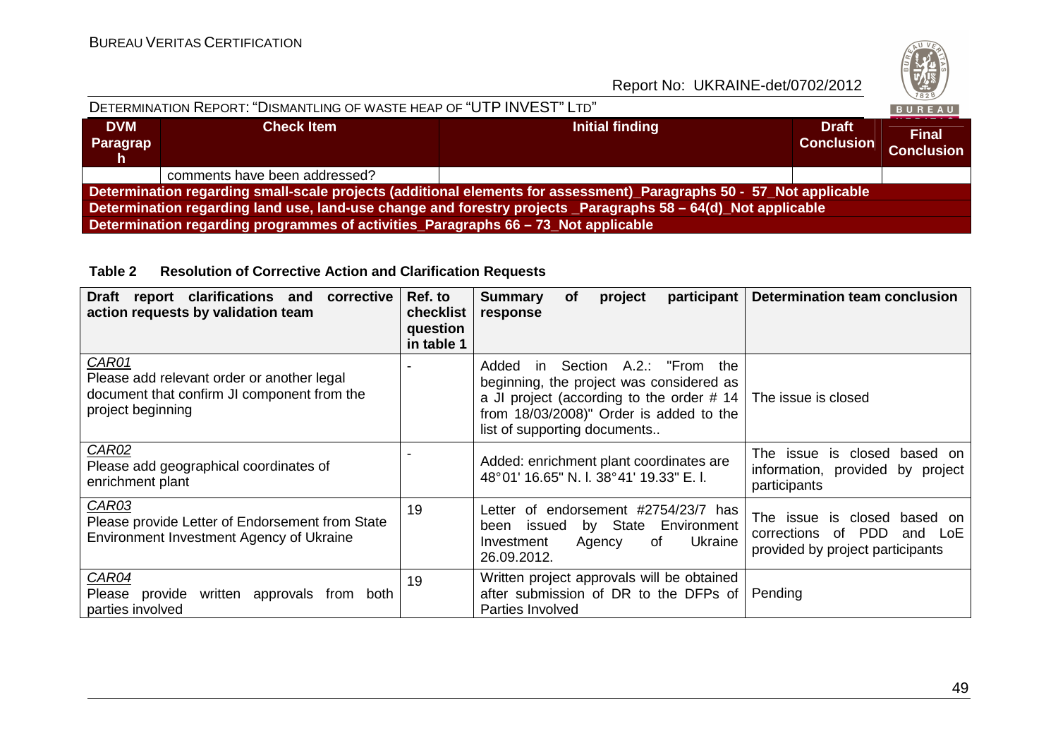| DVM Paragraph | Check Item | Initial finding | Draft Conclusion | Final Conclusion |
|---|---|---|---|---|
| | comments have been addressed? | | | |
| **Determination regarding small-scale projects (additional elements for assessment)_Paragraphs 50 - 57_Not applicable** | | | | |
| **Determination regarding land use, land-use change and forestry projects _Paragraphs 58 – 64(d)_Not applicable** | | | | |
| **Determination regarding programmes of activities_Paragraphs 66 – 73_Not applicable** | | | | |

**Table 2 Resolution of Corrective Action and Clarification Requests**

| Draft report clarifications and corrective action requests by validation team | Ref. to checklist question in table 1 | Summary of project participant response | Determination team conclusion |
|---|---|---|---|
| *CAR01*<br>Please add relevant order or another legal document that confirm JI component from the project beginning | - | Added in Section A.2.: "From the beginning, the project was considered as a JI project (according to the order # 14 from 18/03/2008)" Order is added to the list of supporting documents.. | The issue is closed |
| *CAR02*<br>Please add geographical coordinates of enrichment plant | - | Added: enrichment plant coordinates are 48°01' 16.65" N. l. 38°41' 19.33" E. l. | The issue is closed based on information, provided by project participants |
| *CAR03*<br>Please provide Letter of Endorsement from State Environment Investment Agency of Ukraine | 19 | Letter of endorsement #2754/23/7 has been issued by State Environment Investment Agency of Ukraine 26.09.2012. | The issue is closed based on corrections of PDD and LoE provided by project participants |
| *CAR04*<br>Please provide written approvals from both parties involved | 19 | Written project approvals will be obtained after submission of DR to the DFPs of Parties Involved | Pending |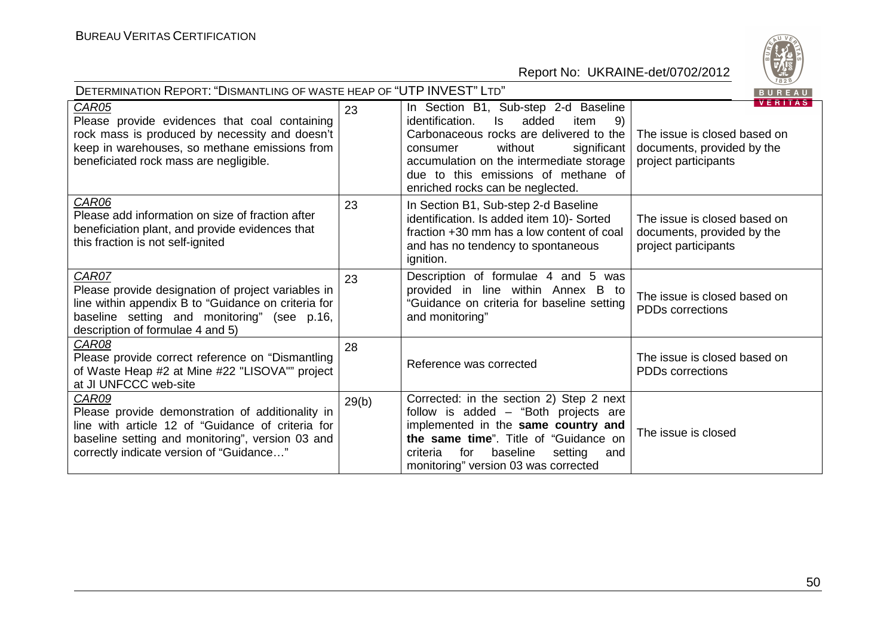| CAR05 Please provide evidences that coal containing rock mass is produced by necessity and doesn't keep in warehouses, so methane emissions from beneficiated rock mass are negligible. | 23 | In Section B1, Sub-step 2-d Baseline identification. Is added item 9) Carbonaceous rocks are delivered to the consumer without significant accumulation on the intermediate storage due to this emissions of methane of enriched rocks can be neglected. | The issue is closed based on documents, provided by the project participants |
|---|---|---|---|
| CAR06 Please add information on size of fraction after beneficiation plant, and provide evidences that this fraction is not self-ignited | 23 | In Section B1, Sub-step 2-d Baseline identification. Is added item 10)- Sorted fraction +30 mm has a low content of coal and has no tendency to spontaneous ignition. | The issue is closed based on documents, provided by the project participants |
| CAR07 Please provide designation of project variables in line within appendix B to "Guidance on criteria for baseline setting and monitoring" (see p.16, description of formulae 4 and 5) | 23 | Description of formulae 4 and 5 was provided in line within Annex B to "Guidance on criteria for baseline setting and monitoring" | The issue is closed based on PDDs corrections |
| CAR08 Please provide correct reference on "Dismantling of Waste Heap #2 at Mine #22 "LISOVA"" project at JI UNFCCC web-site | 28 | Reference was corrected | The issue is closed based on PDDs corrections |
| CAR09 Please provide demonstration of additionality in line with article 12 of "Guidance of criteria for baseline setting and monitoring", version 03 and correctly indicate version of "Guidance…" | 29(b) | Corrected: in the section 2) Step 2 next follow is added – "Both projects are implemented in the **same country and the same time**". Title of "Guidance on criteria for baseline setting and monitoring" version 03 was corrected | The issue is closed |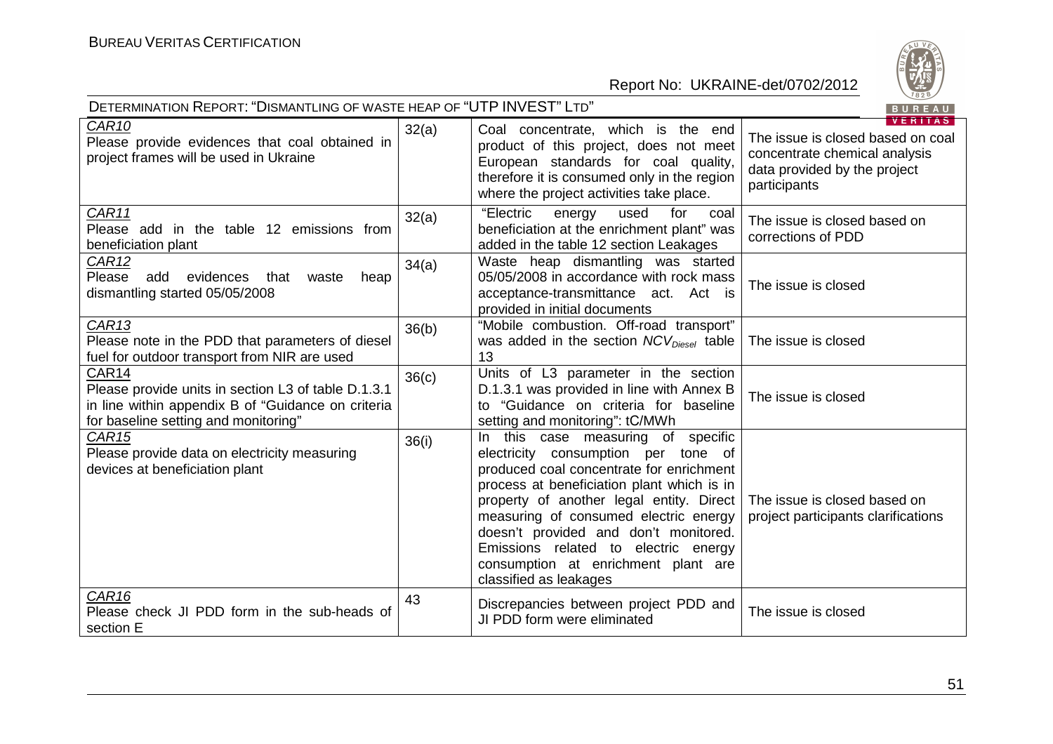| CAR10<br>Please provide evidences that coal obtained in project frames will be used in Ukraine | 32(a) | Coal concentrate, which is the end product of this project, does not meet European standards for coal quality, therefore it is consumed only in the region where the project activities take place. | The issue is closed based on coal concentrate chemical analysis data provided by the project participants |
|---|---|---|---|
| CAR11<br>Please add in the table 12 emissions from beneficiation plant | 32(a) | "Electric energy used for coal beneficiation at the enrichment plant" was added in the table 12 section Leakages | The issue is closed based on corrections of PDD |
| CAR12<br>Please add evidences that waste heap dismantling started 05/05/2008 | 34(a) | Waste heap dismantling was started 05/05/2008 in accordance with rock mass acceptance-transmittance act. Act is provided in initial documents | The issue is closed |
| CAR13<br>Please note in the PDD that parameters of diesel fuel for outdoor transport from NIR are used | 36(b) | "Mobile combustion. Off-road transport" was added in the section $NCV_{Diesel}$ table 13 | The issue is closed |
| CAR14<br>Please provide units in section L3 of table D.1.3.1 in line within appendix B of "Guidance on criteria for baseline setting and monitoring" | 36(c) | Units of L3 parameter in the section D.1.3.1 was provided in line with Annex B to "Guidance on criteria for baseline setting and monitoring": tC/MWh | The issue is closed |
| CAR15<br>Please provide data on electricity measuring devices at beneficiation plant | 36(i) | In this case measuring of specific electricity consumption per tone of produced coal concentrate for enrichment process at beneficiation plant which is in property of another legal entity. Direct measuring of consumed electric energy doesn't provided and don't monitored. Emissions related to electric energy consumption at enrichment plant are classified as leakages | The issue is closed based on project participants clarifications |
| CAR16<br>Please check JI PDD form in the sub-heads of section E | 43 | Discrepancies between project PDD and JI PDD form were eliminated | The issue is closed |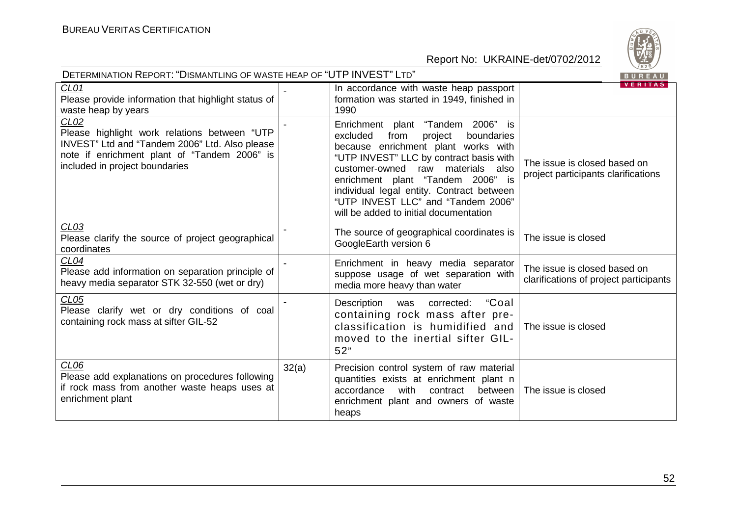| CL01<br>Please provide information that highlight status of waste heap by years | - | In accordance with waste heap passport formation was started in 1949, finished in 1990 | |
|---|---|---|---|
| CL02<br>Please highlight work relations between "UTP INVEST" Ltd and "Tandem 2006" Ltd. Also please note if enrichment plant of "Tandem 2006" is included in project boundaries | - | Enrichment plant "Tandem 2006" is excluded from project boundaries because enrichment plant works with "UTP INVEST" LLC by contract basis with customer-owned raw materials also enrichment plant "Tandem 2006" is individual legal entity. Contract between "UTP INVEST LLC" and "Tandem 2006" will be added to initial documentation | The issue is closed based on project participants clarifications |
| CL03<br>Please clarify the source of project geographical coordinates | - | The source of geographical coordinates is GoogleEarth version 6 | The issue is closed |
| CL04<br>Please add information on separation principle of heavy media separator STK 32-550 (wet or dry) | - | Enrichment in heavy media separator suppose usage of wet separation with media more heavy than water | The issue is closed based on clarifications of project participants |
| CL05<br>Please clarify wet or dry conditions of coal containing rock mass at sifter GIL-52 | - | Description was corrected: "Coal containing rock mass after pre-classification is humidified and moved to the inertial sifter GIL-52" | The issue is closed |
| CL06<br>Please add explanations on procedures following if rock mass from another waste heaps uses at enrichment plant | 32(a) | Precision control system of raw material quantities exists at enrichment plant n accordance with contract between enrichment plant and owners of waste heaps | The issue is closed |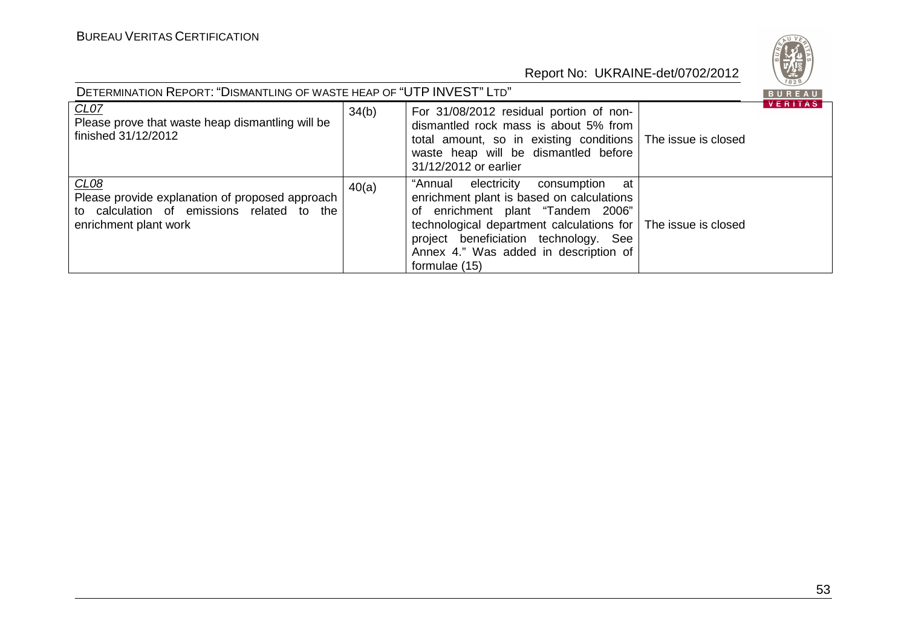| | | | |
|---|---|---|---|
| *CL07*<br>Please prove that waste heap dismantling will be finished 31/12/2012 | 34(b) | For 31/08/2012 residual portion of non-dismantled rock mass is about 5% from total amount, so in existing conditions waste heap will be dismantled before 31/12/2012 or earlier | The issue is closed |
| *CL08*<br>Please provide explanation of proposed approach to calculation of emissions related to the enrichment plant work | 40(a) | "Annual electricity consumption at enrichment plant is based on calculations of enrichment plant "Tandem 2006" technological department calculations for project beneficiation technology. See Annex 4." Was added in description of formulae (15) | The issue is closed |